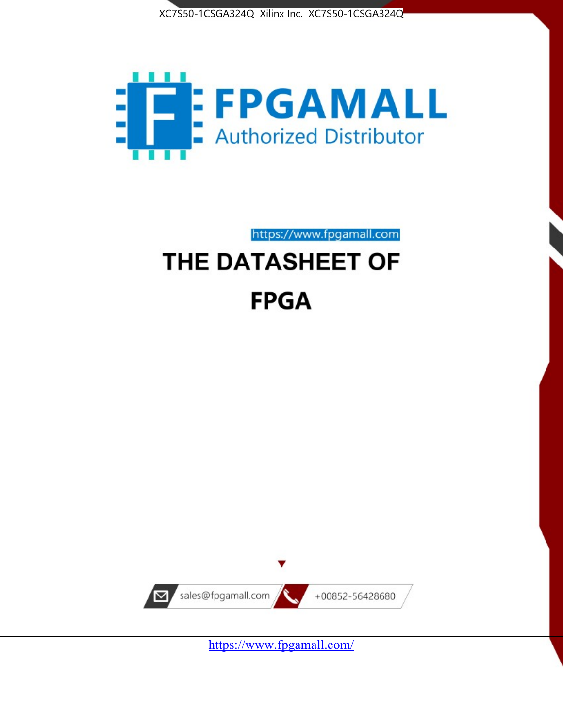XC7S50-1CSGA324Q Xilinx Inc. XC7S50-1CSGA324Q

FPGAMALL

Authorized Distributor

https://www.fpgamall.com

# THE DATASHEET OF

# FPGA

sales@fpgamall.com

+00852-56428680

https://www.fpgamall.com/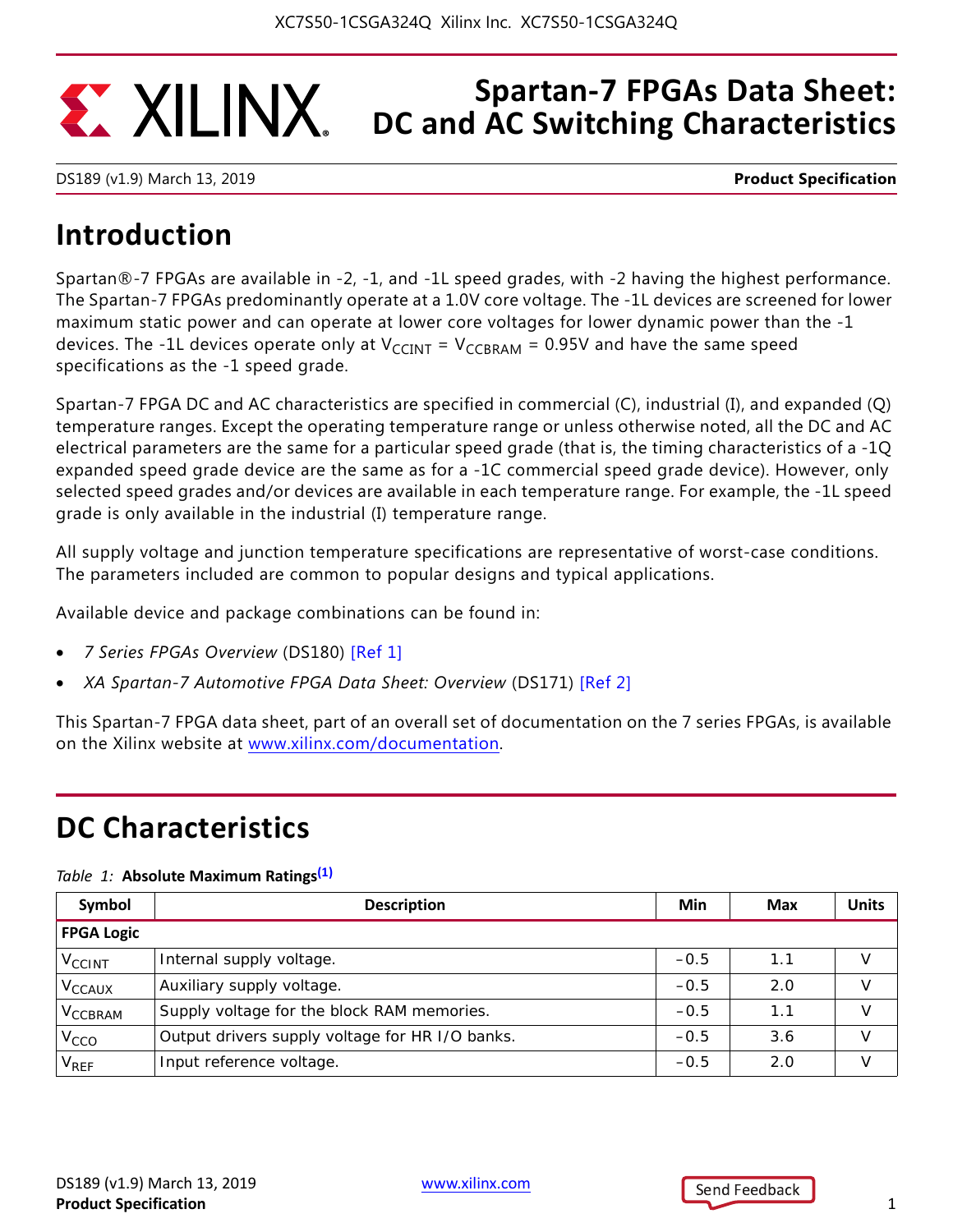# Spartan-7 FPGAs Data Sheet: DC and AC Switching Characteristics

DS189 (v1.9) March 13, 2019 **Product Specification**

## Introduction

Spartan®-7 FPGAs are available in -2, -1, and -1L speed grades, with -2 having the highest performance. The Spartan-7 FPGAs predominantly operate at a 1.0V core voltage. The -1L devices are screened for lower maximum static power and can operate at lower core voltages for lower dynamic power than the -1 devices. The -1L devices operate only at $V_{CCINT}$ = $V_{CCBRAM}$ = 0.95V and have the same speed specifications as the -1 speed grade.

Spartan-7 FPGA DC and AC characteristics are specified in commercial (C), industrial (I), and expanded (Q) temperature ranges. Except the operating temperature range or unless otherwise noted, all the DC and AC electrical parameters are the same for a particular speed grade (that is, the timing characteristics of a -1Q expanded speed grade device are the same as for a -1C commercial speed grade device). However, only selected speed grades and/or devices are available in each temperature range. For example, the -1L speed grade is only available in the industrial (I) temperature range.

All supply voltage and junction temperature specifications are representative of worst-case conditions. The parameters included are common to popular designs and typical applications.

Available device and package combinations can be found in:

- *7 Series FPGAs Overview* (DS180) [Ref 1]
- *XA Spartan-7 Automotive FPGA Data Sheet: Overview* (DS171) [Ref 2]

This Spartan-7 FPGA data sheet, part of an overall set of documentation on the 7 series FPGAs, is available on the Xilinx website at www.xilinx.com/documentation.

## DC Characteristics

*Table 1:* **Absolute Maximum Ratings**(1)

| Symbol | Description | Min | Max | Units |
|---|---|---|---|---|
| **FPGA Logic** | | | | |
| $V_{CCINT}$ | Internal supply voltage. | –0.5 | 1.1 | V |
| $V_{CCAUX}$ | Auxiliary supply voltage. | –0.5 | 2.0 | V |
| $V_{CCBRAM}$ | Supply voltage for the block RAM memories. | –0.5 | 1.1 | V |
| $V_{CCO}$ | Output drivers supply voltage for HR I/O banks. | –0.5 | 3.6 | V |
| $V_{REF}$ | Input reference voltage. | –0.5 | 2.0 | V |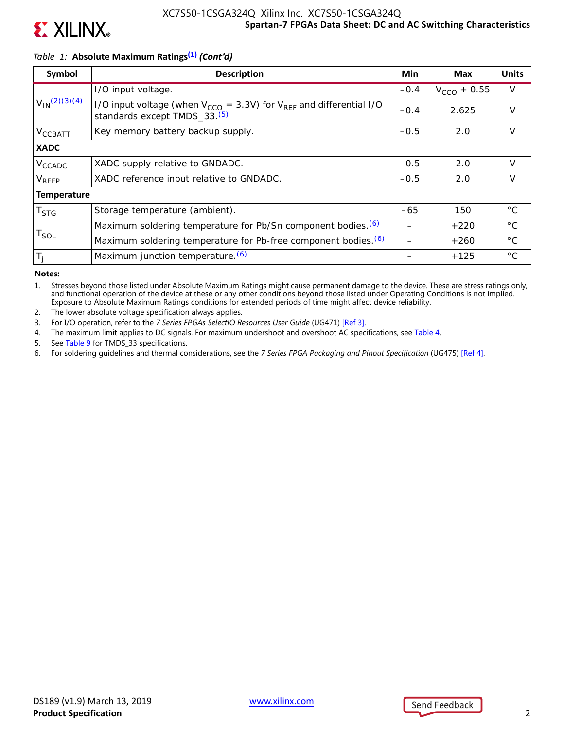*Table 1:* **Absolute Maximum Ratings[1] *(Cont'd)***

| Symbol | Description | Min | Max | Units |
|---|---|---|---|---|
| $V_{IN}$[2][3][4] | I/O input voltage. | –0.4 | $V_{CCO}$ + 0.55 | V |
| | I/O input voltage (when $V_{CCO}$ = 3.3V) for $V_{REF}$ and differential I/O standards except TMDS_33.[5] | –0.4 | 2.625 | V |
| $V_{CCBATT}$ | Key memory battery backup supply. | –0.5 | 2.0 | V |
| **XADC** | | | | |
| $V_{CCADC}$ | XADC supply relative to GNDADC. | –0.5 | 2.0 | V |
| $V_{REFP}$ | XADC reference input relative to GNDADC. | –0.5 | 2.0 | V |
| **Temperature** | | | | |
| $T_{STG}$ | Storage temperature (ambient). | –65 | 150 | °C |
| $T_{SOL}$ | Maximum soldering temperature for Pb/Sn component bodies.[6] | – | +220 | °C |
| | Maximum soldering temperature for Pb-free component bodies.[6] | – | +260 | °C |
| $T_j$ | Maximum junction temperature.[6] | – | +125 | °C |

**Notes:**

1. Stresses beyond those listed under Absolute Maximum Ratings might cause permanent damage to the device. These are stress ratings only, and functional operation of the device at these or any other conditions beyond those listed under Operating Conditions is not implied. Exposure to Absolute Maximum Ratings conditions for extended periods of time might affect device reliability.
2. The lower absolute voltage specification always applies.
3. For I/O operation, refer to the *7 Series FPGAs SelectIO Resources User Guide* (UG471) [Ref 3].
4. The maximum limit applies to DC signals. For maximum undershoot and overshoot AC specifications, see Table 4.
5. See Table 9 for TMDS_33 specifications.
6. For soldering guidelines and thermal considerations, see the *7 Series FPGA Packaging and Pinout Specification* (UG475) [Ref 4].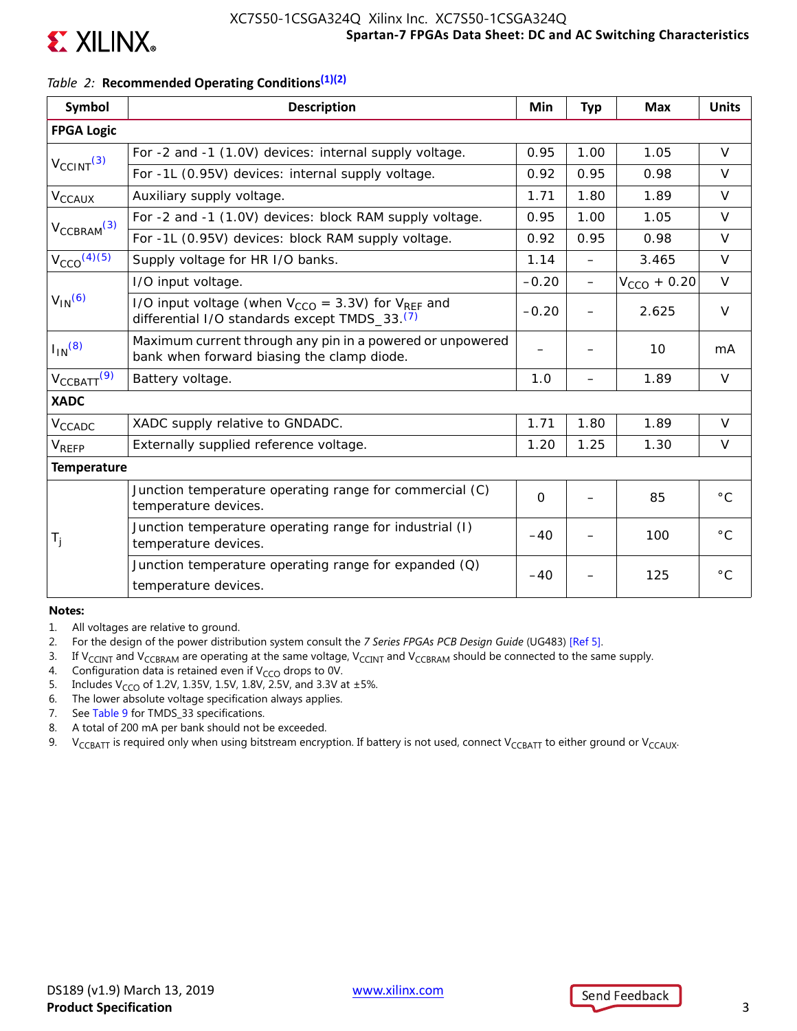Table 2: **Recommended Operating Conditions**[1][2]

| Symbol | Description | Min | Typ | Max | Units |
|---|---|---|---|---|---|
| **FPGA Logic** | | | | | |
| $V_{CCINT}$[3] | For -2 and -1 (1.0V) devices: internal supply voltage. | 0.95 | 1.00 | 1.05 | V |
| | For -1L (0.95V) devices: internal supply voltage. | 0.92 | 0.95 | 0.98 | V |
| $V_{CCAUX}$ | Auxiliary supply voltage. | 1.71 | 1.80 | 1.89 | V |
| $V_{CCBRAM}$[3] | For -2 and -1 (1.0V) devices: block RAM supply voltage. | 0.95 | 1.00 | 1.05 | V |
| | For -1L (0.95V) devices: block RAM supply voltage. | 0.92 | 0.95 | 0.98 | V |
| $V_{CCO}$[4][5] | Supply voltage for HR I/O banks. | 1.14 | – | 3.465 | V |
| $V_{IN}$[6] | I/O input voltage. | –0.20 | – | $V_{CCO}$ + 0.20 | V |
| | I/O input voltage (when $V_{CCO}$ = 3.3V) for $V_{REF}$ and differential I/O standards except TMDS_33.[7] | –0.20 | – | 2.625 | V |
| $I_{IN}$[8] | Maximum current through any pin in a powered or unpowered bank when forward biasing the clamp diode. | – | – | 10 | mA |
| $V_{CCBATT}$[9] | Battery voltage. | 1.0 | – | 1.89 | V |
| **XADC** | | | | | |
| $V_{CCADC}$ | XADC supply relative to GNDADC. | 1.71 | 1.80 | 1.89 | V |
| $V_{REFP}$ | Externally supplied reference voltage. | 1.20 | 1.25 | 1.30 | V |
| **Temperature** | | | | | |
| $T_j$ | Junction temperature operating range for commercial (C) temperature devices. | 0 | – | 85 | °C |
| | Junction temperature operating range for industrial (I) temperature devices. | –40 | – | 100 | °C |
| | Junction temperature operating range for expanded (Q) temperature devices. | –40 | – | 125 | °C |

**Notes:**

1. All voltages are relative to ground.
2. For the design of the power distribution system consult the *7 Series FPGAs PCB Design Guide* (UG483) [Ref 5].
3. If $V_{CCINT}$ and $V_{CCBRAM}$ are operating at the same voltage, $V_{CCINT}$ and $V_{CCBRAM}$ should be connected to the same supply.
4. Configuration data is retained even if $V_{CCO}$ drops to 0V.
5. Includes $V_{CCO}$ of 1.2V, 1.35V, 1.5V, 1.8V, 2.5V, and 3.3V at ±5%.
6. The lower absolute voltage specification always applies.
7. See Table 9 for TMDS_33 specifications.
8. A total of 200 mA per bank should not be exceeded.
9. $V_{CCBATT}$ is required only when using bitstream encryption. If battery is not used, connect $V_{CCBATT}$ to either ground or $V_{CCAUX}$.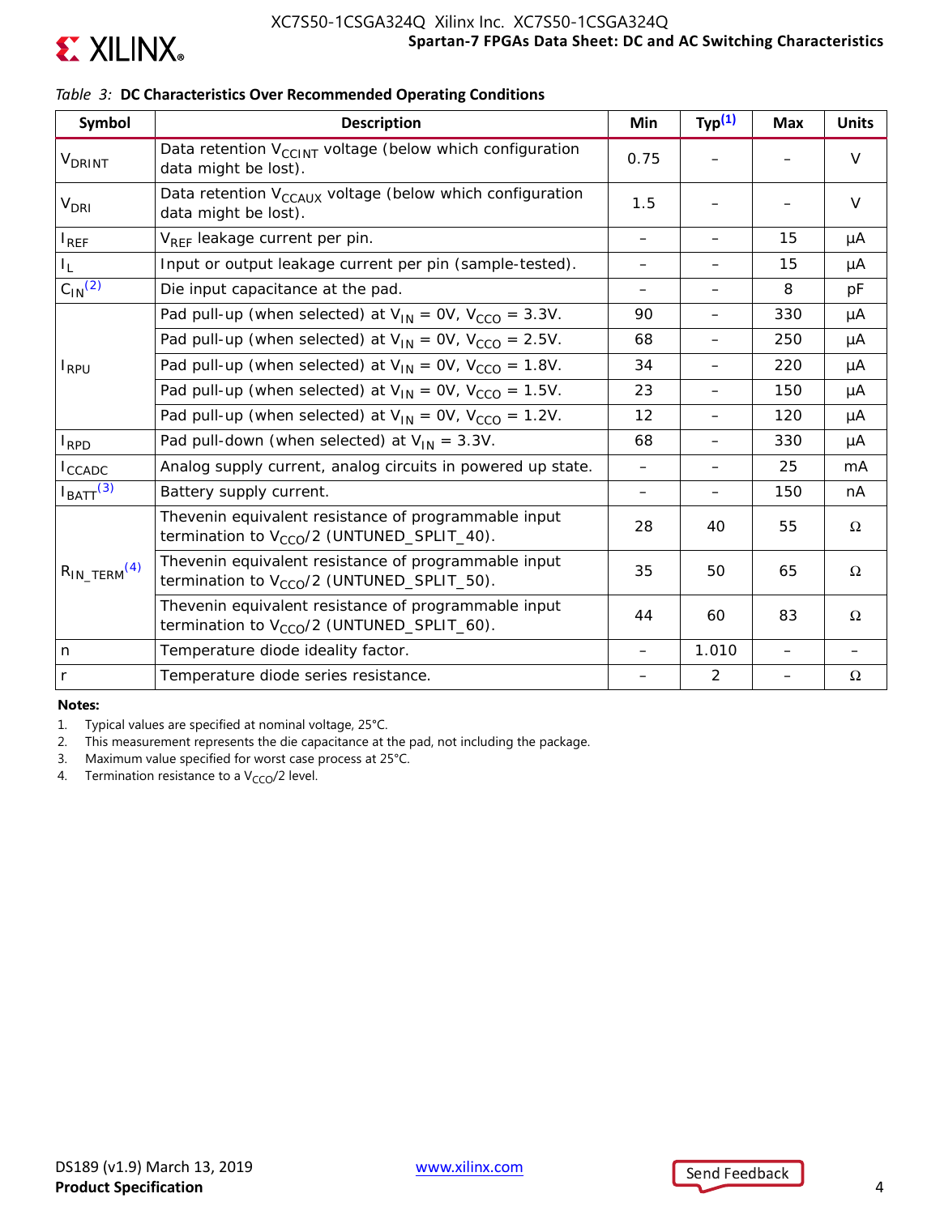*Table 3:* **DC Characteristics Over Recommended Operating Conditions**

| Symbol | Description | Min | Typ[1] | Max | Units |
|---|---|---|---|---|---|
| $V_{DRINT}$ | Data retention $V_{CCINT}$ voltage (below which configuration data might be lost). | 0.75 | – | – | V |
| $V_{DRI}$ | Data retention $V_{CCAUX}$ voltage (below which configuration data might be lost). | 1.5 | – | – | V |
| $I_{REF}$ | $V_{REF}$ leakage current per pin. | – | – | 15 | µA |
| $I_L$ | Input or output leakage current per pin (sample-tested). | – | – | 15 | µA |
| $C_{IN}$[2] | Die input capacitance at the pad. | – | – | 8 | pF |
| $I_{RPU}$ | Pad pull-up (when selected) at $V_{IN}$ = 0V, $V_{CCO}$ = 3.3V. | 90 | – | 330 | µA |
| | Pad pull-up (when selected) at $V_{IN}$ = 0V, $V_{CCO}$ = 2.5V. | 68 | – | 250 | µA |
| | Pad pull-up (when selected) at $V_{IN}$ = 0V, $V_{CCO}$ = 1.8V. | 34 | – | 220 | µA |
| | Pad pull-up (when selected) at $V_{IN}$ = 0V, $V_{CCO}$ = 1.5V. | 23 | – | 150 | µA |
| | Pad pull-up (when selected) at $V_{IN}$ = 0V, $V_{CCO}$ = 1.2V. | 12 | – | 120 | µA |
| $I_{RPD}$ | Pad pull-down (when selected) at $V_{IN}$ = 3.3V. | 68 | – | 330 | µA |
| $I_{CCADC}$ | Analog supply current, analog circuits in powered up state. | – | – | 25 | mA |
| $I_{BATT}$[3] | Battery supply current. | – | – | 150 | nA |
| $R_{IN\_TERM}$[4] | Thevenin equivalent resistance of programmable input termination to $V_{CCO}/2$ (UNTUNED_SPLIT_40). | 28 | 40 | 55 | Ω |
| | Thevenin equivalent resistance of programmable input termination to $V_{CCO}/2$ (UNTUNED_SPLIT_50). | 35 | 50 | 65 | Ω |
| | Thevenin equivalent resistance of programmable input termination to $V_{CCO}/2$ (UNTUNED_SPLIT_60). | 44 | 60 | 83 | Ω |
| n | Temperature diode ideality factor. | – | 1.010 | – | – |
| r | Temperature diode series resistance. | – | 2 | – | Ω |

**Notes:**

1. Typical values are specified at nominal voltage, 25°C.
2. This measurement represents the die capacitance at the pad, not including the package.
3. Maximum value specified for worst case process at 25°C.
4. Termination resistance to a $V_{CCO}/2$ level.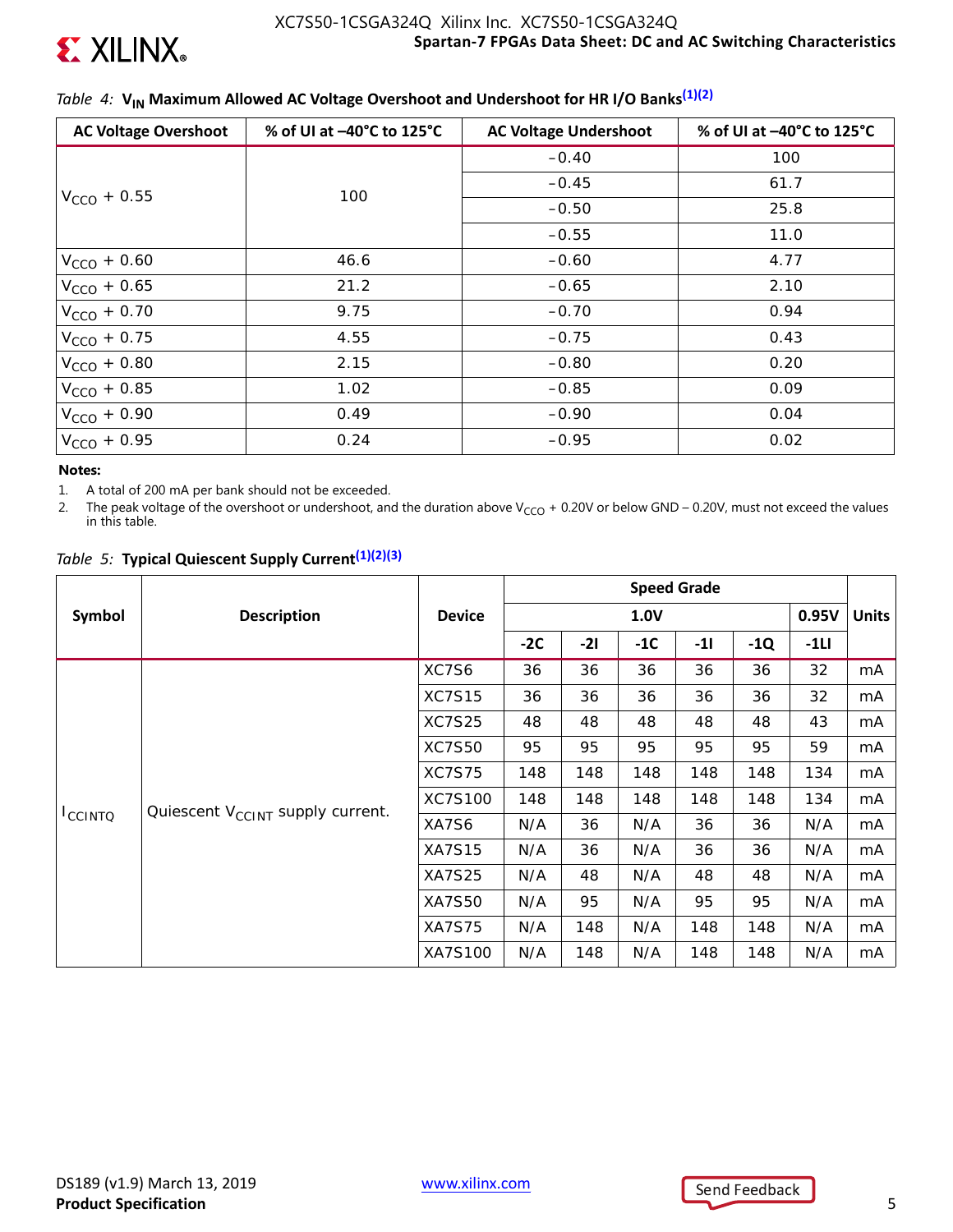*Table 4:* **$V_{IN}$ Maximum Allowed AC Voltage Overshoot and Undershoot for HR I/O Banks[1][2]**

| AC Voltage Overshoot | % of UI at –40°C to 125°C | AC Voltage Undershoot | % of UI at –40°C to 125°C |
|---|---|---|---|
| $V_{CCO}$ + 0.55 | 100 | –0.40 | 100 |
| | | –0.45 | 61.7 |
| | | –0.50 | 25.8 |
| | | –0.55 | 11.0 |
| $V_{CCO}$ + 0.60 | 46.6 | –0.60 | 4.77 |
| $V_{CCO}$ + 0.65 | 21.2 | –0.65 | 2.10 |
| $V_{CCO}$ + 0.70 | 9.75 | –0.70 | 0.94 |
| $V_{CCO}$ + 0.75 | 4.55 | –0.75 | 0.43 |
| $V_{CCO}$ + 0.80 | 2.15 | –0.80 | 0.20 |
| $V_{CCO}$ + 0.85 | 1.02 | –0.85 | 0.09 |
| $V_{CCO}$ + 0.90 | 0.49 | –0.90 | 0.04 |
| $V_{CCO}$ + 0.95 | 0.24 | –0.95 | 0.02 |

**Notes:**

1. A total of 200 mA per bank should not be exceeded.
2. The peak voltage of the overshoot or undershoot, and the duration above $V_{CCO}$ + 0.20V or below GND – 0.20V, must not exceed the values in this table.

*Table 5:* **Typical Quiescent Supply Current[1][2][3]**

| Symbol | Description | Device | Speed Grade | | | | | | Units |
|---|---|---|---|---|---|---|---|---|---|
| | | | 1.0V | | | | | 0.95V | |
| | | | -2C | -2I | -1C | -1I | -1Q | -1LI | |
| $I_{CCINTQ}$ | Quiescent $V_{CCINT}$ supply current. | XC7S6 | 36 | 36 | 36 | 36 | 36 | 32 | mA |
| | | XC7S15 | 36 | 36 | 36 | 36 | 36 | 32 | mA |
| | | XC7S25 | 48 | 48 | 48 | 48 | 48 | 43 | mA |
| | | XC7S50 | 95 | 95 | 95 | 95 | 95 | 59 | mA |
| | | XC7S75 | 148 | 148 | 148 | 148 | 148 | 134 | mA |
| | | XC7S100 | 148 | 148 | 148 | 148 | 148 | 134 | mA |
| | | XA7S6 | N/A | 36 | N/A | 36 | 36 | N/A | mA |
| | | XA7S15 | N/A | 36 | N/A | 36 | 36 | N/A | mA |
| | | XA7S25 | N/A | 48 | N/A | 48 | 48 | N/A | mA |
| | | XA7S50 | N/A | 95 | N/A | 95 | 95 | N/A | mA |
| | | XA7S75 | N/A | 148 | N/A | 148 | 148 | N/A | mA |
| | | XA7S100 | N/A | 148 | N/A | 148 | 148 | N/A | mA |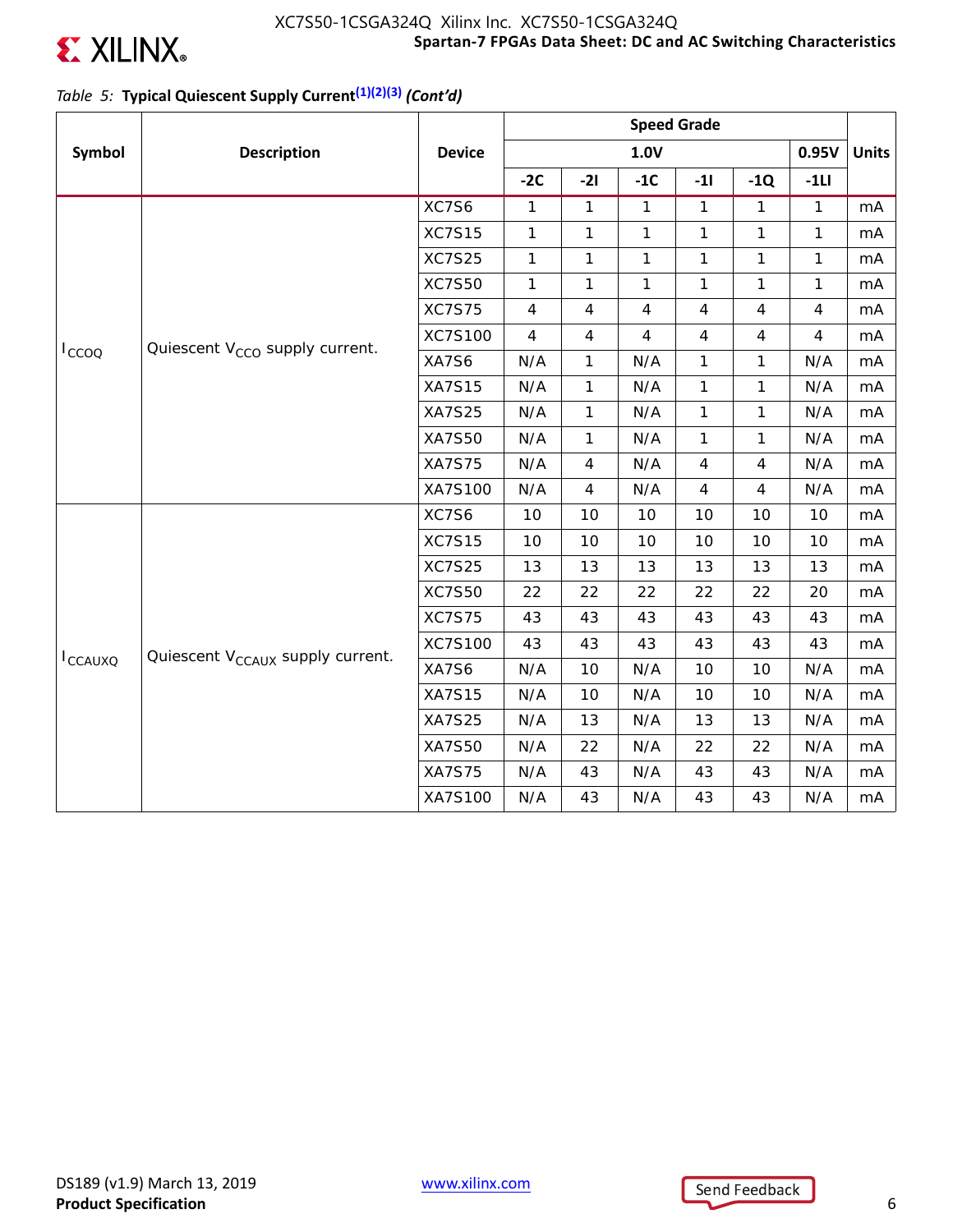*Table 5:* **Typical Quiescent Supply Current[(1)(2)(3)] *(Cont'd)***

| Symbol | Description | Device | Speed Grade | | | | | | Units |
|---|---|---|---|---|---|---|---|---|---|
| | | | 1.0V | | | | | 0.95V | |
| | | | -2C | -2I | -1C | -1I | -1Q | -1LI | |
| $I_{CCOQ}$ | Quiescent $V_{CCO}$ supply current. | XC7S6 | 1 | 1 | 1 | 1 | 1 | 1 | mA |
| | | XC7S15 | 1 | 1 | 1 | 1 | 1 | 1 | mA |
| | | XC7S25 | 1 | 1 | 1 | 1 | 1 | 1 | mA |
| | | XC7S50 | 1 | 1 | 1 | 1 | 1 | 1 | mA |
| | | XC7S75 | 4 | 4 | 4 | 4 | 4 | 4 | mA |
| | | XC7S100 | 4 | 4 | 4 | 4 | 4 | 4 | mA |
| | | XA7S6 | N/A | 1 | N/A | 1 | 1 | N/A | mA |
| | | XA7S15 | N/A | 1 | N/A | 1 | 1 | N/A | mA |
| | | XA7S25 | N/A | 1 | N/A | 1 | 1 | N/A | mA |
| | | XA7S50 | N/A | 1 | N/A | 1 | 1 | N/A | mA |
| | | XA7S75 | N/A | 4 | N/A | 4 | 4 | N/A | mA |
| | | XA7S100 | N/A | 4 | N/A | 4 | 4 | N/A | mA |
| $I_{CCAUXQ}$ | Quiescent $V_{CCAUX}$ supply current. | XC7S6 | 10 | 10 | 10 | 10 | 10 | 10 | mA |
| | | XC7S15 | 10 | 10 | 10 | 10 | 10 | 10 | mA |
| | | XC7S25 | 13 | 13 | 13 | 13 | 13 | 13 | mA |
| | | XC7S50 | 22 | 22 | 22 | 22 | 22 | 20 | mA |
| | | XC7S75 | 43 | 43 | 43 | 43 | 43 | 43 | mA |
| | | XC7S100 | 43 | 43 | 43 | 43 | 43 | 43 | mA |
| | | XA7S6 | N/A | 10 | N/A | 10 | 10 | N/A | mA |
| | | XA7S15 | N/A | 10 | N/A | 10 | 10 | N/A | mA |
| | | XA7S25 | N/A | 13 | N/A | 13 | 13 | N/A | mA |
| | | XA7S50 | N/A | 22 | N/A | 22 | 22 | N/A | mA |
| | | XA7S75 | N/A | 43 | N/A | 43 | 43 | N/A | mA |
| | | XA7S100 | N/A | 43 | N/A | 43 | 43 | N/A | mA |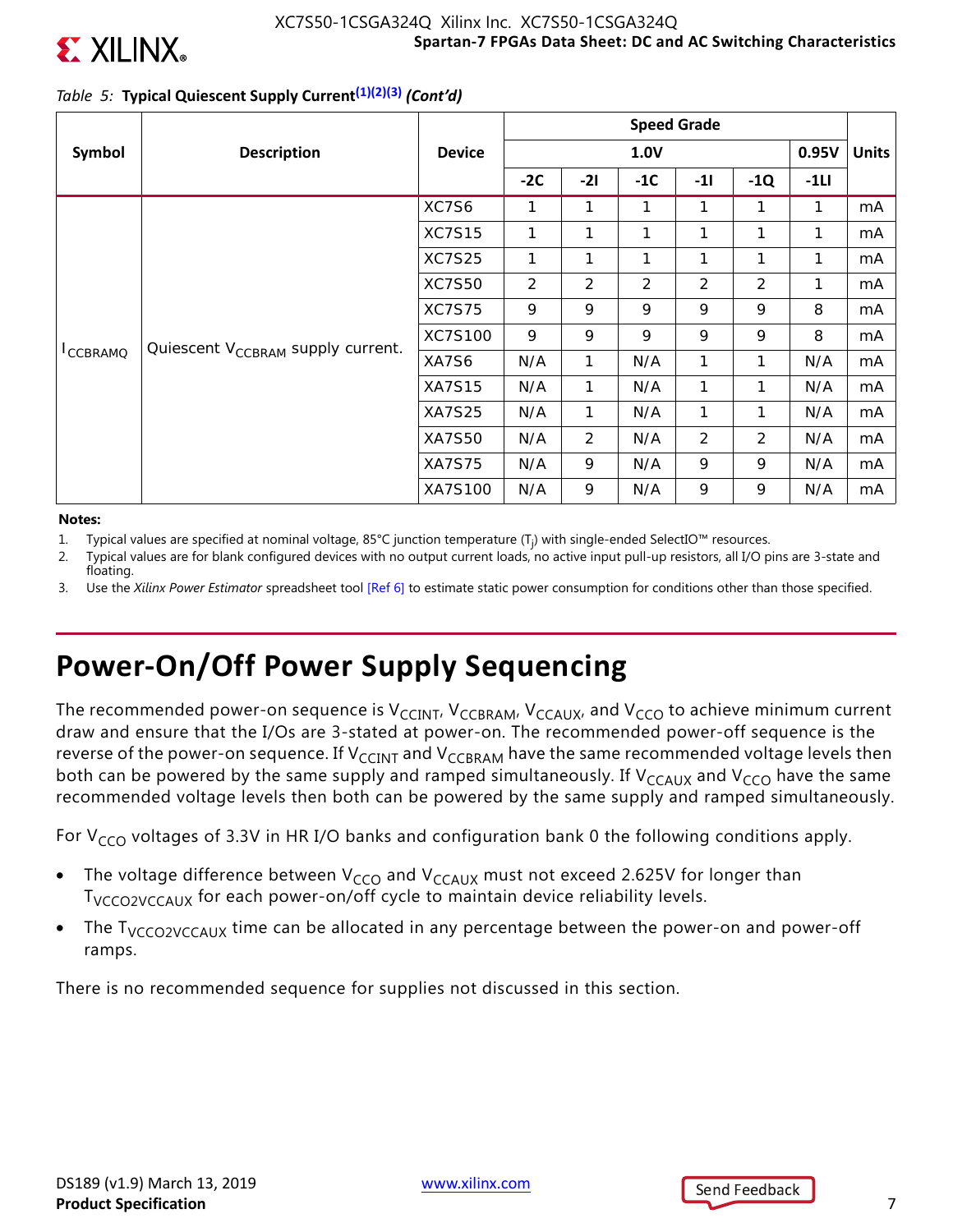Table 5: **Typical Quiescent Supply Current[1][2][3]** *(Cont'd)*

| Symbol | Description | Device | Speed Grade | | | | | | Units |
|---|---|---|---|---|---|---|---|---|---|
| | | | 1.0V | | | | | 0.95V | |
| | | | -2C | -2I | -1C | -1I | -1Q | -1LI | |
| $I_{CCBRAMQ}$ | Quiescent $V_{CCBRAM}$ supply current. | XC7S6 | 1 | 1 | 1 | 1 | 1 | 1 | mA |
| | | XC7S15 | 1 | 1 | 1 | 1 | 1 | 1 | mA |
| | | XC7S25 | 1 | 1 | 1 | 1 | 1 | 1 | mA |
| | | XC7S50 | 2 | 2 | 2 | 2 | 2 | 1 | mA |
| | | XC7S75 | 9 | 9 | 9 | 9 | 9 | 8 | mA |
| | | XC7S100 | 9 | 9 | 9 | 9 | 9 | 8 | mA |
| | | XA7S6 | N/A | 1 | N/A | 1 | 1 | N/A | mA |
| | | XA7S15 | N/A | 1 | N/A | 1 | 1 | N/A | mA |
| | | XA7S25 | N/A | 1 | N/A | 1 | 1 | N/A | mA |
| | | XA7S50 | N/A | 2 | N/A | 2 | 2 | N/A | mA |
| | | XA7S75 | N/A | 9 | N/A | 9 | 9 | N/A | mA |
| | | XA7S100 | N/A | 9 | N/A | 9 | 9 | N/A | mA |

**Notes:**

1. Typical values are specified at nominal voltage, 85°C junction temperature ($T_j$) with single-ended SelectIO™ resources.
2. Typical values are for blank configured devices with no output current loads, no active input pull-up resistors, all I/O pins are 3-state and floating.
3. Use the *Xilinx Power Estimator* spreadsheet tool [Ref 6] to estimate static power consumption for conditions other than those specified.

# Power-On/Off Power Supply Sequencing

The recommended power-on sequence is $V_{CCINT}$, $V_{CCBRAM}$, $V_{CCAUX}$, and $V_{CCO}$ to achieve minimum current draw and ensure that the I/Os are 3-stated at power-on. The recommended power-off sequence is the reverse of the power-on sequence. If $V_{CCINT}$ and $V_{CCBRAM}$ have the same recommended voltage levels then both can be powered by the same supply and ramped simultaneously. If $V_{CCAUX}$ and $V_{CCO}$ have the same recommended voltage levels then both can be powered by the same supply and ramped simultaneously.

For $V_{CCO}$ voltages of 3.3V in HR I/O banks and configuration bank 0 the following conditions apply.

- The voltage difference between $V_{CCO}$ and $V_{CCAUX}$ must not exceed 2.625V for longer than $T_{VCCO2VCCAUX}$ for each power-on/off cycle to maintain device reliability levels.
- The $T_{VCCO2VCCAUX}$ time can be allocated in any percentage between the power-on and power-off ramps.

There is no recommended sequence for supplies not discussed in this section.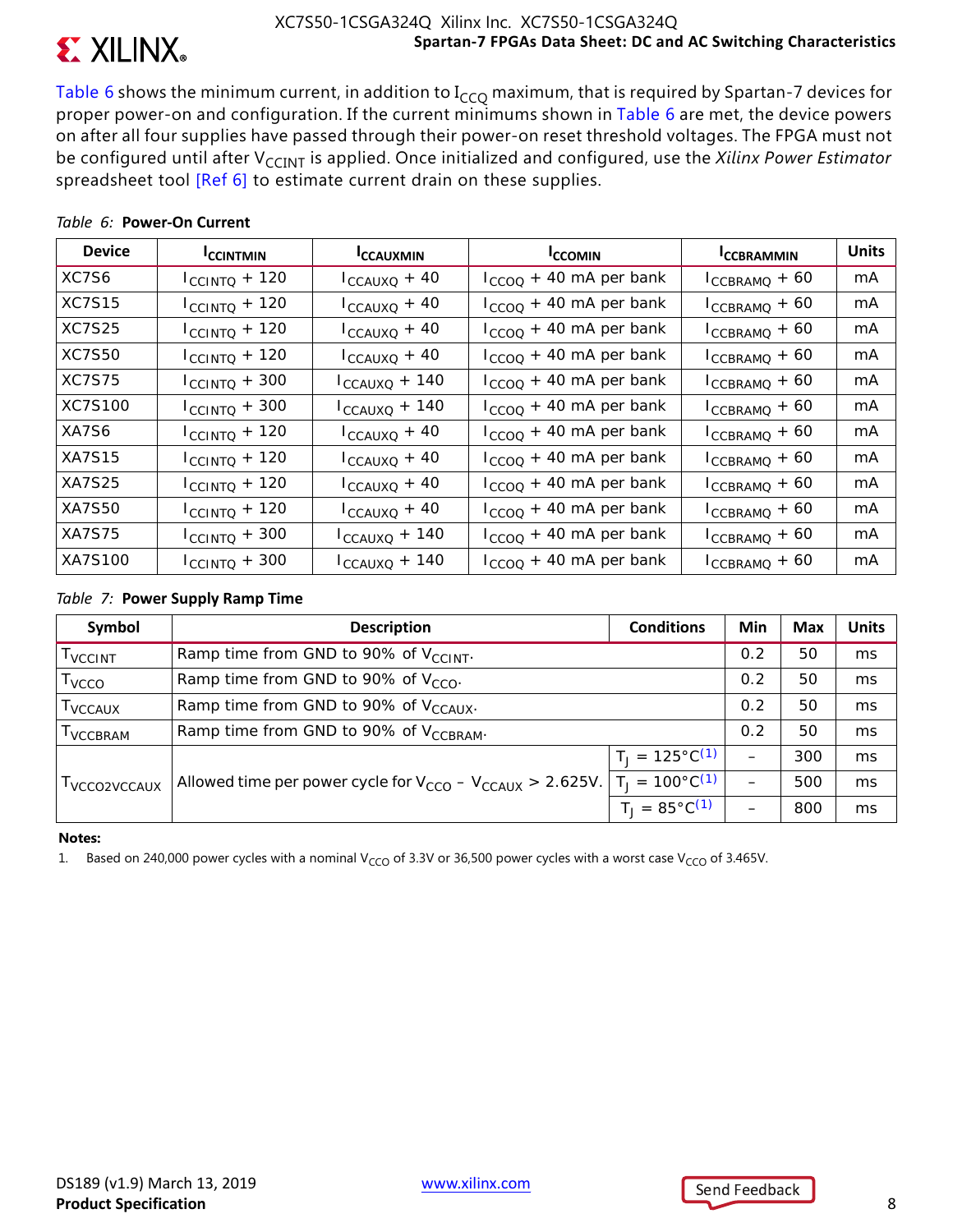Table 6 shows the minimum current, in addition to $I_{CCQ}$ maximum, that is required by Spartan-7 devices for proper power-on and configuration. If the current minimums shown in Table 6 are met, the device powers on after all four supplies have passed through their power-on reset threshold voltages. The FPGA must not be configured until after $V_{CCINT}$ is applied. Once initialized and configured, use the *Xilinx Power Estimator* spreadsheet tool [Ref 6] to estimate current drain on these supplies.

*Table 6:* **Power-On Current**

| Device | $I_{CCINTMIN}$ | $I_{CCAUXMIN}$ | $I_{CCOMIN}$ | $I_{CCBRAMMIN}$ | Units |
|---|---|---|---|---|---|
| XC7S6 | $I_{CCINTQ}$ + 120 | $I_{CCAUXQ}$ + 40 | $I_{CCOQ}$ + 40 mA per bank | $I_{CCBRAMQ}$ + 60 | mA |
| XC7S15 | $I_{CCINTQ}$ + 120 | $I_{CCAUXQ}$ + 40 | $I_{CCOQ}$ + 40 mA per bank | $I_{CCBRAMQ}$ + 60 | mA |
| XC7S25 | $I_{CCINTQ}$ + 120 | $I_{CCAUXQ}$ + 40 | $I_{CCOQ}$ + 40 mA per bank | $I_{CCBRAMQ}$ + 60 | mA |
| XC7S50 | $I_{CCINTQ}$ + 120 | $I_{CCAUXQ}$ + 40 | $I_{CCOQ}$ + 40 mA per bank | $I_{CCBRAMQ}$ + 60 | mA |
| XC7S75 | $I_{CCINTQ}$ + 300 | $I_{CCAUXQ}$ + 140 | $I_{CCOQ}$ + 40 mA per bank | $I_{CCBRAMQ}$ + 60 | mA |
| XC7S100 | $I_{CCINTQ}$ + 300 | $I_{CCAUXQ}$ + 140 | $I_{CCOQ}$ + 40 mA per bank | $I_{CCBRAMQ}$ + 60 | mA |
| XA7S6 | $I_{CCINTQ}$ + 120 | $I_{CCAUXQ}$ + 40 | $I_{CCOQ}$ + 40 mA per bank | $I_{CCBRAMQ}$ + 60 | mA |
| XA7S15 | $I_{CCINTQ}$ + 120 | $I_{CCAUXQ}$ + 40 | $I_{CCOQ}$ + 40 mA per bank | $I_{CCBRAMQ}$ + 60 | mA |
| XA7S25 | $I_{CCINTQ}$ + 120 | $I_{CCAUXQ}$ + 40 | $I_{CCOQ}$ + 40 mA per bank | $I_{CCBRAMQ}$ + 60 | mA |
| XA7S50 | $I_{CCINTQ}$ + 120 | $I_{CCAUXQ}$ + 40 | $I_{CCOQ}$ + 40 mA per bank | $I_{CCBRAMQ}$ + 60 | mA |
| XA7S75 | $I_{CCINTQ}$ + 300 | $I_{CCAUXQ}$ + 140 | $I_{CCOQ}$ + 40 mA per bank | $I_{CCBRAMQ}$ + 60 | mA |
| XA7S100 | $I_{CCINTQ}$ + 300 | $I_{CCAUXQ}$ + 140 | $I_{CCOQ}$ + 40 mA per bank | $I_{CCBRAMQ}$ + 60 | mA |

*Table 7:* **Power Supply Ramp Time**

| Symbol | Description | Conditions | Min | Max | Units |
|---|---|---|---|---|---|
| $T_{VCCINT}$ | Ramp time from GND to 90% of $V_{CCINT}$. | | 0.2 | 50 | ms |
| $T_{VCCO}$ | Ramp time from GND to 90% of $V_{CCO}$. | | 0.2 | 50 | ms |
| $T_{VCCAUX}$ | Ramp time from GND to 90% of $V_{CCAUX}$. | | 0.2 | 50 | ms |
| $T_{VCCBRAM}$ | Ramp time from GND to 90% of $V_{CCBRAM}$. | | 0.2 | 50 | ms |
| $T_{VCCO2VCCAUX}$ | Allowed time per power cycle for $V_{CCO} - V_{CCAUX} > 2.625V$. | $T_J$ = 125°C[1] | – | 300 | ms |
| | | $T_J$ = 100°C[1] | – | 500 | ms |
| | | $T_J$ = 85°C[1] | – | 800 | ms |

**Notes:**

1. Based on 240,000 power cycles with a nominal $V_{CCO}$ of 3.3V or 36,500 power cycles with a worst case $V_{CCO}$ of 3.465V.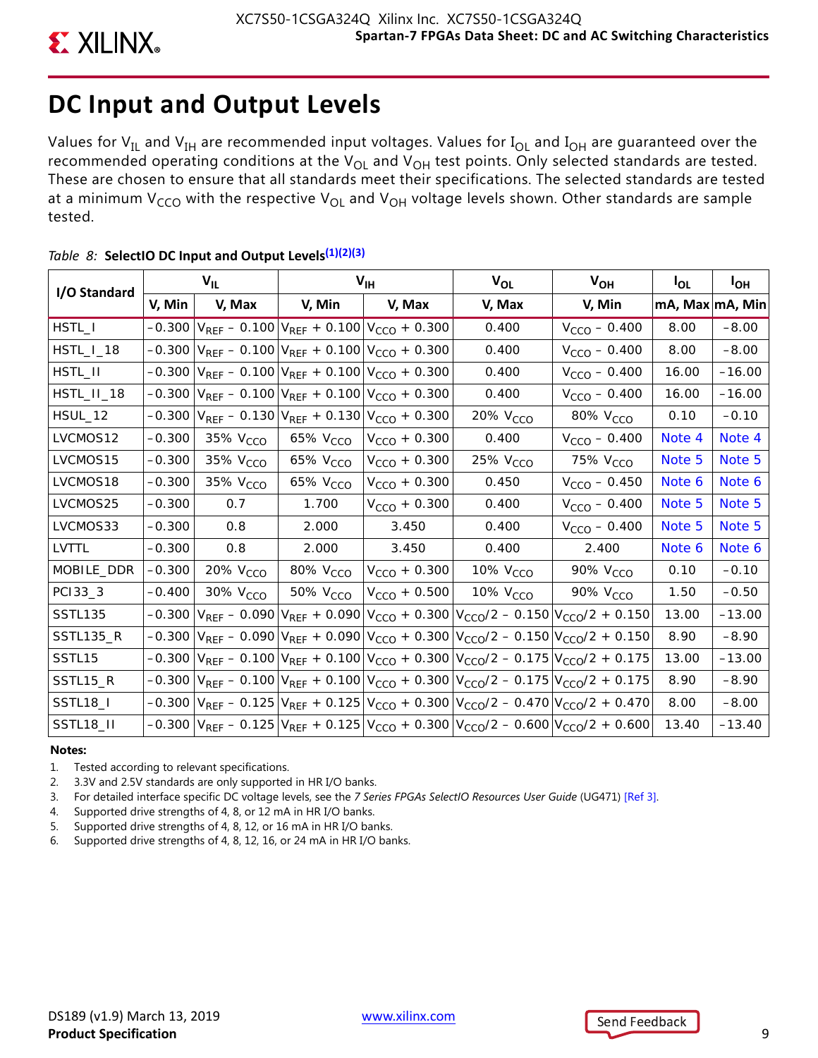# DC Input and Output Levels

Values for $V_{IL}$ and $V_{IH}$ are recommended input voltages. Values for $I_{OL}$ and $I_{OH}$ are guaranteed over the recommended operating conditions at the $V_{OL}$ and $V_{OH}$ test points. Only selected standards are tested. These are chosen to ensure that all standards meet their specifications. The selected standards are tested at a minimum $V_{CCO}$ with the respective $V_{OL}$ and $V_{OH}$ voltage levels shown. Other standards are sample tested.

*Table 8:* **SelectIO DC Input and Output Levels**(1)(2)(3)

| I/O Standard | $V_{IL}$ | | $V_{IH}$ | | $V_{OL}$ | $V_{OH}$ | $I_{OL}$ | $I_{OH}$ |
|---|---|---|---|---|---|---|---|---|
| | V, Min | V, Max | V, Min | V, Max | V, Max | V, Min | mA, Max | mA, Min |
| HSTL_I | –0.300 | $V_{REF}$ – 0.100 | $V_{REF}$ + 0.100 | $V_{CCO}$ + 0.300 | 0.400 | $V_{CCO}$ – 0.400 | 8.00 | –8.00 |
| HSTL_I_18 | –0.300 | $V_{REF}$ – 0.100 | $V_{REF}$ + 0.100 | $V_{CCO}$ + 0.300 | 0.400 | $V_{CCO}$ – 0.400 | 8.00 | –8.00 |
| HSTL_II | –0.300 | $V_{REF}$ – 0.100 | $V_{REF}$ + 0.100 | $V_{CCO}$ + 0.300 | 0.400 | $V_{CCO}$ – 0.400 | 16.00 | –16.00 |
| HSTL_II_18 | –0.300 | $V_{REF}$ – 0.100 | $V_{REF}$ + 0.100 | $V_{CCO}$ + 0.300 | 0.400 | $V_{CCO}$ – 0.400 | 16.00 | –16.00 |
| HSUL_12 | –0.300 | $V_{REF}$ – 0.130 | $V_{REF}$ + 0.130 | $V_{CCO}$ + 0.300 | 20% $V_{CCO}$ | 80% $V_{CCO}$ | 0.10 | –0.10 |
| LVCMOS12 | –0.300 | 35% $V_{CCO}$ | 65% $V_{CCO}$ | $V_{CCO}$ + 0.300 | 0.400 | $V_{CCO}$ – 0.400 | Note 4 | Note 4 |
| LVCMOS15 | –0.300 | 35% $V_{CCO}$ | 65% $V_{CCO}$ | $V_{CCO}$ + 0.300 | 25% $V_{CCO}$ | 75% $V_{CCO}$ | Note 5 | Note 5 |
| LVCMOS18 | –0.300 | 35% $V_{CCO}$ | 65% $V_{CCO}$ | $V_{CCO}$ + 0.300 | 0.450 | $V_{CCO}$ – 0.450 | Note 6 | Note 6 |
| LVCMOS25 | –0.300 | 0.7 | 1.700 | $V_{CCO}$ + 0.300 | 0.400 | $V_{CCO}$ – 0.400 | Note 5 | Note 5 |
| LVCMOS33 | –0.300 | 0.8 | 2.000 | 3.450 | 0.400 | $V_{CCO}$ – 0.400 | Note 5 | Note 5 |
| LVTTL | –0.300 | 0.8 | 2.000 | 3.450 | 0.400 | 2.400 | Note 6 | Note 6 |
| MOBILE_DDR | –0.300 | 20% $V_{CCO}$ | 80% $V_{CCO}$ | $V_{CCO}$ + 0.300 | 10% $V_{CCO}$ | 90% $V_{CCO}$ | 0.10 | –0.10 |
| PCI33_3 | –0.400 | 30% $V_{CCO}$ | 50% $V_{CCO}$ | $V_{CCO}$ + 0.500 | 10% $V_{CCO}$ | 90% $V_{CCO}$ | 1.50 | –0.50 |
| SSTL135 | –0.300 | $V_{REF}$ – 0.090 | $V_{REF}$ + 0.090 | $V_{CCO}$ + 0.300 | $V_{CCO}$/2 – 0.150 | $V_{CCO}$/2 + 0.150 | 13.00 | –13.00 |
| SSTL135_R | –0.300 | $V_{REF}$ – 0.090 | $V_{REF}$ + 0.090 | $V_{CCO}$ + 0.300 | $V_{CCO}$/2 – 0.150 | $V_{CCO}$/2 + 0.150 | 8.90 | –8.90 |
| SSTL15 | –0.300 | $V_{REF}$ – 0.100 | $V_{REF}$ + 0.100 | $V_{CCO}$ + 0.300 | $V_{CCO}$/2 – 0.175 | $V_{CCO}$/2 + 0.175 | 13.00 | –13.00 |
| SSTL15_R | –0.300 | $V_{REF}$ – 0.100 | $V_{REF}$ + 0.100 | $V_{CCO}$ + 0.300 | $V_{CCO}$/2 – 0.175 | $V_{CCO}$/2 + 0.175 | 8.90 | –8.90 |
| SSTL18_I | –0.300 | $V_{REF}$ – 0.125 | $V_{REF}$ + 0.125 | $V_{CCO}$ + 0.300 | $V_{CCO}$/2 – 0.470 | $V_{CCO}$/2 + 0.470 | 8.00 | –8.00 |
| SSTL18_II | –0.300 | $V_{REF}$ – 0.125 | $V_{REF}$ + 0.125 | $V_{CCO}$ + 0.300 | $V_{CCO}$/2 – 0.600 | $V_{CCO}$/2 + 0.600 | 13.40 | –13.40 |

**Notes:**

1. Tested according to relevant specifications.
2. 3.3V and 2.5V standards are only supported in HR I/O banks.
3. For detailed interface specific DC voltage levels, see the *7 Series FPGAs SelectIO Resources User Guide* (UG471) [Ref 3].
4. Supported drive strengths of 4, 8, or 12 mA in HR I/O banks.
5. Supported drive strengths of 4, 8, 12, or 16 mA in HR I/O banks.
6. Supported drive strengths of 4, 8, 12, 16, or 24 mA in HR I/O banks.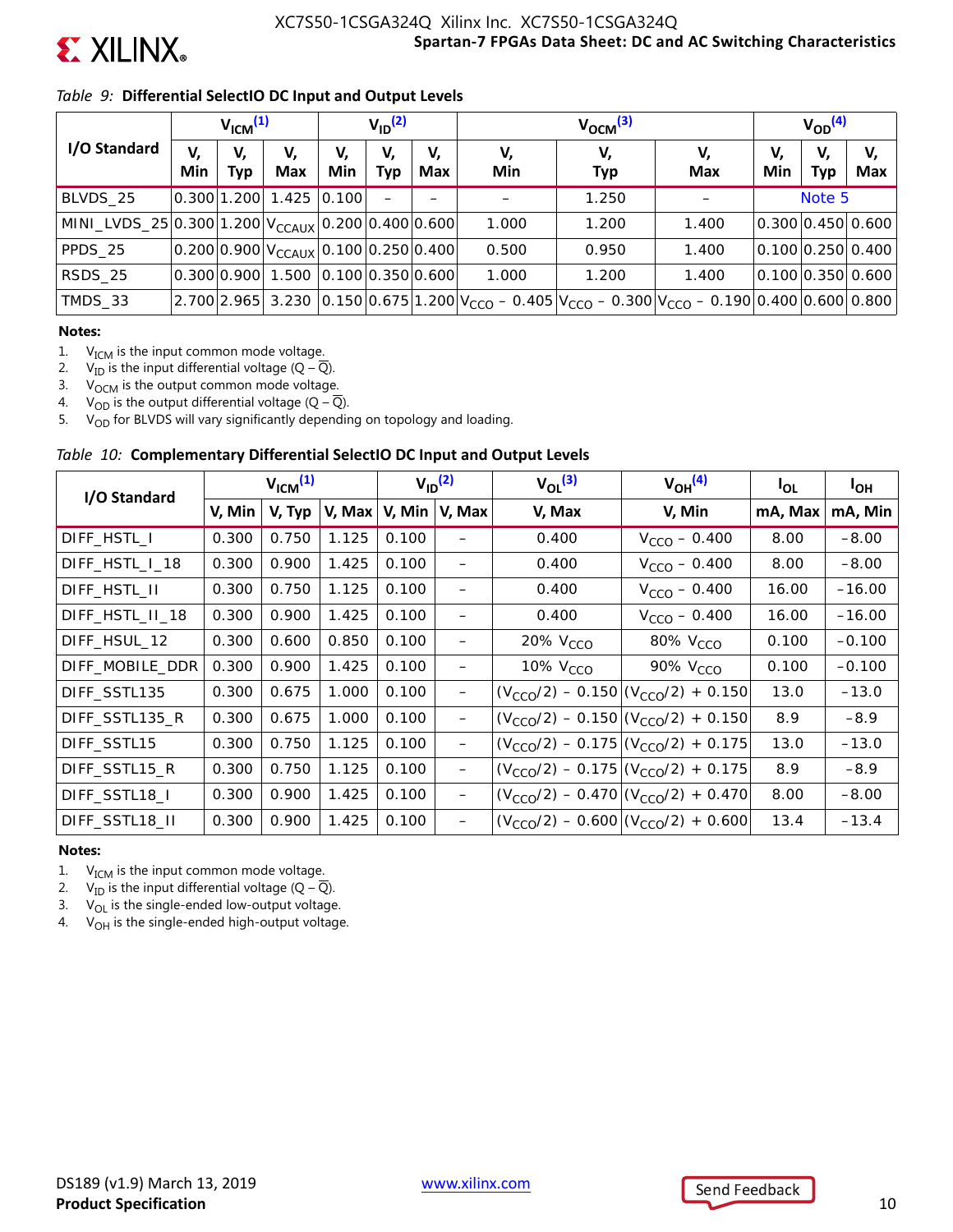*Table 9:* **Differential SelectIO DC Input and Output Levels**

| I/O Standard | $V_{ICM}$[1] | | | $V_{ID}$[2] | | | $V_{OCM}$[3] | | | $V_{OD}$[4] | | |
|---|---|---|---|---|---|---|---|---|---|---|---|---|
| | V, Min | V, Typ | V, Max | V, Min | V, Typ | V, Max | V, Min | V, Typ | V, Max | V, Min | V, Typ | V, Max |
| BLVDS_25 | 0.300 | 1.200 | 1.425 | 0.100 | – | – | – | 1.250 | – | Note 5 | | |
| MINI_LVDS_25 | 0.300 | 1.200 | $V_{CCAUX}$ | 0.200 | 0.400 | 0.600 | 1.000 | 1.200 | 1.400 | 0.300 | 0.450 | 0.600 |
| PPDS_25 | 0.200 | 0.900 | $V_{CCAUX}$ | 0.100 | 0.250 | 0.400 | 0.500 | 0.950 | 1.400 | 0.100 | 0.250 | 0.400 |
| RSDS_25 | 0.300 | 0.900 | 1.500 | 0.100 | 0.350 | 0.600 | 1.000 | 1.200 | 1.400 | 0.100 | 0.350 | 0.600 |
| TMDS_33 | 2.700 | 2.965 | 3.230 | 0.150 | 0.675 | 1.200 | $V_{CCO}$ – 0.405 | $V_{CCO}$ – 0.300 | $V_{CCO}$ – 0.190 | 0.400 | 0.600 | 0.800 |

**Notes:**

1. $V_{ICM}$ is the input common mode voltage.
2. $V_{ID}$ is the input differential voltage ($Q - \overline{Q}$).
3. $V_{OCM}$ is the output common mode voltage.
4. $V_{OD}$ is the output differential voltage ($Q - \overline{Q}$).
5. $V_{OD}$ for BLVDS will vary significantly depending on topology and loading.

*Table 10:* **Complementary Differential SelectIO DC Input and Output Levels**

| I/O Standard | $V_{ICM}$[1] | | | $V_{ID}$[2] | | $V_{OL}$[3] | $V_{OH}$[4] | $I_{OL}$ | $I_{OH}$ |
|---|---|---|---|---|---|---|---|---|---|
| | V, Min | V, Typ | V, Max | V, Min | V, Max | V, Max | V, Min | mA, Max | mA, Min |
| DIFF_HSTL_I | 0.300 | 0.750 | 1.125 | 0.100 | – | 0.400 | $V_{CCO}$ – 0.400 | 8.00 | –8.00 |
| DIFF_HSTL_I_18 | 0.300 | 0.900 | 1.425 | 0.100 | – | 0.400 | $V_{CCO}$ – 0.400 | 8.00 | –8.00 |
| DIFF_HSTL_II | 0.300 | 0.750 | 1.125 | 0.100 | – | 0.400 | $V_{CCO}$ – 0.400 | 16.00 | –16.00 |
| DIFF_HSTL_II_18 | 0.300 | 0.900 | 1.425 | 0.100 | – | 0.400 | $V_{CCO}$ – 0.400 | 16.00 | –16.00 |
| DIFF_HSUL_12 | 0.300 | 0.600 | 0.850 | 0.100 | – | 20% $V_{CCO}$ | 80% $V_{CCO}$ | 0.100 | –0.100 |
| DIFF_MOBILE_DDR | 0.300 | 0.900 | 1.425 | 0.100 | – | 10% $V_{CCO}$ | 90% $V_{CCO}$ | 0.100 | –0.100 |
| DIFF_SSTL135 | 0.300 | 0.675 | 1.000 | 0.100 | – | ($V_{CCO}$/2) – 0.150 | ($V_{CCO}$/2) + 0.150 | 13.0 | –13.0 |
| DIFF_SSTL135_R | 0.300 | 0.675 | 1.000 | 0.100 | – | ($V_{CCO}$/2) – 0.150 | ($V_{CCO}$/2) + 0.150 | 8.9 | –8.9 |
| DIFF_SSTL15 | 0.300 | 0.750 | 1.125 | 0.100 | – | ($V_{CCO}$/2) – 0.175 | ($V_{CCO}$/2) + 0.175 | 13.0 | –13.0 |
| DIFF_SSTL15_R | 0.300 | 0.750 | 1.125 | 0.100 | – | ($V_{CCO}$/2) – 0.175 | ($V_{CCO}$/2) + 0.175 | 8.9 | –8.9 |
| DIFF_SSTL18_I | 0.300 | 0.900 | 1.425 | 0.100 | – | ($V_{CCO}$/2) – 0.470 | ($V_{CCO}$/2) + 0.470 | 8.00 | –8.00 |
| DIFF_SSTL18_II | 0.300 | 0.900 | 1.425 | 0.100 | – | ($V_{CCO}$/2) – 0.600 | ($V_{CCO}$/2) + 0.600 | 13.4 | –13.4 |

**Notes:**

1. $V_{ICM}$ is the input common mode voltage.
2. $V_{ID}$ is the input differential voltage ($Q - \overline{Q}$).
3. $V_{OL}$ is the single-ended low-output voltage.
4. $V_{OH}$ is the single-ended high-output voltage.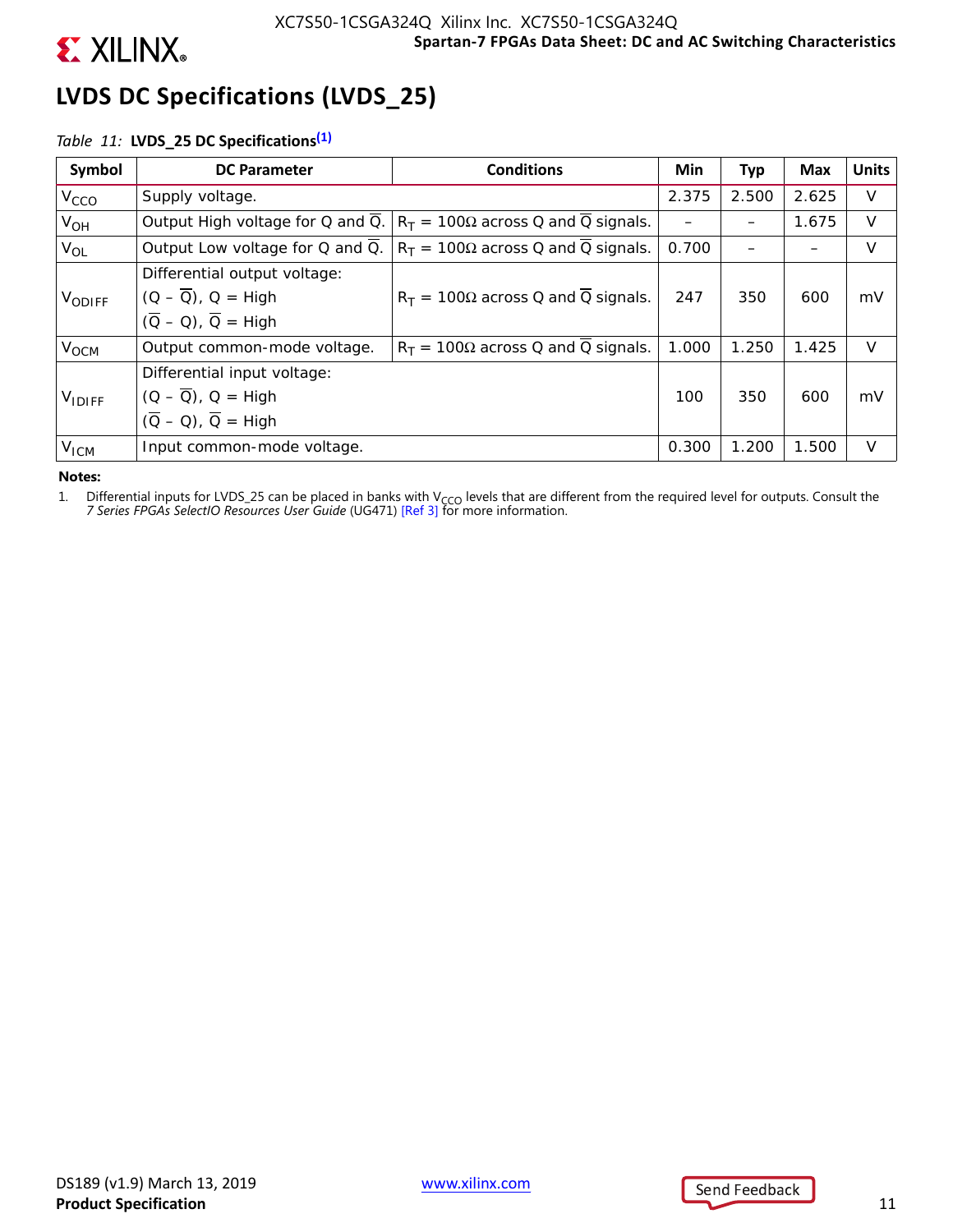## LVDS DC Specifications (LVDS_25)

*Table 11:* **LVDS_25 DC Specifications[1]**

| Symbol | DC Parameter | Conditions | Min | Typ | Max | Units |
|---|---|---|---|---|---|---|
| $V_{CCO}$ | Supply voltage. | | 2.375 | 2.500 | 2.625 | V |
| $V_{OH}$ | Output High voltage for Q and $\overline{Q}$. | $R_T$ = 100Ω across Q and $\overline{Q}$ signals. | – | – | 1.675 | V |
| $V_{OL}$ | Output Low voltage for Q and $\overline{Q}$. | $R_T$ = 100Ω across Q and $\overline{Q}$ signals. | 0.700 | – | – | V |
| $V_{ODIFF}$ | Differential output voltage: (Q – $\overline{Q}$), Q = High ($\overline{Q}$ – Q), $\overline{Q}$ = High | $R_T$ = 100Ω across Q and $\overline{Q}$ signals. | 247 | 350 | 600 | mV |
| $V_{OCM}$ | Output common-mode voltage. | $R_T$ = 100Ω across Q and $\overline{Q}$ signals. | 1.000 | 1.250 | 1.425 | V |
| $V_{IDIFF}$ | Differential input voltage: (Q – $\overline{Q}$), Q = High ($\overline{Q}$ – Q), $\overline{Q}$ = High | | 100 | 350 | 600 | mV |
| $V_{ICM}$ | Input common-mode voltage. | | 0.300 | 1.200 | 1.500 | V |

**Notes:**

1. Differential inputs for LVDS_25 can be placed in banks with $V_{CCO}$ levels that are different from the required level for outputs. Consult the *7 Series FPGAs SelectIO Resources User Guide* (UG471) [Ref 3] for more information.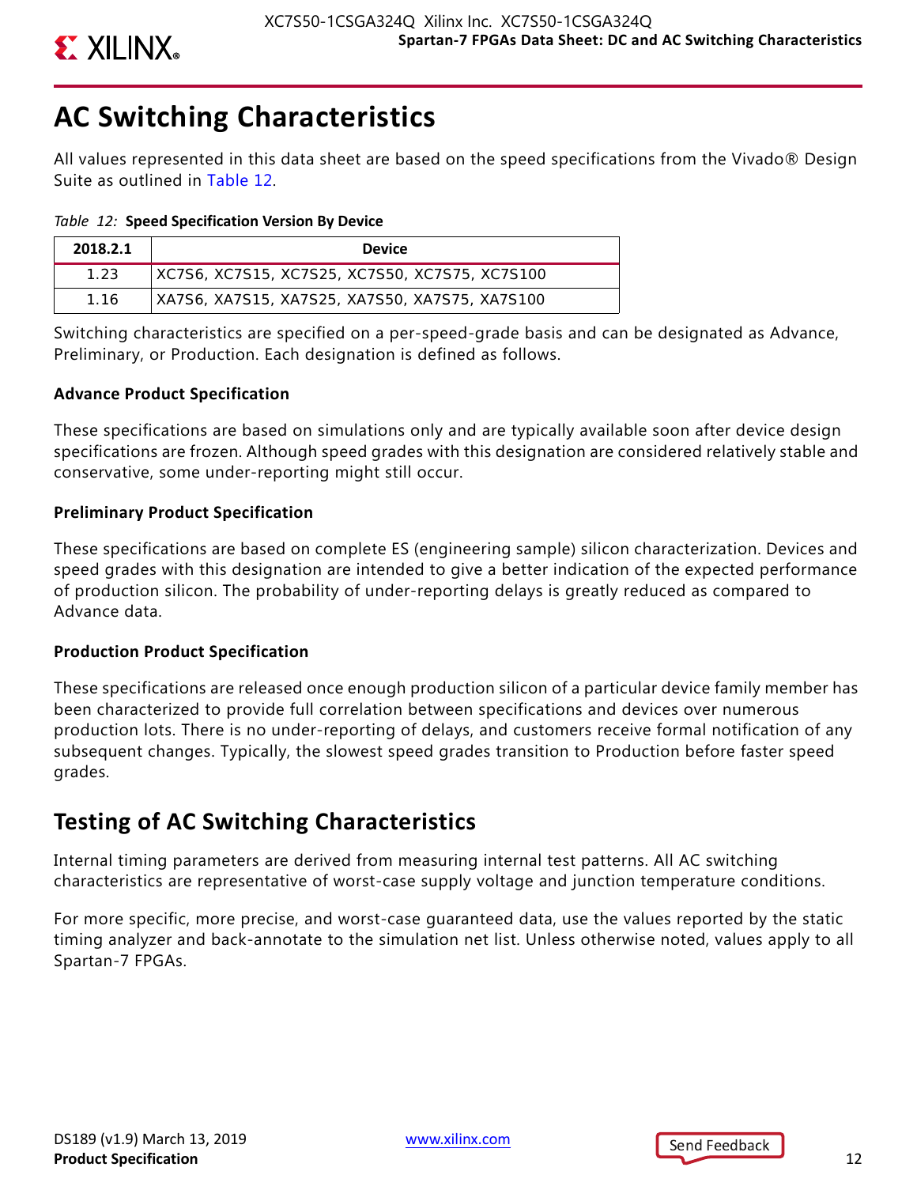## AC Switching Characteristics

All values represented in this data sheet are based on the speed specifications from the Vivado® Design Suite as outlined in Table 12.

*Table 12:* **Speed Specification Version By Device**

| 2018.2.1 | Device |
|---|---|
| 1.23 | XC7S6, XC7S15, XC7S25, XC7S50, XC7S75, XC7S100 |
| 1.16 | XA7S6, XA7S15, XA7S25, XA7S50, XA7S75, XA7S100 |

Switching characteristics are specified on a per-speed-grade basis and can be designated as Advance, Preliminary, or Production. Each designation is defined as follows.

#### Advance Product Specification

These specifications are based on simulations only and are typically available soon after device design specifications are frozen. Although speed grades with this designation are considered relatively stable and conservative, some under-reporting might still occur.

#### Preliminary Product Specification

These specifications are based on complete ES (engineering sample) silicon characterization. Devices and speed grades with this designation are intended to give a better indication of the expected performance of production silicon. The probability of under-reporting delays is greatly reduced as compared to Advance data.

#### Production Product Specification

These specifications are released once enough production silicon of a particular device family member has been characterized to provide full correlation between specifications and devices over numerous production lots. There is no under-reporting of delays, and customers receive formal notification of any subsequent changes. Typically, the slowest speed grades transition to Production before faster speed grades.

### Testing of AC Switching Characteristics

Internal timing parameters are derived from measuring internal test patterns. All AC switching characteristics are representative of worst-case supply voltage and junction temperature conditions.

For more specific, more precise, and worst-case guaranteed data, use the values reported by the static timing analyzer and back-annotate to the simulation net list. Unless otherwise noted, values apply to all Spartan-7 FPGAs.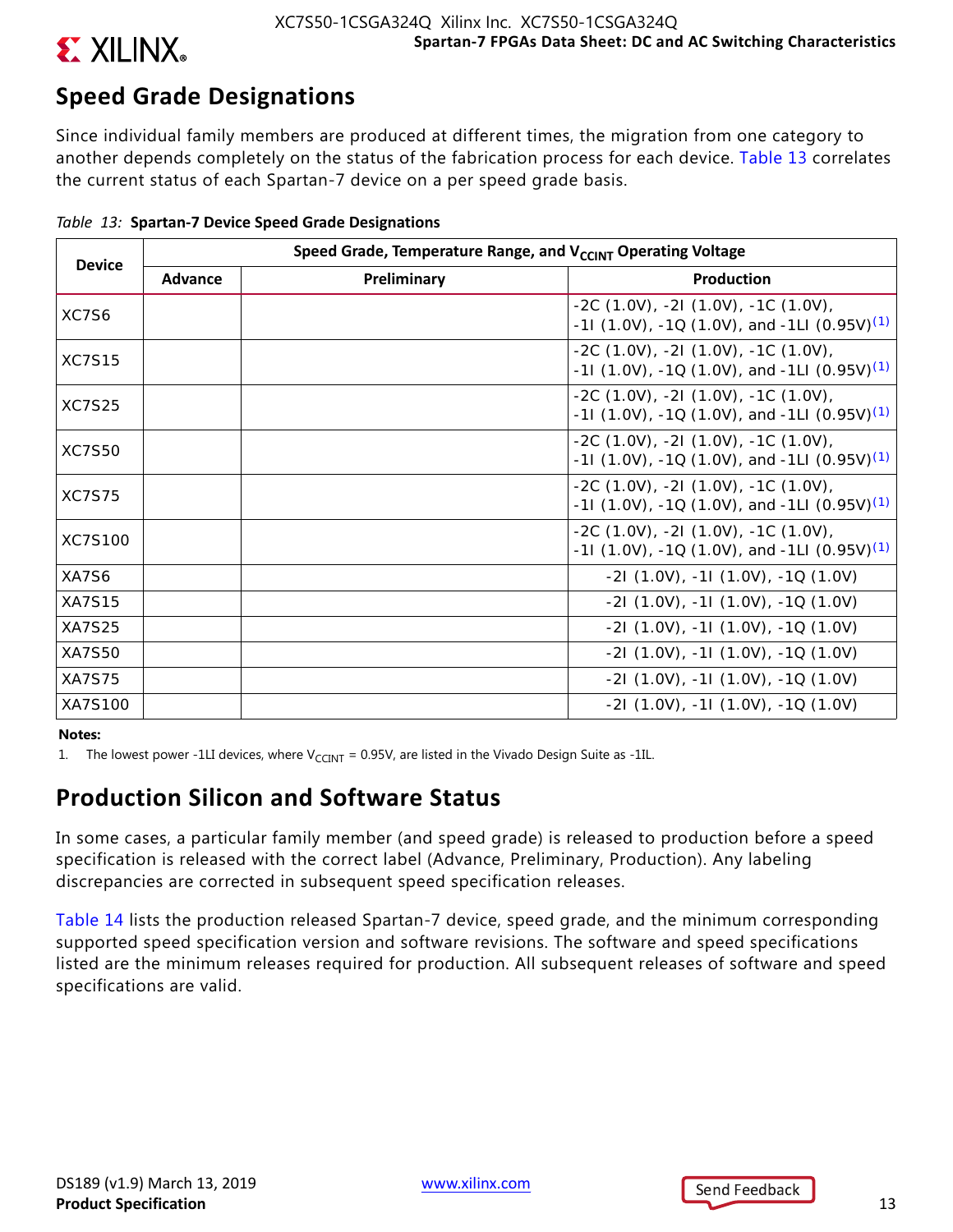## Speed Grade Designations

Since individual family members are produced at different times, the migration from one category to another depends completely on the status of the fabrication process for each device. Table 13 correlates the current status of each Spartan-7 device on a per speed grade basis.

*Table 13:* **Spartan-7 Device Speed Grade Designations**

| Device | Speed Grade, Temperature Range, and $V_{CCINT}$ Operating Voltage | | |
|---|---|---|---|
| | Advance | Preliminary | Production |
| XC7S6 | | | -2C (1.0V), -2I (1.0V), -1C (1.0V), -1I (1.0V), -1Q (1.0V), and -1LI (0.95V)(1) |
| XC7S15 | | | -2C (1.0V), -2I (1.0V), -1C (1.0V), -1I (1.0V), -1Q (1.0V), and -1LI (0.95V)(1) |
| XC7S25 | | | -2C (1.0V), -2I (1.0V), -1C (1.0V), -1I (1.0V), -1Q (1.0V), and -1LI (0.95V)(1) |
| XC7S50 | | | -2C (1.0V), -2I (1.0V), -1C (1.0V), -1I (1.0V), -1Q (1.0V), and -1LI (0.95V)(1) |
| XC7S75 | | | -2C (1.0V), -2I (1.0V), -1C (1.0V), -1I (1.0V), -1Q (1.0V), and -1LI (0.95V)(1) |
| XC7S100 | | | -2C (1.0V), -2I (1.0V), -1C (1.0V), -1I (1.0V), -1Q (1.0V), and -1LI (0.95V)(1) |
| XA7S6 | | | -2I (1.0V), -1I (1.0V), -1Q (1.0V) |
| XA7S15 | | | -2I (1.0V), -1I (1.0V), -1Q (1.0V) |
| XA7S25 | | | -2I (1.0V), -1I (1.0V), -1Q (1.0V) |
| XA7S50 | | | -2I (1.0V), -1I (1.0V), -1Q (1.0V) |
| XA7S75 | | | -2I (1.0V), -1I (1.0V), -1Q (1.0V) |
| XA7S100 | | | -2I (1.0V), -1I (1.0V), -1Q (1.0V) |

**Notes:**

1. The lowest power -1LI devices, where $V_{CCINT}$ = 0.95V, are listed in the Vivado Design Suite as -1IL.

## Production Silicon and Software Status

In some cases, a particular family member (and speed grade) is released to production before a speed specification is released with the correct label (Advance, Preliminary, Production). Any labeling discrepancies are corrected in subsequent speed specification releases.

Table 14 lists the production released Spartan-7 device, speed grade, and the minimum corresponding supported speed specification version and software revisions. The software and speed specifications listed are the minimum releases required for production. All subsequent releases of software and speed specifications are valid.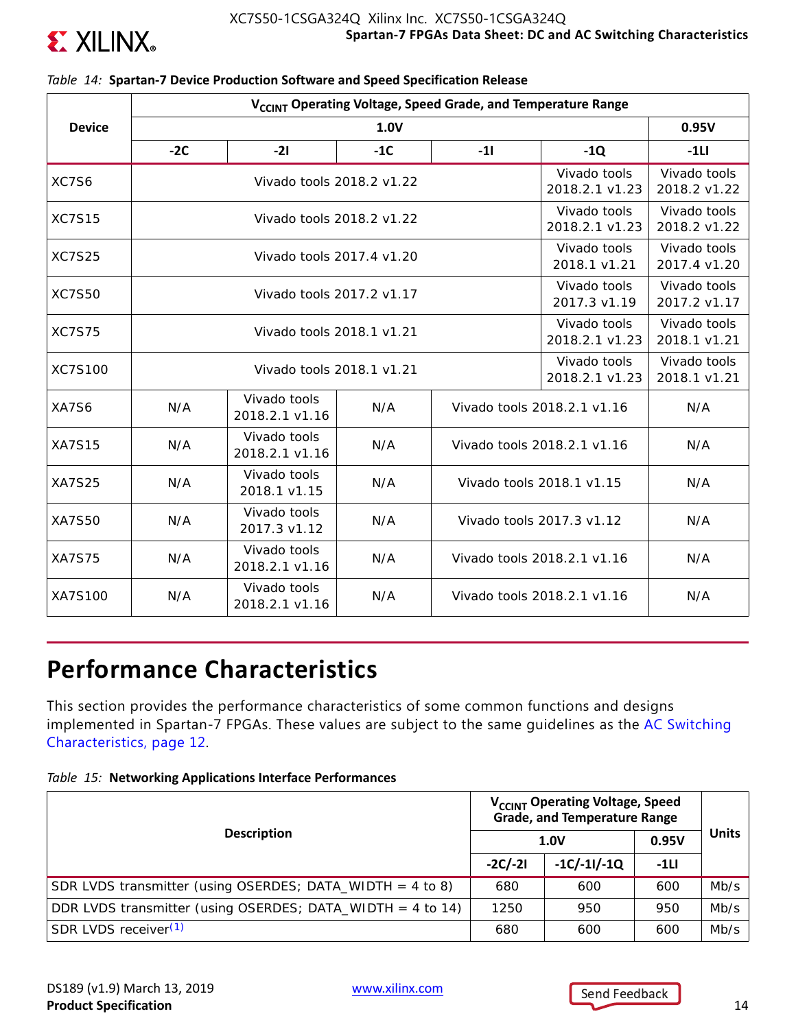*Table 14:* **Spartan-7 Device Production Software and Speed Specification Release**

| Device | $V_{CCINT}$ Operating Voltage, Speed Grade, and Temperature Range | | | | | |
|---|---|---|---|---|---|---|
| | 1.0V | | | | | 0.95V |
| | -2C | -2I | -1C | -1I | -1Q | -1LI |
| XC7S6 | Vivado tools 2018.2 v1.22 | | | | Vivado tools 2018.2.1 v1.23 | Vivado tools 2018.2 v1.22 |
| XC7S15 | Vivado tools 2018.2 v1.22 | | | | Vivado tools 2018.2.1 v1.23 | Vivado tools 2018.2 v1.22 |
| XC7S25 | Vivado tools 2017.4 v1.20 | | | | Vivado tools 2018.1 v1.21 | Vivado tools 2017.4 v1.20 |
| XC7S50 | Vivado tools 2017.2 v1.17 | | | | Vivado tools 2017.3 v1.19 | Vivado tools 2017.2 v1.17 |
| XC7S75 | Vivado tools 2018.1 v1.21 | | | | Vivado tools 2018.2.1 v1.23 | Vivado tools 2018.1 v1.21 |
| XC7S100 | Vivado tools 2018.1 v1.21 | | | | Vivado tools 2018.2.1 v1.23 | Vivado tools 2018.1 v1.21 |
| XA7S6 | N/A | Vivado tools 2018.2.1 v1.16 | N/A | Vivado tools 2018.2.1 v1.16 | | N/A |
| XA7S15 | N/A | Vivado tools 2018.2.1 v1.16 | N/A | Vivado tools 2018.2.1 v1.16 | | N/A |
| XA7S25 | N/A | Vivado tools 2018.1 v1.15 | N/A | Vivado tools 2018.1 v1.15 | | N/A |
| XA7S50 | N/A | Vivado tools 2017.3 v1.12 | N/A | Vivado tools 2017.3 v1.12 | | N/A |
| XA7S75 | N/A | Vivado tools 2018.2.1 v1.16 | N/A | Vivado tools 2018.2.1 v1.16 | | N/A |
| XA7S100 | N/A | Vivado tools 2018.2.1 v1.16 | N/A | Vivado tools 2018.2.1 v1.16 | | N/A |

# Performance Characteristics

This section provides the performance characteristics of some common functions and designs implemented in Spartan-7 FPGAs. These values are subject to the same guidelines as the AC Switching Characteristics, page 12.

*Table 15:* **Networking Applications Interface Performances**

| Description | $V_{CCINT}$ Operating Voltage, Speed Grade, and Temperature Range | | | Units |
|---|---|---|---|---|
| | 1.0V | | 0.95V | |
| | -2C/-2I | -1C/-1I/-1Q | -1LI | |
| SDR LVDS transmitter (using OSERDES; DATA_WIDTH = 4 to 8) | 680 | 600 | 600 | Mb/s |
| DDR LVDS transmitter (using OSERDES; DATA_WIDTH = 4 to 14) | 1250 | 950 | 950 | Mb/s |
| SDR LVDS receiver[(1)] | 680 | 600 | 600 | Mb/s |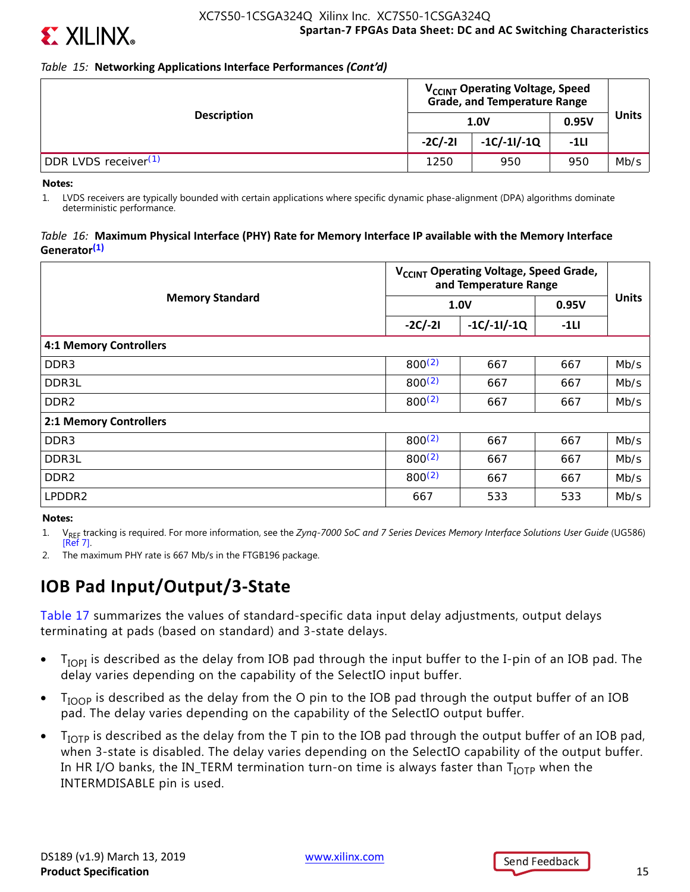*Table 15:* **Networking Applications Interface Performances *(Cont'd)***

| Description | $V_{CCINT}$ Operating Voltage, Speed Grade, and Temperature Range | | | Units |
|---|---|---|---|---|
| | 1.0V | | 0.95V | |
| | -2C/-2I | -1C/-1I/-1Q | -1LI | |
| DDR LVDS receiver[1] | 1250 | 950 | 950 | Mb/s |

**Notes:**

1. LVDS receivers are typically bounded with certain applications where specific dynamic phase-alignment (DPA) algorithms dominate deterministic performance.

*Table 16:* **Maximum Physical Interface (PHY) Rate for Memory Interface IP available with the Memory Interface Generator[1]**

| Memory Standard | $V_{CCINT}$ Operating Voltage, Speed Grade, and Temperature Range | | | Units |
|---|---|---|---|---|
| | 1.0V | | 0.95V | |
| | -2C/-2I | -1C/-1I/-1Q | -1LI | |
| **4:1 Memory Controllers** | | | | |
| DDR3 | 800[2] | 667 | 667 | Mb/s |
| DDR3L | 800[2] | 667 | 667 | Mb/s |
| DDR2 | 800[2] | 667 | 667 | Mb/s |
| **2:1 Memory Controllers** | | | | |
| DDR3 | 800[2] | 667 | 667 | Mb/s |
| DDR3L | 800[2] | 667 | 667 | Mb/s |
| DDR2 | 800[2] | 667 | 667 | Mb/s |
| LPDDR2 | 667 | 533 | 533 | Mb/s |

**Notes:**

1. $V_{REF}$ tracking is required. For more information, see the *Zynq-7000 SoC and 7 Series Devices Memory Interface Solutions User Guide* (UG586) [Ref 7].
2. The maximum PHY rate is 667 Mb/s in the FTGB196 package.

## IOB Pad Input/Output/3-State

Table 17 summarizes the values of standard-specific data input delay adjustments, output delays terminating at pads (based on standard) and 3-state delays.

- $T_{IOPI}$ is described as the delay from IOB pad through the input buffer to the I-pin of an IOB pad. The delay varies depending on the capability of the SelectIO input buffer.
- $T_{IOOP}$ is described as the delay from the O pin to the IOB pad through the output buffer of an IOB pad. The delay varies depending on the capability of the SelectIO output buffer.
- $T_{IOTP}$ is described as the delay from the T pin to the IOB pad through the output buffer of an IOB pad, when 3-state is disabled. The delay varies depending on the SelectIO capability of the output buffer. In HR I/O banks, the IN_TERM termination turn-on time is always faster than $T_{IOTP}$ when the INTERMDISABLE pin is used.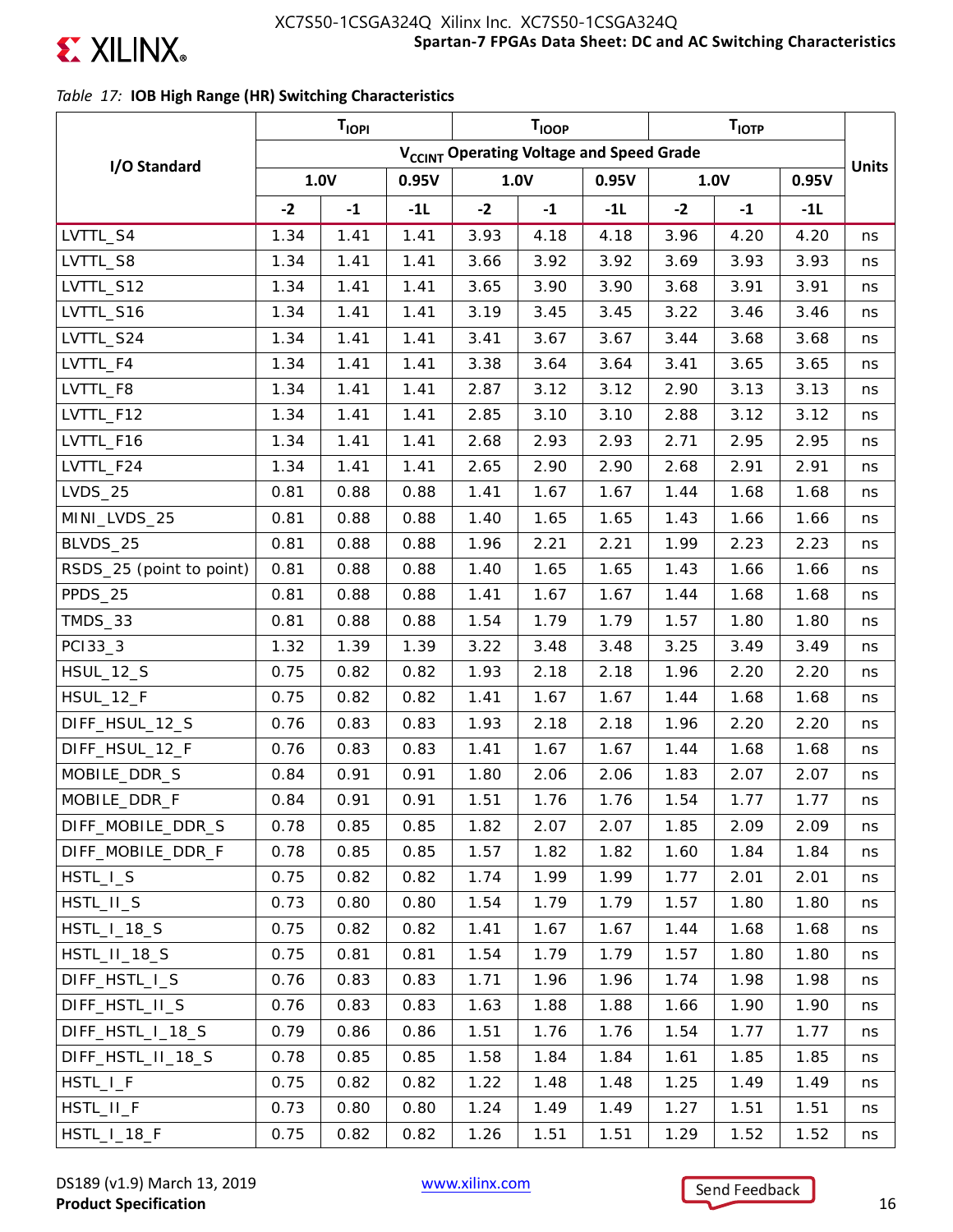*Table 17:* **IOB High Range (HR) Switching Characteristics**

| I/O Standard | $T_{IOPI}$ | | | $T_{IOOP}$ | | | $T_{IOTP}$ | | | Units |
|---|---|---|---|---|---|---|---|---|---|---|
| | $V_{CCINT}$ Operating Voltage and Speed Grade | | | | | | | | | |
| | 1.0V | | 0.95V | 1.0V | | 0.95V | 1.0V | | 0.95V | |
| | -2 | -1 | -1L | -2 | -1 | -1L | -2 | -1 | -1L | |
| LVTTL_S4 | 1.34 | 1.41 | 1.41 | 3.93 | 4.18 | 4.18 | 3.96 | 4.20 | 4.20 | ns |
| LVTTL_S8 | 1.34 | 1.41 | 1.41 | 3.66 | 3.92 | 3.92 | 3.69 | 3.93 | 3.93 | ns |
| LVTTL_S12 | 1.34 | 1.41 | 1.41 | 3.65 | 3.90 | 3.90 | 3.68 | 3.91 | 3.91 | ns |
| LVTTL_S16 | 1.34 | 1.41 | 1.41 | 3.19 | 3.45 | 3.45 | 3.22 | 3.46 | 3.46 | ns |
| LVTTL_S24 | 1.34 | 1.41 | 1.41 | 3.41 | 3.67 | 3.67 | 3.44 | 3.68 | 3.68 | ns |
| LVTTL_F4 | 1.34 | 1.41 | 1.41 | 3.38 | 3.64 | 3.64 | 3.41 | 3.65 | 3.65 | ns |
| LVTTL_F8 | 1.34 | 1.41 | 1.41 | 2.87 | 3.12 | 3.12 | 2.90 | 3.13 | 3.13 | ns |
| LVTTL_F12 | 1.34 | 1.41 | 1.41 | 2.85 | 3.10 | 3.10 | 2.88 | 3.12 | 3.12 | ns |
| LVTTL_F16 | 1.34 | 1.41 | 1.41 | 2.68 | 2.93 | 2.93 | 2.71 | 2.95 | 2.95 | ns |
| LVTTL_F24 | 1.34 | 1.41 | 1.41 | 2.65 | 2.90 | 2.90 | 2.68 | 2.91 | 2.91 | ns |
| LVDS_25 | 0.81 | 0.88 | 0.88 | 1.41 | 1.67 | 1.67 | 1.44 | 1.68 | 1.68 | ns |
| MINI_LVDS_25 | 0.81 | 0.88 | 0.88 | 1.40 | 1.65 | 1.65 | 1.43 | 1.66 | 1.66 | ns |
| BLVDS_25 | 0.81 | 0.88 | 0.88 | 1.96 | 2.21 | 2.21 | 1.99 | 2.23 | 2.23 | ns |
| RSDS_25 (point to point) | 0.81 | 0.88 | 0.88 | 1.40 | 1.65 | 1.65 | 1.43 | 1.66 | 1.66 | ns |
| PPDS_25 | 0.81 | 0.88 | 0.88 | 1.41 | 1.67 | 1.67 | 1.44 | 1.68 | 1.68 | ns |
| TMDS_33 | 0.81 | 0.88 | 0.88 | 1.54 | 1.79 | 1.79 | 1.57 | 1.80 | 1.80 | ns |
| PCI33_3 | 1.32 | 1.39 | 1.39 | 3.22 | 3.48 | 3.48 | 3.25 | 3.49 | 3.49 | ns |
| HSUL_12_S | 0.75 | 0.82 | 0.82 | 1.93 | 2.18 | 2.18 | 1.96 | 2.20 | 2.20 | ns |
| HSUL_12_F | 0.75 | 0.82 | 0.82 | 1.41 | 1.67 | 1.67 | 1.44 | 1.68 | 1.68 | ns |
| DIFF_HSUL_12_S | 0.76 | 0.83 | 0.83 | 1.93 | 2.18 | 2.18 | 1.96 | 2.20 | 2.20 | ns |
| DIFF_HSUL_12_F | 0.76 | 0.83 | 0.83 | 1.41 | 1.67 | 1.67 | 1.44 | 1.68 | 1.68 | ns |
| MOBILE_DDR_S | 0.84 | 0.91 | 0.91 | 1.80 | 2.06 | 2.06 | 1.83 | 2.07 | 2.07 | ns |
| MOBILE_DDR_F | 0.84 | 0.91 | 0.91 | 1.51 | 1.76 | 1.76 | 1.54 | 1.77 | 1.77 | ns |
| DIFF_MOBILE_DDR_S | 0.78 | 0.85 | 0.85 | 1.82 | 2.07 | 2.07 | 1.85 | 2.09 | 2.09 | ns |
| DIFF_MOBILE_DDR_F | 0.78 | 0.85 | 0.85 | 1.57 | 1.82 | 1.82 | 1.60 | 1.84 | 1.84 | ns |
| HSTL_I_S | 0.75 | 0.82 | 0.82 | 1.74 | 1.99 | 1.99 | 1.77 | 2.01 | 2.01 | ns |
| HSTL_II_S | 0.73 | 0.80 | 0.80 | 1.54 | 1.79 | 1.79 | 1.57 | 1.80 | 1.80 | ns |
| HSTL_I_18_S | 0.75 | 0.82 | 0.82 | 1.41 | 1.67 | 1.67 | 1.44 | 1.68 | 1.68 | ns |
| HSTL_II_18_S | 0.75 | 0.81 | 0.81 | 1.54 | 1.79 | 1.79 | 1.57 | 1.80 | 1.80 | ns |
| DIFF_HSTL_I_S | 0.76 | 0.83 | 0.83 | 1.71 | 1.96 | 1.96 | 1.74 | 1.98 | 1.98 | ns |
| DIFF_HSTL_II_S | 0.76 | 0.83 | 0.83 | 1.63 | 1.88 | 1.88 | 1.66 | 1.90 | 1.90 | ns |
| DIFF_HSTL_I_18_S | 0.79 | 0.86 | 0.86 | 1.51 | 1.76 | 1.76 | 1.54 | 1.77 | 1.77 | ns |
| DIFF_HSTL_II_18_S | 0.78 | 0.85 | 0.85 | 1.58 | 1.84 | 1.84 | 1.61 | 1.85 | 1.85 | ns |
| HSTL_I_F | 0.75 | 0.82 | 0.82 | 1.22 | 1.48 | 1.48 | 1.25 | 1.49 | 1.49 | ns |
| HSTL_II_F | 0.73 | 0.80 | 0.80 | 1.24 | 1.49 | 1.49 | 1.27 | 1.51 | 1.51 | ns |
| HSTL_I_18_F | 0.75 | 0.82 | 0.82 | 1.26 | 1.51 | 1.51 | 1.29 | 1.52 | 1.52 | ns |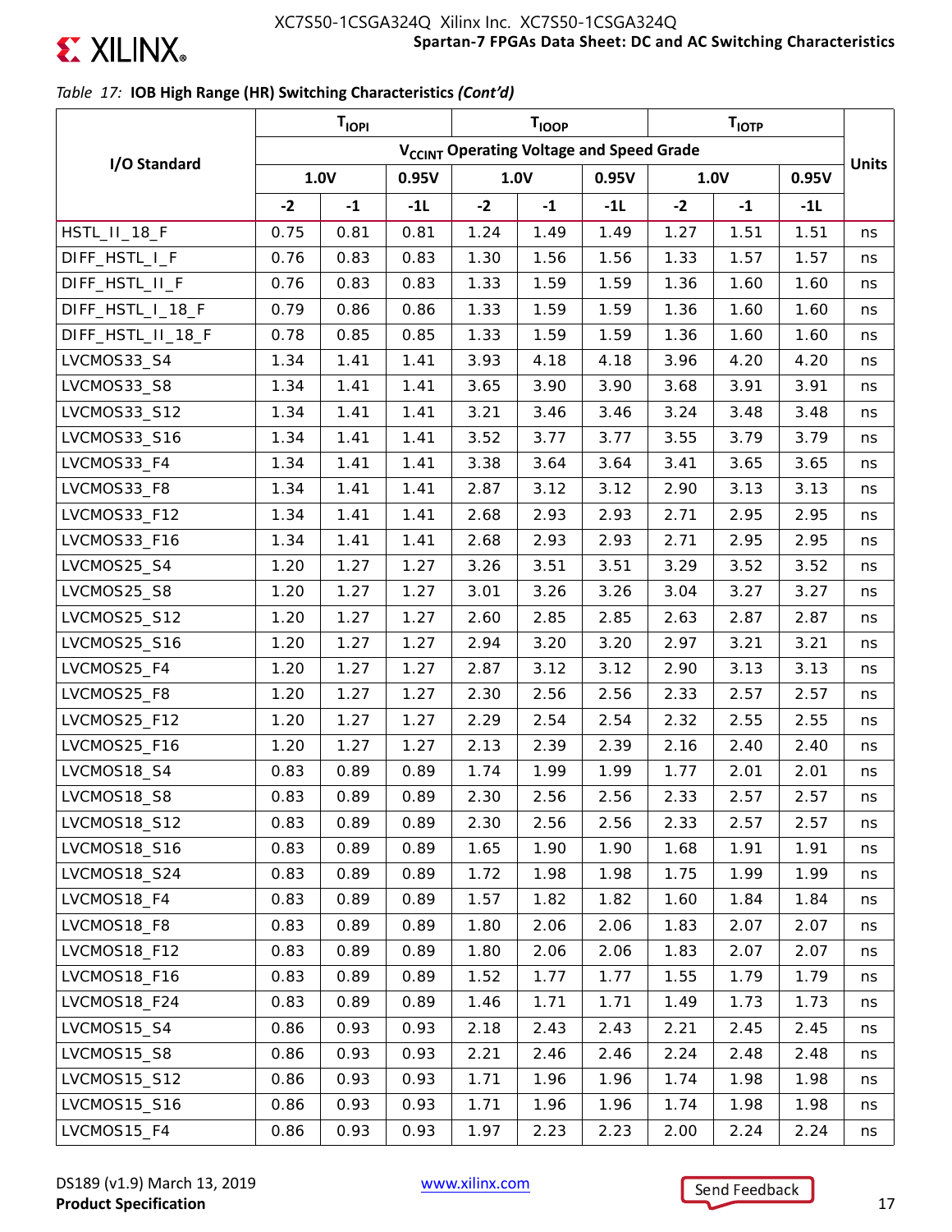*Table 17:* **IOB High Range (HR) Switching Characteristics *(Cont'd)***

| I/O Standard | $T_{IOPI}$ | | | $T_{IOOP}$ | | | $T_{IOTP}$ | | | Units |
|---|---|---|---|---|---|---|---|---|---|---|
| | $V_{CCINT}$ Operating Voltage and Speed Grade | | | | | | | | | |
| | 1.0V | | 0.95V | 1.0V | | 0.95V | 1.0V | | 0.95V | |
| | -2 | -1 | -1L | -2 | -1 | -1L | -2 | -1 | -1L | |
| HSTL_II_18_F | 0.75 | 0.81 | 0.81 | 1.24 | 1.49 | 1.49 | 1.27 | 1.51 | 1.51 | ns |
| DIFF_HSTL_I_F | 0.76 | 0.83 | 0.83 | 1.30 | 1.56 | 1.56 | 1.33 | 1.57 | 1.57 | ns |
| DIFF_HSTL_II_F | 0.76 | 0.83 | 0.83 | 1.33 | 1.59 | 1.59 | 1.36 | 1.60 | 1.60 | ns |
| DIFF_HSTL_I_18_F | 0.79 | 0.86 | 0.86 | 1.33 | 1.59 | 1.59 | 1.36 | 1.60 | 1.60 | ns |
| DIFF_HSTL_II_18_F | 0.78 | 0.85 | 0.85 | 1.33 | 1.59 | 1.59 | 1.36 | 1.60 | 1.60 | ns |
| LVCMOS33_S4 | 1.34 | 1.41 | 1.41 | 3.93 | 4.18 | 4.18 | 3.96 | 4.20 | 4.20 | ns |
| LVCMOS33_S8 | 1.34 | 1.41 | 1.41 | 3.65 | 3.90 | 3.90 | 3.68 | 3.91 | 3.91 | ns |
| LVCMOS33_S12 | 1.34 | 1.41 | 1.41 | 3.21 | 3.46 | 3.46 | 3.24 | 3.48 | 3.48 | ns |
| LVCMOS33_S16 | 1.34 | 1.41 | 1.41 | 3.52 | 3.77 | 3.77 | 3.55 | 3.79 | 3.79 | ns |
| LVCMOS33_F4 | 1.34 | 1.41 | 1.41 | 3.38 | 3.64 | 3.64 | 3.41 | 3.65 | 3.65 | ns |
| LVCMOS33_F8 | 1.34 | 1.41 | 1.41 | 2.87 | 3.12 | 3.12 | 2.90 | 3.13 | 3.13 | ns |
| LVCMOS33_F12 | 1.34 | 1.41 | 1.41 | 2.68 | 2.93 | 2.93 | 2.71 | 2.95 | 2.95 | ns |
| LVCMOS33_F16 | 1.34 | 1.41 | 1.41 | 2.68 | 2.93 | 2.93 | 2.71 | 2.95 | 2.95 | ns |
| LVCMOS25_S4 | 1.20 | 1.27 | 1.27 | 3.26 | 3.51 | 3.51 | 3.29 | 3.52 | 3.52 | ns |
| LVCMOS25_S8 | 1.20 | 1.27 | 1.27 | 3.01 | 3.26 | 3.26 | 3.04 | 3.27 | 3.27 | ns |
| LVCMOS25_S12 | 1.20 | 1.27 | 1.27 | 2.60 | 2.85 | 2.85 | 2.63 | 2.87 | 2.87 | ns |
| LVCMOS25_S16 | 1.20 | 1.27 | 1.27 | 2.94 | 3.20 | 3.20 | 2.97 | 3.21 | 3.21 | ns |
| LVCMOS25_F4 | 1.20 | 1.27 | 1.27 | 2.87 | 3.12 | 3.12 | 2.90 | 3.13 | 3.13 | ns |
| LVCMOS25_F8 | 1.20 | 1.27 | 1.27 | 2.30 | 2.56 | 2.56 | 2.33 | 2.57 | 2.57 | ns |
| LVCMOS25_F12 | 1.20 | 1.27 | 1.27 | 2.29 | 2.54 | 2.54 | 2.32 | 2.55 | 2.55 | ns |
| LVCMOS25_F16 | 1.20 | 1.27 | 1.27 | 2.13 | 2.39 | 2.39 | 2.16 | 2.40 | 2.40 | ns |
| LVCMOS18_S4 | 0.83 | 0.89 | 0.89 | 1.74 | 1.99 | 1.99 | 1.77 | 2.01 | 2.01 | ns |
| LVCMOS18_S8 | 0.83 | 0.89 | 0.89 | 2.30 | 2.56 | 2.56 | 2.33 | 2.57 | 2.57 | ns |
| LVCMOS18_S12 | 0.83 | 0.89 | 0.89 | 2.30 | 2.56 | 2.56 | 2.33 | 2.57 | 2.57 | ns |
| LVCMOS18_S16 | 0.83 | 0.89 | 0.89 | 1.65 | 1.90 | 1.90 | 1.68 | 1.91 | 1.91 | ns |
| LVCMOS18_S24 | 0.83 | 0.89 | 0.89 | 1.72 | 1.98 | 1.98 | 1.75 | 1.99 | 1.99 | ns |
| LVCMOS18_F4 | 0.83 | 0.89 | 0.89 | 1.57 | 1.82 | 1.82 | 1.60 | 1.84 | 1.84 | ns |
| LVCMOS18_F8 | 0.83 | 0.89 | 0.89 | 1.80 | 2.06 | 2.06 | 1.83 | 2.07 | 2.07 | ns |
| LVCMOS18_F12 | 0.83 | 0.89 | 0.89 | 1.80 | 2.06 | 2.06 | 1.83 | 2.07 | 2.07 | ns |
| LVCMOS18_F16 | 0.83 | 0.89 | 0.89 | 1.52 | 1.77 | 1.77 | 1.55 | 1.79 | 1.79 | ns |
| LVCMOS18_F24 | 0.83 | 0.89 | 0.89 | 1.46 | 1.71 | 1.71 | 1.49 | 1.73 | 1.73 | ns |
| LVCMOS15_S4 | 0.86 | 0.93 | 0.93 | 2.18 | 2.43 | 2.43 | 2.21 | 2.45 | 2.45 | ns |
| LVCMOS15_S8 | 0.86 | 0.93 | 0.93 | 2.21 | 2.46 | 2.46 | 2.24 | 2.48 | 2.48 | ns |
| LVCMOS15_S12 | 0.86 | 0.93 | 0.93 | 1.71 | 1.96 | 1.96 | 1.74 | 1.98 | 1.98 | ns |
| LVCMOS15_S16 | 0.86 | 0.93 | 0.93 | 1.71 | 1.96 | 1.96 | 1.74 | 1.98 | 1.98 | ns |
| LVCMOS15_F4 | 0.86 | 0.93 | 0.93 | 1.97 | 2.23 | 2.23 | 2.00 | 2.24 | 2.24 | ns |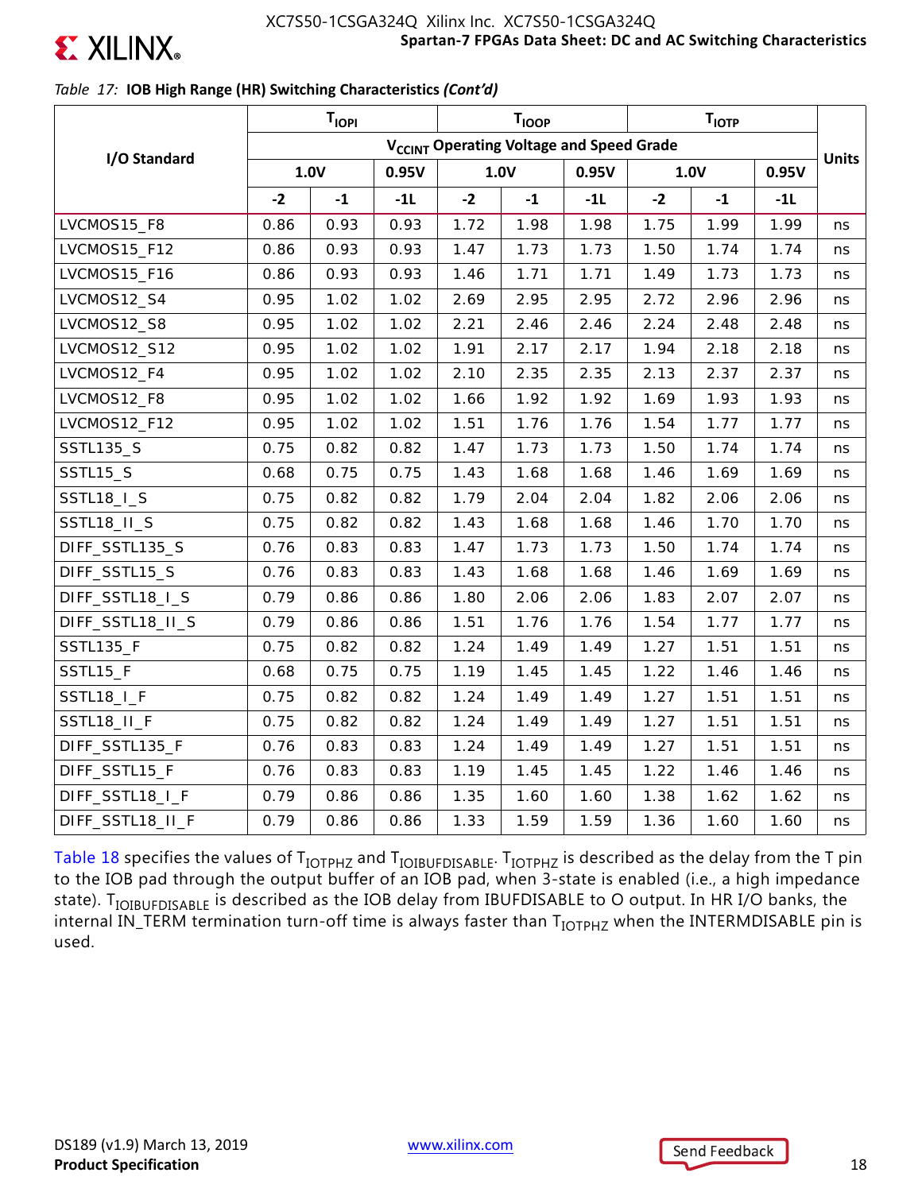*Table 17:* **IOB High Range (HR) Switching Characteristics** ***(Cont'd)***

| I/O Standard | $T_{IOPI}$ | | | $T_{IOOP}$ | | | $T_{IOTP}$ | | | Units |
|---|---|---|---|---|---|---|---|---|---|---|
| | $V_{CCINT}$ Operating Voltage and Speed Grade | | | | | | | | | |
| | 1.0V | | 0.95V | 1.0V | | 0.95V | 1.0V | | 0.95V | |
| | -2 | -1 | -1L | -2 | -1 | -1L | -2 | -1 | -1L | |
| LVCMOS15_F8 | 0.86 | 0.93 | 0.93 | 1.72 | 1.98 | 1.98 | 1.75 | 1.99 | 1.99 | ns |
| LVCMOS15_F12 | 0.86 | 0.93 | 0.93 | 1.47 | 1.73 | 1.73 | 1.50 | 1.74 | 1.74 | ns |
| LVCMOS15_F16 | 0.86 | 0.93 | 0.93 | 1.46 | 1.71 | 1.71 | 1.49 | 1.73 | 1.73 | ns |
| LVCMOS12_S4 | 0.95 | 1.02 | 1.02 | 2.69 | 2.95 | 2.95 | 2.72 | 2.96 | 2.96 | ns |
| LVCMOS12_S8 | 0.95 | 1.02 | 1.02 | 2.21 | 2.46 | 2.46 | 2.24 | 2.48 | 2.48 | ns |
| LVCMOS12_S12 | 0.95 | 1.02 | 1.02 | 1.91 | 2.17 | 2.17 | 1.94 | 2.18 | 2.18 | ns |
| LVCMOS12_F4 | 0.95 | 1.02 | 1.02 | 2.10 | 2.35 | 2.35 | 2.13 | 2.37 | 2.37 | ns |
| LVCMOS12_F8 | 0.95 | 1.02 | 1.02 | 1.66 | 1.92 | 1.92 | 1.69 | 1.93 | 1.93 | ns |
| LVCMOS12_F12 | 0.95 | 1.02 | 1.02 | 1.51 | 1.76 | 1.76 | 1.54 | 1.77 | 1.77 | ns |
| SSTL135_S | 0.75 | 0.82 | 0.82 | 1.47 | 1.73 | 1.73 | 1.50 | 1.74 | 1.74 | ns |
| SSTL15_S | 0.68 | 0.75 | 0.75 | 1.43 | 1.68 | 1.68 | 1.46 | 1.69 | 1.69 | ns |
| SSTL18_I_S | 0.75 | 0.82 | 0.82 | 1.79 | 2.04 | 2.04 | 1.82 | 2.06 | 2.06 | ns |
| SSTL18_II_S | 0.75 | 0.82 | 0.82 | 1.43 | 1.68 | 1.68 | 1.46 | 1.70 | 1.70 | ns |
| DIFF_SSTL135_S | 0.76 | 0.83 | 0.83 | 1.47 | 1.73 | 1.73 | 1.50 | 1.74 | 1.74 | ns |
| DIFF_SSTL15_S | 0.76 | 0.83 | 0.83 | 1.43 | 1.68 | 1.68 | 1.46 | 1.69 | 1.69 | ns |
| DIFF_SSTL18_I_S | 0.79 | 0.86 | 0.86 | 1.80 | 2.06 | 2.06 | 1.83 | 2.07 | 2.07 | ns |
| DIFF_SSTL18_II_S | 0.79 | 0.86 | 0.86 | 1.51 | 1.76 | 1.76 | 1.54 | 1.77 | 1.77 | ns |
| SSTL135_F | 0.75 | 0.82 | 0.82 | 1.24 | 1.49 | 1.49 | 1.27 | 1.51 | 1.51 | ns |
| SSTL15_F | 0.68 | 0.75 | 0.75 | 1.19 | 1.45 | 1.45 | 1.22 | 1.46 | 1.46 | ns |
| SSTL18_I_F | 0.75 | 0.82 | 0.82 | 1.24 | 1.49 | 1.49 | 1.27 | 1.51 | 1.51 | ns |
| SSTL18_II_F | 0.75 | 0.82 | 0.82 | 1.24 | 1.49 | 1.49 | 1.27 | 1.51 | 1.51 | ns |
| DIFF_SSTL135_F | 0.76 | 0.83 | 0.83 | 1.24 | 1.49 | 1.49 | 1.27 | 1.51 | 1.51 | ns |
| DIFF_SSTL15_F | 0.76 | 0.83 | 0.83 | 1.19 | 1.45 | 1.45 | 1.22 | 1.46 | 1.46 | ns |
| DIFF_SSTL18_I_F | 0.79 | 0.86 | 0.86 | 1.35 | 1.60 | 1.60 | 1.38 | 1.62 | 1.62 | ns |
| DIFF_SSTL18_II_F | 0.79 | 0.86 | 0.86 | 1.33 | 1.59 | 1.59 | 1.36 | 1.60 | 1.60 | ns |

Table 18 specifies the values of $T_{IOTPHZ}$ and $T_{IOIBUFDISABLE}$. $T_{IOTPHZ}$ is described as the delay from the T pin to the IOB pad through the output buffer of an IOB pad, when 3-state is enabled (i.e., a high impedance state). $T_{IOIBUFDISABLE}$ is described as the IOB delay from IBUFDISABLE to O output. In HR I/O banks, the internal IN_TERM termination turn-off time is always faster than $T_{IOTPHZ}$ when the INTERMDISABLE pin is used.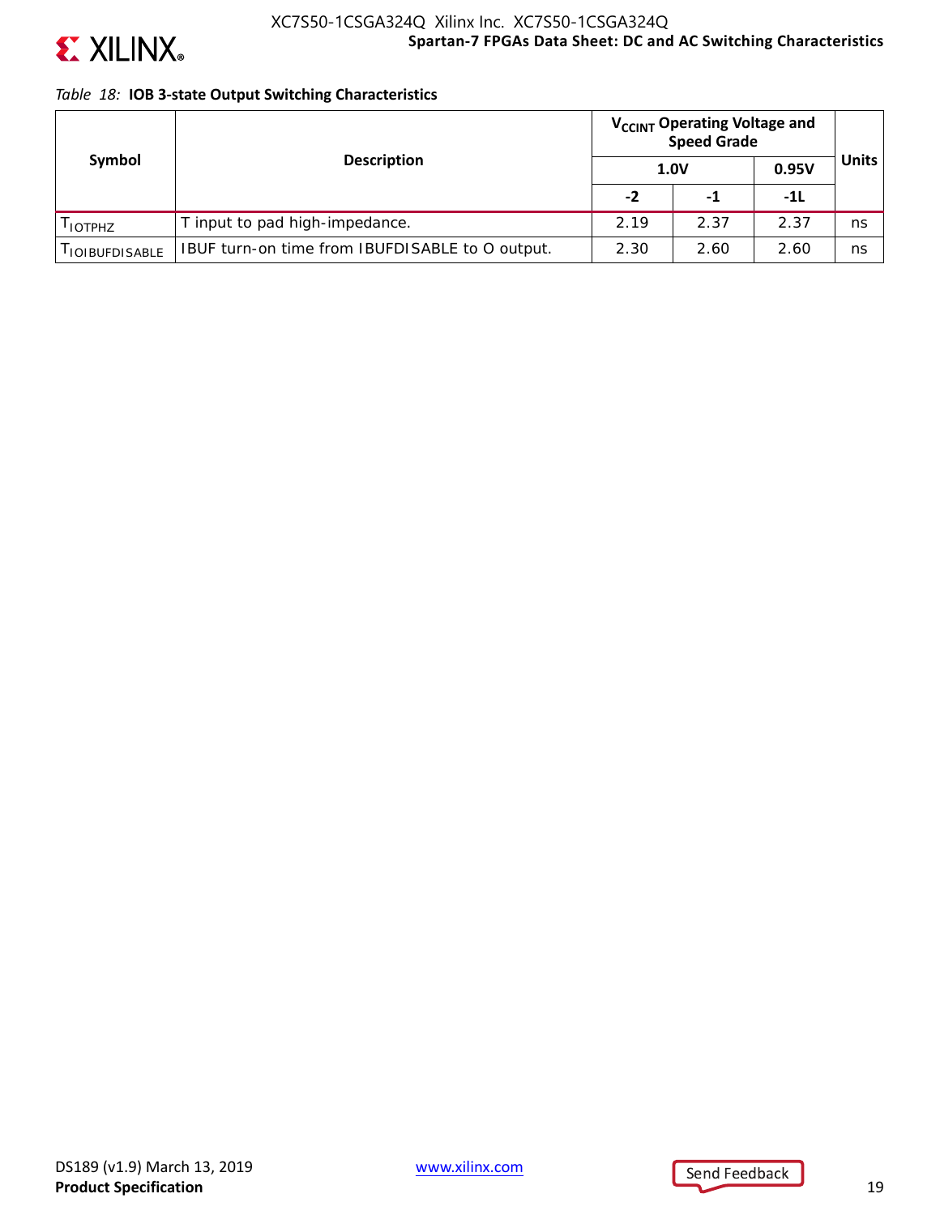*Table 18:* **IOB 3-state Output Switching Characteristics**

| Symbol | Description | $V_{CCINT}$ Operating Voltage and Speed Grade | | | Units |
|---|---|---|---|---|---|
| | | 1.0V | | 0.95V | |
| | | -2 | -1 | -1L | |
| $T_{IOTPHZ}$ | T input to pad high-impedance. | 2.19 | 2.37 | 2.37 | ns |
| $T_{IOIBUFDISABLE}$ | IBUF turn-on time from IBUFDISABLE to O output. | 2.30 | 2.60 | 2.60 | ns |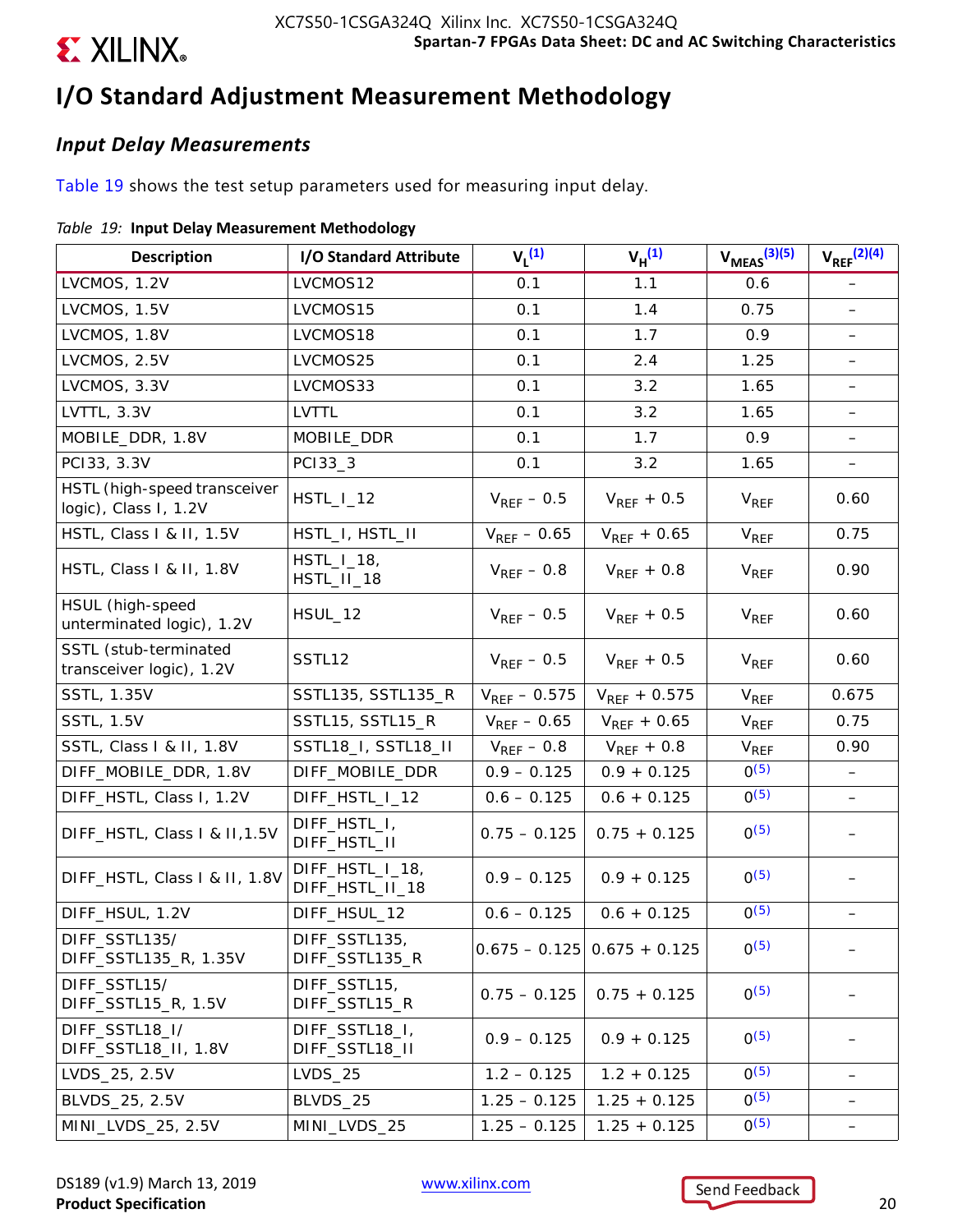# I/O Standard Adjustment Measurement Methodology

## *Input Delay Measurements*

Table 19 shows the test setup parameters used for measuring input delay.

*Table 19:* **Input Delay Measurement Methodology**

| Description | I/O Standard Attribute | $V_L$[1] | $V_H$[1] | $V_{MEAS}$[3][5] | $V_{REF}$[2][4] |
|---|---|---|---|---|---|
| LVCMOS, 1.2V | LVCMOS12 | 0.1 | 1.1 | 0.6 | – |
| LVCMOS, 1.5V | LVCMOS15 | 0.1 | 1.4 | 0.75 | – |
| LVCMOS, 1.8V | LVCMOS18 | 0.1 | 1.7 | 0.9 | – |
| LVCMOS, 2.5V | LVCMOS25 | 0.1 | 2.4 | 1.25 | – |
| LVCMOS, 3.3V | LVCMOS33 | 0.1 | 3.2 | 1.65 | – |
| LVTTL, 3.3V | LVTTL | 0.1 | 3.2 | 1.65 | – |
| MOBILE_DDR, 1.8V | MOBILE_DDR | 0.1 | 1.7 | 0.9 | – |
| PCI33, 3.3V | PCI33_3 | 0.1 | 3.2 | 1.65 | – |
| HSTL (high-speed transceiver logic), Class I, 1.2V | HSTL_I_12 | $V_{REF}$ – 0.5 | $V_{REF}$ + 0.5 | $V_{REF}$ | 0.60 |
| HSTL, Class I & II, 1.5V | HSTL_I, HSTL_II | $V_{REF}$ – 0.65 | $V_{REF}$ + 0.65 | $V_{REF}$ | 0.75 |
| HSTL, Class I & II, 1.8V | HSTL_I_18, HSTL_II_18 | $V_{REF}$ – 0.8 | $V_{REF}$ + 0.8 | $V_{REF}$ | 0.90 |
| HSUL (high-speed unterminated logic), 1.2V | HSUL_12 | $V_{REF}$ – 0.5 | $V_{REF}$ + 0.5 | $V_{REF}$ | 0.60 |
| SSTL (stub-terminated transceiver logic), 1.2V | SSTL12 | $V_{REF}$ – 0.5 | $V_{REF}$ + 0.5 | $V_{REF}$ | 0.60 |
| SSTL, 1.35V | SSTL135, SSTL135_R | $V_{REF}$ – 0.575 | $V_{REF}$ + 0.575 | $V_{REF}$ | 0.675 |
| SSTL, 1.5V | SSTL15, SSTL15_R | $V_{REF}$ – 0.65 | $V_{REF}$ + 0.65 | $V_{REF}$ | 0.75 |
| SSTL, Class I & II, 1.8V | SSTL18_I, SSTL18_II | $V_{REF}$ – 0.8 | $V_{REF}$ + 0.8 | $V_{REF}$ | 0.90 |
| DIFF_MOBILE_DDR, 1.8V | DIFF_MOBILE_DDR | 0.9 – 0.125 | 0.9 + 0.125 | 0[5] | – |
| DIFF_HSTL, Class I, 1.2V | DIFF_HSTL_I_12 | 0.6 – 0.125 | 0.6 + 0.125 | 0[5] | – |
| DIFF_HSTL, Class I & II,1.5V | DIFF_HSTL_I, DIFF_HSTL_II | 0.75 – 0.125 | 0.75 + 0.125 | 0[5] | – |
| DIFF_HSTL, Class I & II, 1.8V | DIFF_HSTL_I_18, DIFF_HSTL_II_18 | 0.9 – 0.125 | 0.9 + 0.125 | 0[5] | – |
| DIFF_HSUL, 1.2V | DIFF_HSUL_12 | 0.6 – 0.125 | 0.6 + 0.125 | 0[5] | – |
| DIFF_SSTL135/ DIFF_SSTL135_R, 1.35V | DIFF_SSTL135, DIFF_SSTL135_R | 0.675 – 0.125 | 0.675 + 0.125 | 0[5] | – |
| DIFF_SSTL15/ DIFF_SSTL15_R, 1.5V | DIFF_SSTL15, DIFF_SSTL15_R | 0.75 – 0.125 | 0.75 + 0.125 | 0[5] | – |
| DIFF_SSTL18_I/ DIFF_SSTL18_II, 1.8V | DIFF_SSTL18_I, DIFF_SSTL18_II | 0.9 – 0.125 | 0.9 + 0.125 | 0[5] | – |
| LVDS_25, 2.5V | LVDS_25 | 1.2 – 0.125 | 1.2 + 0.125 | 0[5] | – |
| BLVDS_25, 2.5V | BLVDS_25 | 1.25 – 0.125 | 1.25 + 0.125 | 0[5] | – |
| MINI_LVDS_25, 2.5V | MINI_LVDS_25 | 1.25 – 0.125 | 1.25 + 0.125 | 0[5] | – |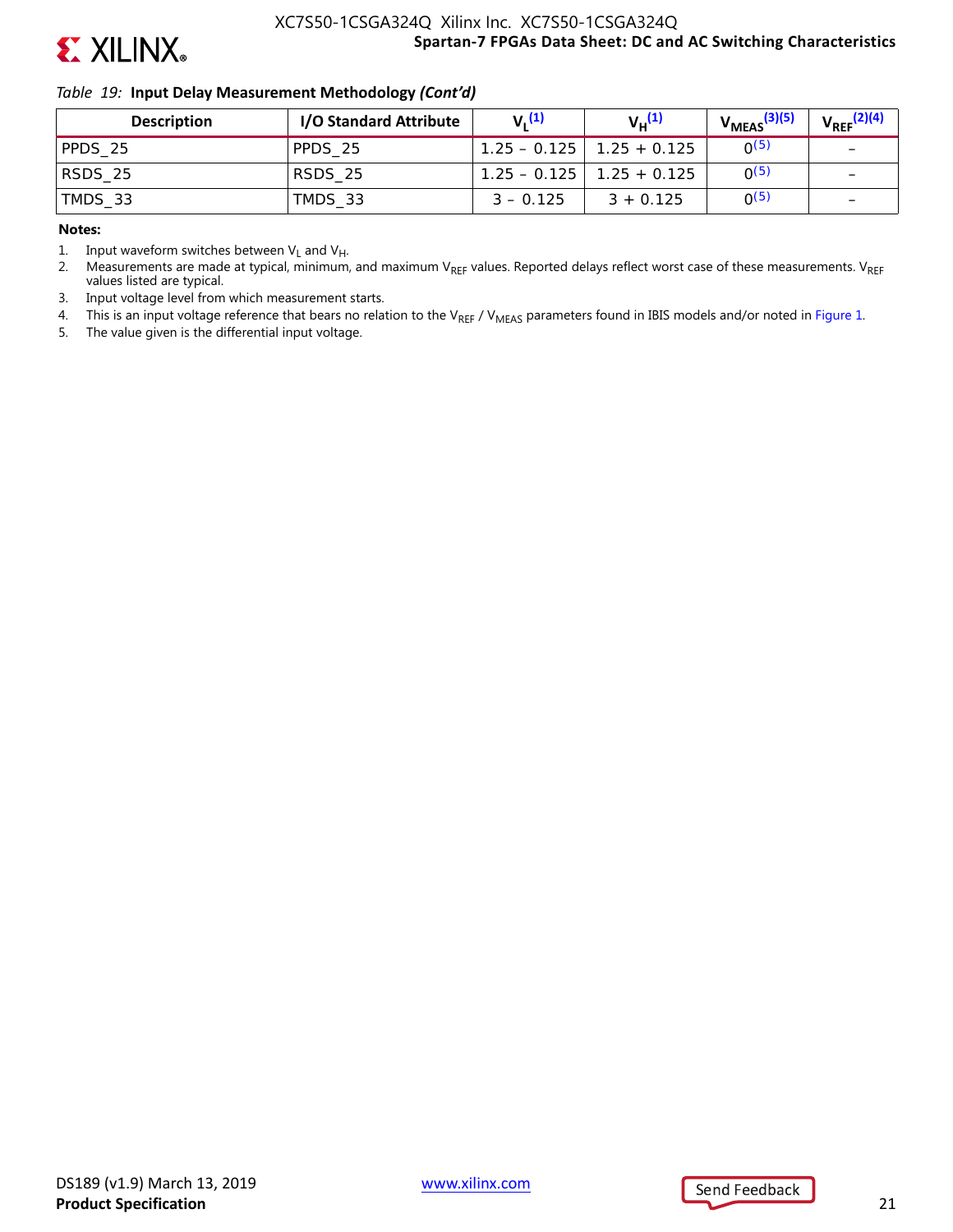*Table 19:* **Input Delay Measurement Methodology *(Cont'd)***

| Description | I/O Standard Attribute | $V_L$[(1)] | $V_H$[(1)] | $V_{MEAS}$[(3)(5)] | $V_{REF}$[(2)(4)] |
|---|---|---|---|---|---|
| PPDS_25 | PPDS_25 | 1.25 – 0.125 | 1.25 + 0.125 | 0[(5)] | – |
| RSDS_25 | RSDS_25 | 1.25 – 0.125 | 1.25 + 0.125 | 0[(5)] | – |
| TMDS_33 | TMDS_33 | 3 – 0.125 | 3 + 0.125 | 0[(5)] | – |

**Notes:**

1. Input waveform switches between $V_L$ and $V_H$.
2. Measurements are made at typical, minimum, and maximum $V_{REF}$ values. Reported delays reflect worst case of these measurements. $V_{REF}$ values listed are typical.
3. Input voltage level from which measurement starts.
4. This is an input voltage reference that bears no relation to the $V_{REF}$ / $V_{MEAS}$ parameters found in IBIS models and/or noted in Figure 1.
5. The value given is the differential input voltage.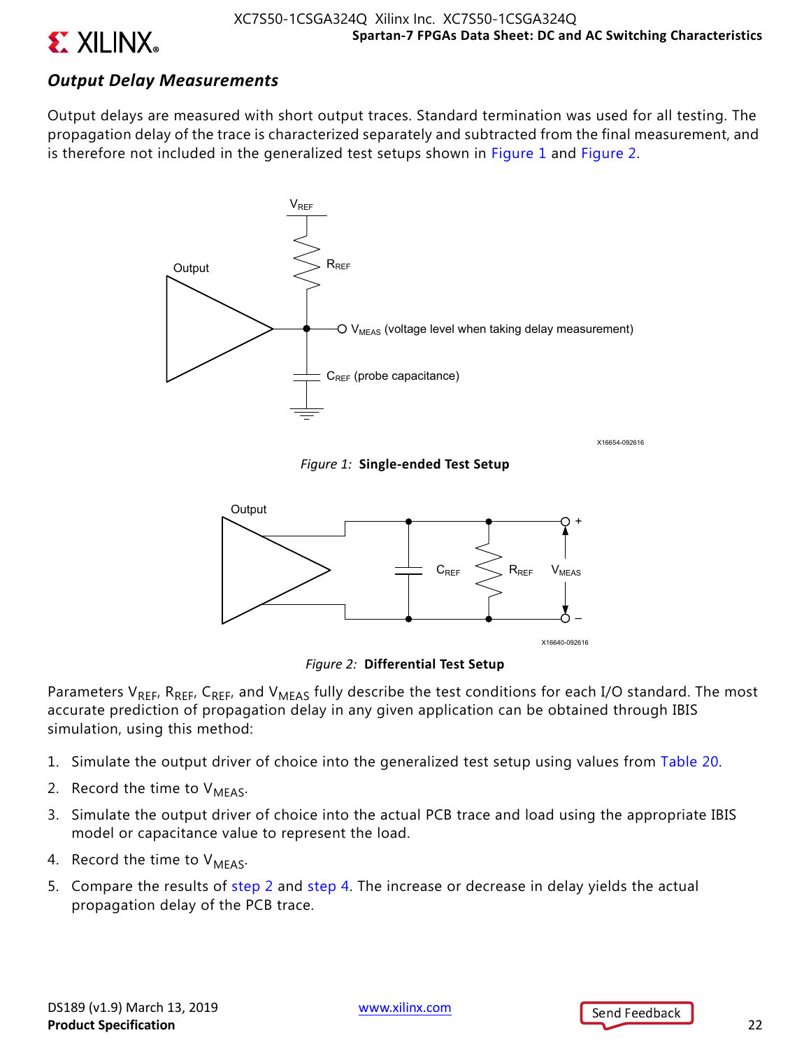### *Output Delay Measurements*

Output delays are measured with short output traces. Standard termination was used for all testing. The propagation delay of the trace is characterized separately and subtracted from the final measurement, and is therefore not included in the generalized test setups shown in Figure 1 and Figure 2.

*Figure 1:* **Single-ended Test Setup**

*Figure 2:* **Differential Test Setup**

Parameters $V_{REF}$, $R_{REF}$, $C_{REF}$, and $V_{MEAS}$ fully describe the test conditions for each I/O standard. The most accurate prediction of propagation delay in any given application can be obtained through IBIS simulation, using this method:

1. Simulate the output driver of choice into the generalized test setup using values from Table 20.
2. Record the time to $V_{MEAS}$.
3. Simulate the output driver of choice into the actual PCB trace and load using the appropriate IBIS model or capacitance value to represent the load.
4. Record the time to $V_{MEAS}$.
5. Compare the results of step 2 and step 4. The increase or decrease in delay yields the actual propagation delay of the PCB trace.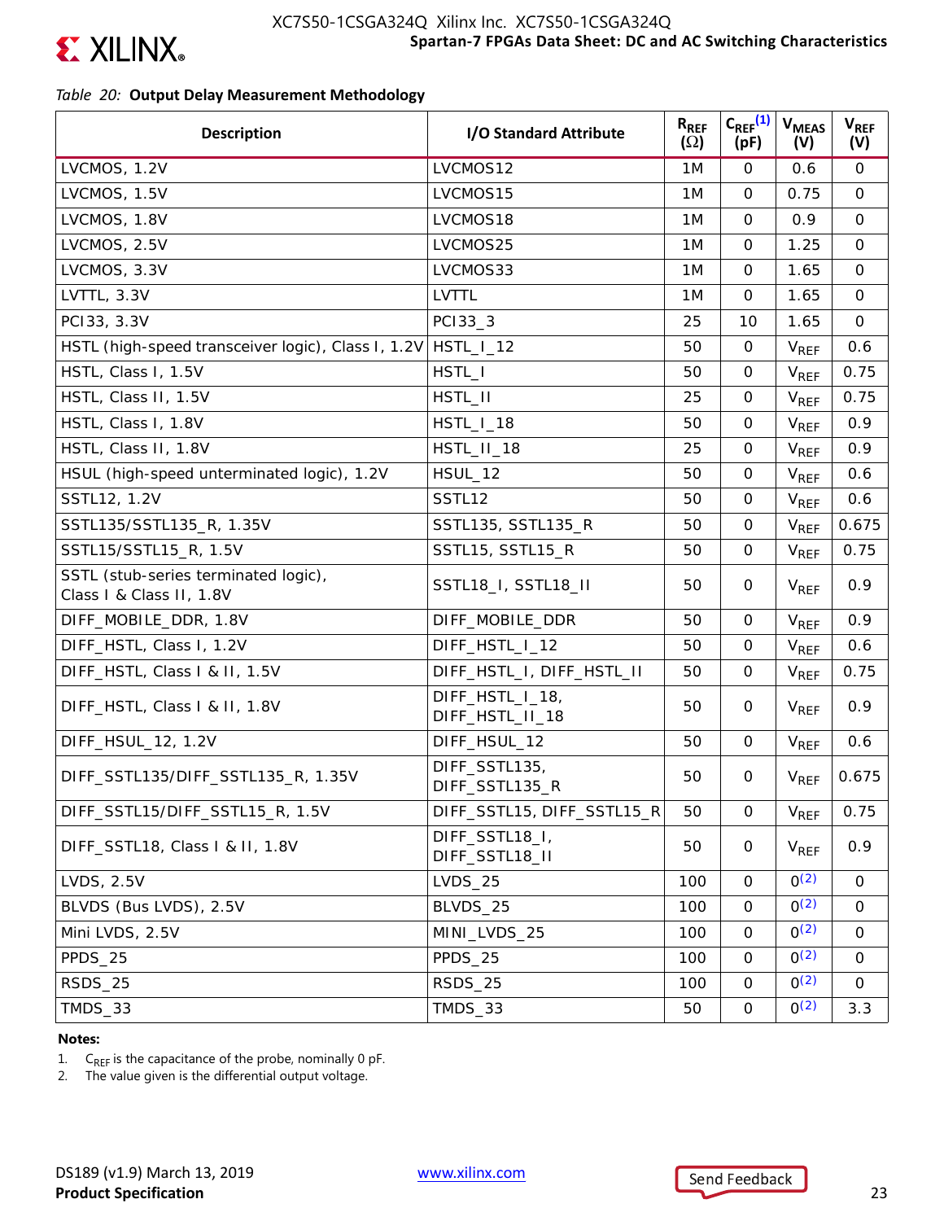*Table 20:* **Output Delay Measurement Methodology**

| Description | I/O Standard Attribute | $R_{REF}$ (Ω) | $C_{REF}$[1] (pF) | $V_{MEAS}$ (V) | $V_{REF}$ (V) |
|---|---|---|---|---|---|
| LVCMOS, 1.2V | LVCMOS12 | 1M | 0 | 0.6 | 0 |
| LVCMOS, 1.5V | LVCMOS15 | 1M | 0 | 0.75 | 0 |
| LVCMOS, 1.8V | LVCMOS18 | 1M | 0 | 0.9 | 0 |
| LVCMOS, 2.5V | LVCMOS25 | 1M | 0 | 1.25 | 0 |
| LVCMOS, 3.3V | LVCMOS33 | 1M | 0 | 1.65 | 0 |
| LVTTL, 3.3V | LVTTL | 1M | 0 | 1.65 | 0 |
| PCI33, 3.3V | PCI33_3 | 25 | 10 | 1.65 | 0 |
| HSTL (high-speed transceiver logic), Class I, 1.2V | HSTL_I_12 | 50 | 0 | $V_{REF}$ | 0.6 |
| HSTL, Class I, 1.5V | HSTL_I | 50 | 0 | $V_{REF}$ | 0.75 |
| HSTL, Class II, 1.5V | HSTL_II | 25 | 0 | $V_{REF}$ | 0.75 |
| HSTL, Class I, 1.8V | HSTL_I_18 | 50 | 0 | $V_{REF}$ | 0.9 |
| HSTL, Class II, 1.8V | HSTL_II_18 | 25 | 0 | $V_{REF}$ | 0.9 |
| HSUL (high-speed unterminated logic), 1.2V | HSUL_12 | 50 | 0 | $V_{REF}$ | 0.6 |
| SSTL12, 1.2V | SSTL12 | 50 | 0 | $V_{REF}$ | 0.6 |
| SSTL135/SSTL135_R, 1.35V | SSTL135, SSTL135_R | 50 | 0 | $V_{REF}$ | 0.675 |
| SSTL15/SSTL15_R, 1.5V | SSTL15, SSTL15_R | 50 | 0 | $V_{REF}$ | 0.75 |
| SSTL (stub-series terminated logic), Class I & Class II, 1.8V | SSTL18_I, SSTL18_II | 50 | 0 | $V_{REF}$ | 0.9 |
| DIFF_MOBILE_DDR, 1.8V | DIFF_MOBILE_DDR | 50 | 0 | $V_{REF}$ | 0.9 |
| DIFF_HSTL, Class I, 1.2V | DIFF_HSTL_I_12 | 50 | 0 | $V_{REF}$ | 0.6 |
| DIFF_HSTL, Class I & II, 1.5V | DIFF_HSTL_I, DIFF_HSTL_II | 50 | 0 | $V_{REF}$ | 0.75 |
| DIFF_HSTL, Class I & II, 1.8V | DIFF_HSTL_I_18, DIFF_HSTL_II_18 | 50 | 0 | $V_{REF}$ | 0.9 |
| DIFF_HSUL_12, 1.2V | DIFF_HSUL_12 | 50 | 0 | $V_{REF}$ | 0.6 |
| DIFF_SSTL135/DIFF_SSTL135_R, 1.35V | DIFF_SSTL135, DIFF_SSTL135_R | 50 | 0 | $V_{REF}$ | 0.675 |
| DIFF_SSTL15/DIFF_SSTL15_R, 1.5V | DIFF_SSTL15, DIFF_SSTL15_R | 50 | 0 | $V_{REF}$ | 0.75 |
| DIFF_SSTL18, Class I & II, 1.8V | DIFF_SSTL18_I, DIFF_SSTL18_II | 50 | 0 | $V_{REF}$ | 0.9 |
| LVDS, 2.5V | LVDS_25 | 100 | 0 | 0[2] | 0 |
| BLVDS (Bus LVDS), 2.5V | BLVDS_25 | 100 | 0 | 0[2] | 0 |
| Mini LVDS, 2.5V | MINI_LVDS_25 | 100 | 0 | 0[2] | 0 |
| PPDS_25 | PPDS_25 | 100 | 0 | 0[2] | 0 |
| RSDS_25 | RSDS_25 | 100 | 0 | 0[2] | 0 |
| TMDS_33 | TMDS_33 | 50 | 0 | 0[2] | 3.3 |

**Notes:**

1. $C_{REF}$ is the capacitance of the probe, nominally 0 pF.
2. The value given is the differential output voltage.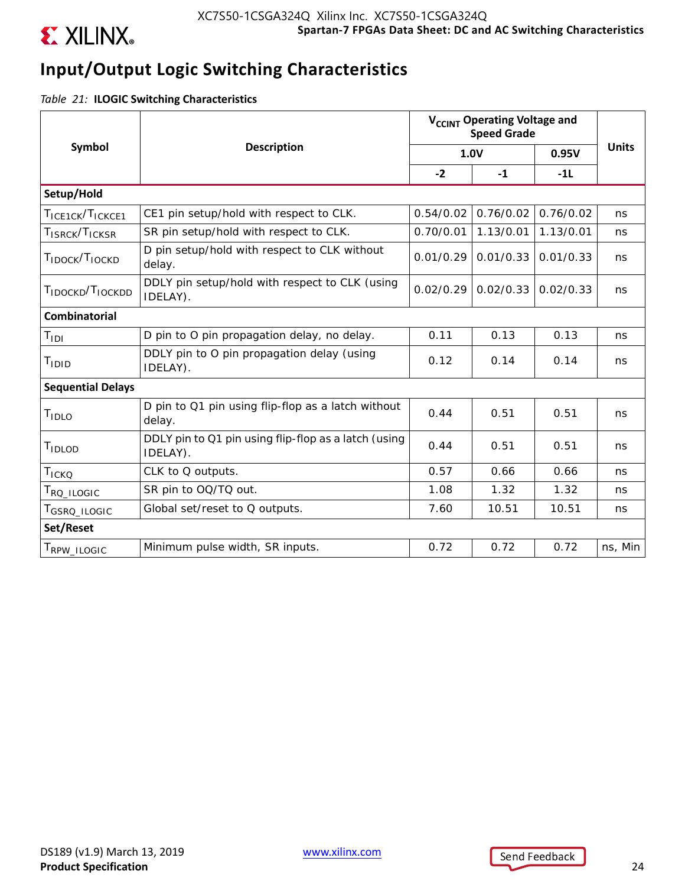## Input/Output Logic Switching Characteristics

*Table 21:* **ILOGIC Switching Characteristics**

| Symbol | Description | $V_{CCINT}$ Operating Voltage and Speed Grade | | | Units |
|---|---|---|---|---|---|
| | | 1.0V | | 0.95V | |
| | | -2 | -1 | -1L | |
| **Setup/Hold** | | | | | |
| $T_{ICE1CK}/T_{ICKCE1}$ | CE1 pin setup/hold with respect to CLK. | 0.54/0.02 | 0.76/0.02 | 0.76/0.02 | ns |
| $T_{ISRCK}/T_{ICKSR}$ | SR pin setup/hold with respect to CLK. | 0.70/0.01 | 1.13/0.01 | 1.13/0.01 | ns |
| $T_{IDOCK}/T_{IOCKD}$ | D pin setup/hold with respect to CLK without delay. | 0.01/0.29 | 0.01/0.33 | 0.01/0.33 | ns |
| $T_{IDOCKD}/T_{IOCKDD}$ | DDLY pin setup/hold with respect to CLK (using IDELAY). | 0.02/0.29 | 0.02/0.33 | 0.02/0.33 | ns |
| **Combinatorial** | | | | | |
| $T_{IDI}$ | D pin to O pin propagation delay, no delay. | 0.11 | 0.13 | 0.13 | ns |
| $T_{IDID}$ | DDLY pin to O pin propagation delay (using IDELAY). | 0.12 | 0.14 | 0.14 | ns |
| **Sequential Delays** | | | | | |
| $T_{IDLO}$ | D pin to Q1 pin using flip-flop as a latch without delay. | 0.44 | 0.51 | 0.51 | ns |
| $T_{IDLOD}$ | DDLY pin to Q1 pin using flip-flop as a latch (using IDELAY). | 0.44 | 0.51 | 0.51 | ns |
| $T_{ICKQ}$ | CLK to Q outputs. | 0.57 | 0.66 | 0.66 | ns |
| $T_{RQ\_ILOGIC}$ | SR pin to OQ/TQ out. | 1.08 | 1.32 | 1.32 | ns |
| $T_{GSRQ\_ILOGIC}$ | Global set/reset to Q outputs. | 7.60 | 10.51 | 10.51 | ns |
| **Set/Reset** | | | | | |
| $T_{RPW\_ILOGIC}$ | Minimum pulse width, SR inputs. | 0.72 | 0.72 | 0.72 | ns, Min |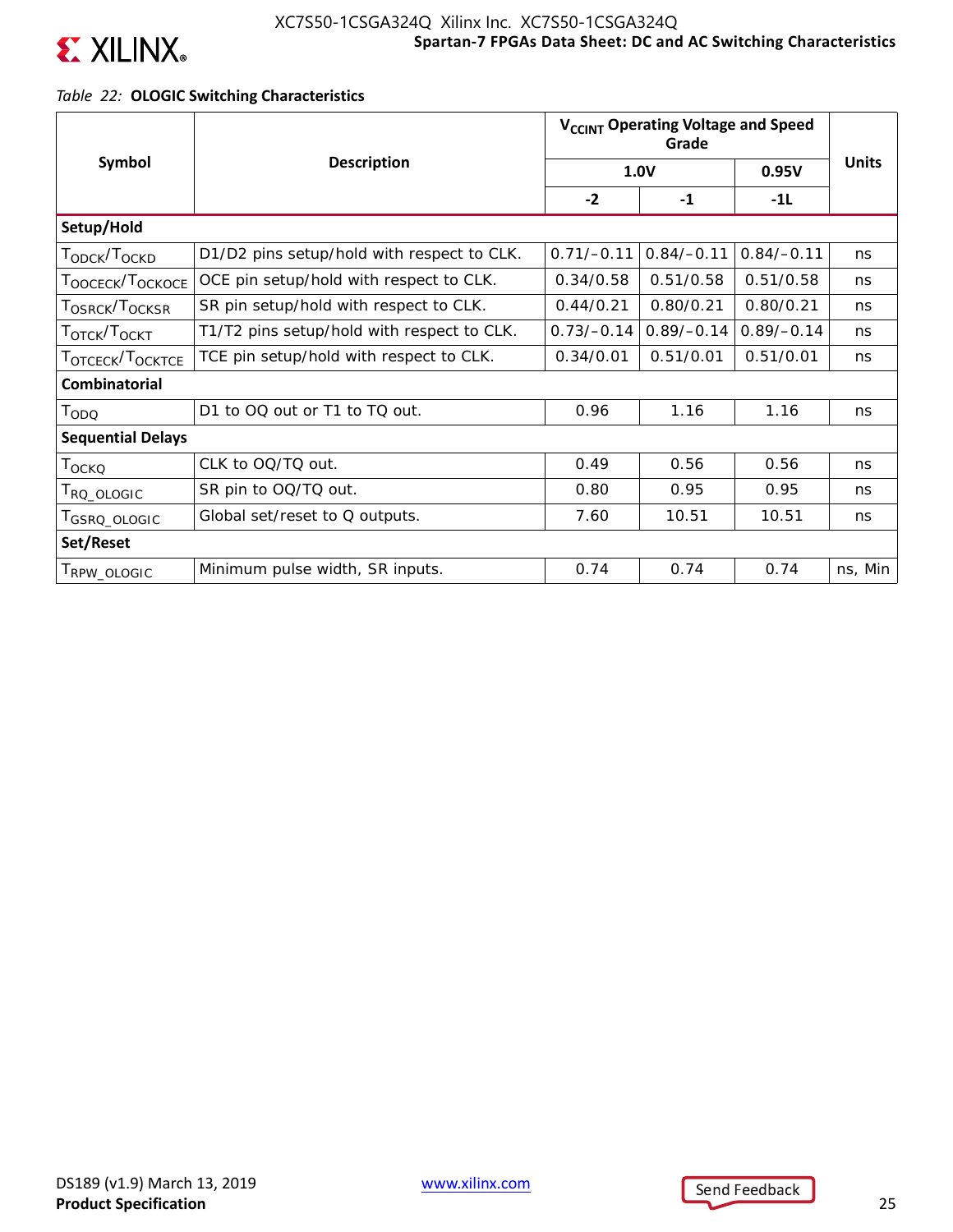*Table 22:* **OLOGIC Switching Characteristics**

| Symbol | Description | $V_{CCINT}$ Operating Voltage and Speed Grade | | | Units |
|---|---|---|---|---|---|
| | | 1.0V | | 0.95V | |
| | | -2 | -1 | -1L | |
| **Setup/Hold** | | | | | |
| $T_{ODCK}/T_{OCKD}$ | D1/D2 pins setup/hold with respect to CLK. | 0.71/–0.11 | 0.84/–0.11 | 0.84/–0.11 | ns |
| $T_{OOCECK}/T_{OCKOCE}$ | OCE pin setup/hold with respect to CLK. | 0.34/0.58 | 0.51/0.58 | 0.51/0.58 | ns |
| $T_{OSRCK}/T_{OCKSR}$ | SR pin setup/hold with respect to CLK. | 0.44/0.21 | 0.80/0.21 | 0.80/0.21 | ns |
| $T_{OTCK}/T_{OCKT}$ | T1/T2 pins setup/hold with respect to CLK. | 0.73/–0.14 | 0.89/–0.14 | 0.89/–0.14 | ns |
| $T_{OTCECK}/T_{OCKTCE}$ | TCE pin setup/hold with respect to CLK. | 0.34/0.01 | 0.51/0.01 | 0.51/0.01 | ns |
| **Combinatorial** | | | | | |
| $T_{ODQ}$ | D1 to OQ out or T1 to TQ out. | 0.96 | 1.16 | 1.16 | ns |
| **Sequential Delays** | | | | | |
| $T_{OCKQ}$ | CLK to OQ/TQ out. | 0.49 | 0.56 | 0.56 | ns |
| $T_{RQ\_OLOGIC}$ | SR pin to OQ/TQ out. | 0.80 | 0.95 | 0.95 | ns |
| $T_{GSRQ\_OLOGIC}$ | Global set/reset to Q outputs. | 7.60 | 10.51 | 10.51 | ns |
| **Set/Reset** | | | | | |
| $T_{RPW\_OLOGIC}$ | Minimum pulse width, SR inputs. | 0.74 | 0.74 | 0.74 | ns, Min |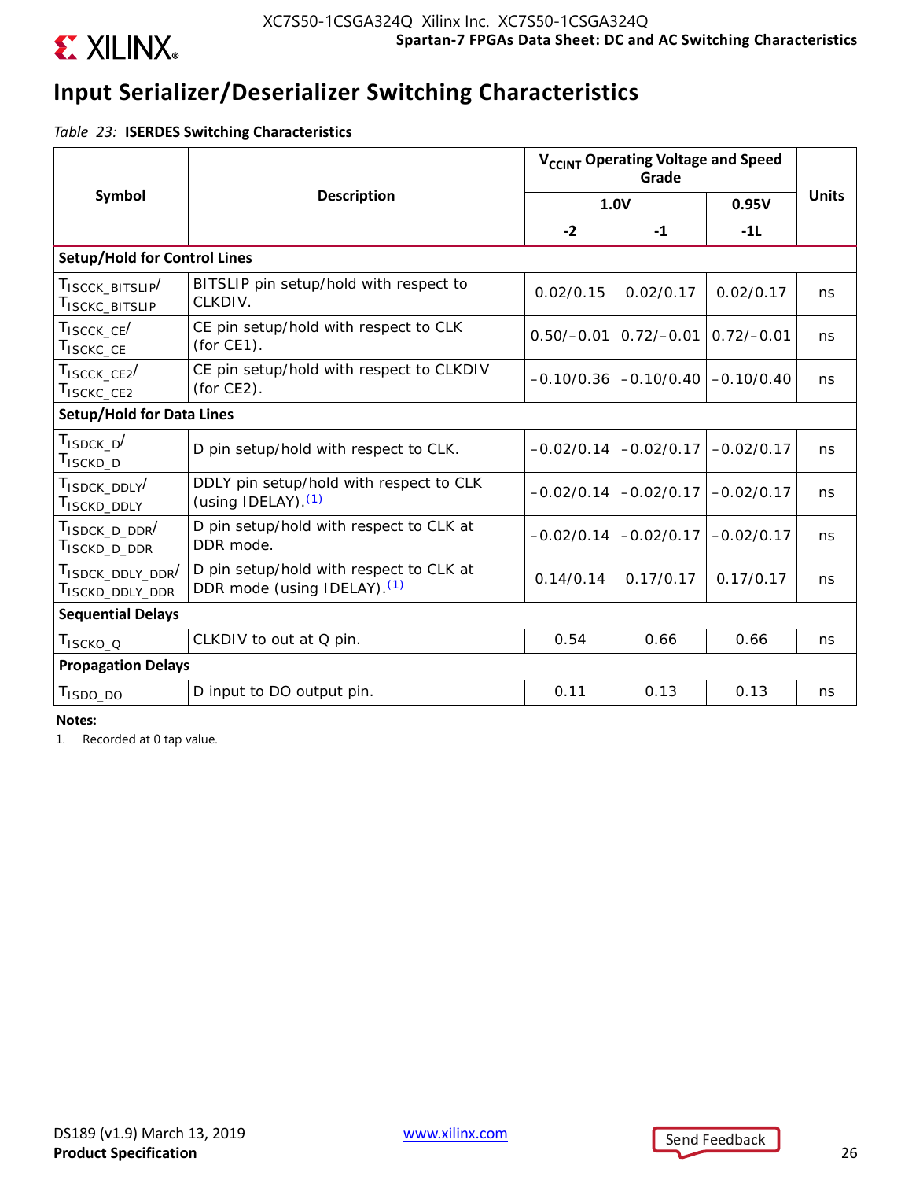## Input Serializer/Deserializer Switching Characteristics

*Table 23:* **ISERDES Switching Characteristics**

| Symbol | Description | $V_{CCINT}$ Operating Voltage and Speed Grade | | | Units |
|---|---|---|---|---|---|
| | | 1.0V | | 0.95V | |
| | | -2 | -1 | -1L | |
| **Setup/Hold for Control Lines** | | | | | |
| $T_{ISCCK\_BITSLIP}$/ $T_{ISCKC\_BITSLIP}$ | BITSLIP pin setup/hold with respect to CLKDIV. | 0.02/0.15 | 0.02/0.17 | 0.02/0.17 | ns |
| $T_{ISCCK\_CE}$/ $T_{ISCKC\_CE}$ | CE pin setup/hold with respect to CLK (for CE1). | 0.50/–0.01 | 0.72/–0.01 | 0.72/–0.01 | ns |
| $T_{ISCCK\_CE2}$/ $T_{ISCKC\_CE2}$ | CE pin setup/hold with respect to CLKDIV (for CE2). | –0.10/0.36 | –0.10/0.40 | –0.10/0.40 | ns |
| **Setup/Hold for Data Lines** | | | | | |
| $T_{ISDCK\_D}$/ $T_{ISCKD\_D}$ | D pin setup/hold with respect to CLK. | –0.02/0.14 | –0.02/0.17 | –0.02/0.17 | ns |
| $T_{ISDCK\_DDLY}$/ $T_{ISCKD\_DDLY}$ | DDLY pin setup/hold with respect to CLK (using IDELAY).[1] | –0.02/0.14 | –0.02/0.17 | –0.02/0.17 | ns |
| $T_{ISDCK\_D\_DDR}$/ $T_{ISCKD\_D\_DDR}$ | D pin setup/hold with respect to CLK at DDR mode. | –0.02/0.14 | –0.02/0.17 | –0.02/0.17 | ns |
| $T_{ISDCK\_DDLY\_DDR}$/ $T_{ISCKD\_DDLY\_DDR}$ | D pin setup/hold with respect to CLK at DDR mode (using IDELAY).[1] | 0.14/0.14 | 0.17/0.17 | 0.17/0.17 | ns |
| **Sequential Delays** | | | | | |
| $T_{ISCKO\_Q}$ | CLKDIV to out at Q pin. | 0.54 | 0.66 | 0.66 | ns |
| **Propagation Delays** | | | | | |
| $T_{ISDO\_DO}$ | D input to DO output pin. | 0.11 | 0.13 | 0.13 | ns |

**Notes:**

1. Recorded at 0 tap value.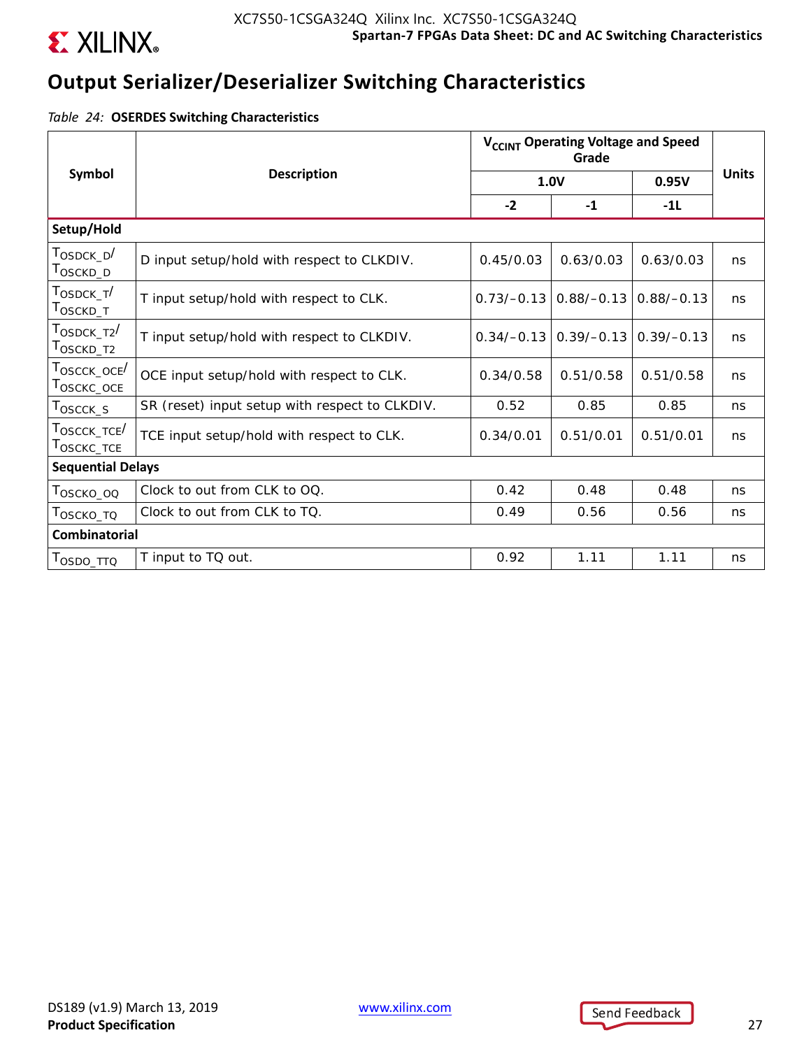## Output Serializer/Deserializer Switching Characteristics

*Table 24:* **OSERDES Switching Characteristics**

| Symbol | Description | $V_{CCINT}$ Operating Voltage and Speed Grade | | | Units |
|---|---|---|---|---|---|
| | | 1.0V | | 0.95V | |
| | | -2 | -1 | -1L | |
| **Setup/Hold** | | | | | |
| $T_{OSDCK\_D}$/ $T_{OSCKD\_D}$ | D input setup/hold with respect to CLKDIV. | 0.45/0.03 | 0.63/0.03 | 0.63/0.03 | ns |
| $T_{OSDCK\_T}$/ $T_{OSCKD\_T}$ | T input setup/hold with respect to CLK. | 0.73/–0.13 | 0.88/–0.13 | 0.88/–0.13 | ns |
| $T_{OSDCK\_T2}$/ $T_{OSCKD\_T2}$ | T input setup/hold with respect to CLKDIV. | 0.34/–0.13 | 0.39/–0.13 | 0.39/–0.13 | ns |
| $T_{OSCCK\_OCE}$/ $T_{OSCKC\_OCE}$ | OCE input setup/hold with respect to CLK. | 0.34/0.58 | 0.51/0.58 | 0.51/0.58 | ns |
| $T_{OSCCK\_S}$ | SR (reset) input setup with respect to CLKDIV. | 0.52 | 0.85 | 0.85 | ns |
| $T_{OSCCK\_TCE}$/ $T_{OSCKC\_TCE}$ | TCE input setup/hold with respect to CLK. | 0.34/0.01 | 0.51/0.01 | 0.51/0.01 | ns |
| **Sequential Delays** | | | | | |
| $T_{OSCKO\_OQ}$ | Clock to out from CLK to OQ. | 0.42 | 0.48 | 0.48 | ns |
| $T_{OSCKO\_TQ}$ | Clock to out from CLK to TQ. | 0.49 | 0.56 | 0.56 | ns |
| **Combinatorial** | | | | | |
| $T_{OSDO\_TTQ}$ | T input to TQ out. | 0.92 | 1.11 | 1.11 | ns |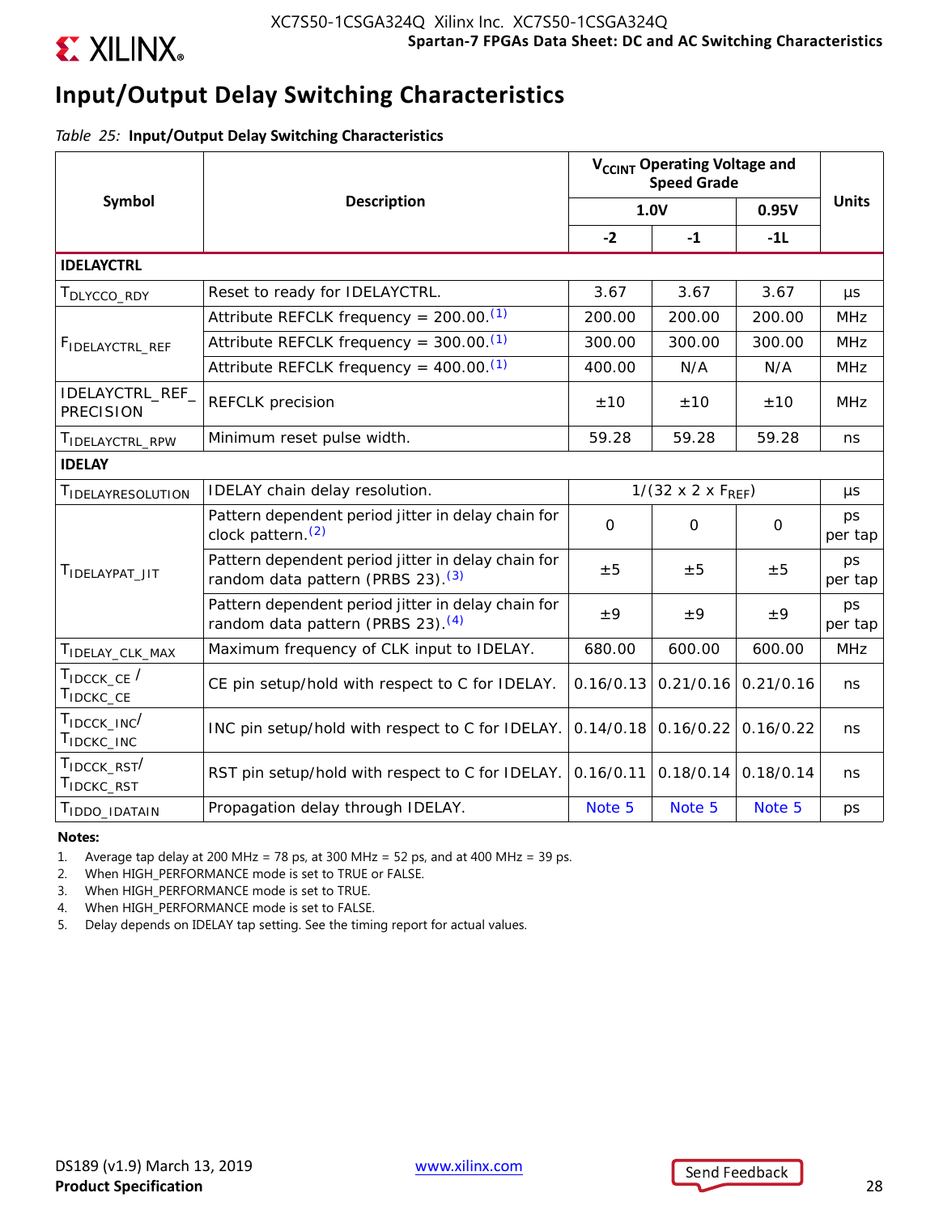## Input/Output Delay Switching Characteristics

*Table 25:* **Input/Output Delay Switching Characteristics**

| Symbol | Description | $V_{CCINT}$ Operating Voltage and Speed Grade | | | Units |
|---|---|---|---|---|---|
| | | 1.0V | | 0.95V | |
| | | -2 | -1 | -1L | |
| **IDELAYCTRL** | | | | | |
| $T_{DLYCCO\_RDY}$ | Reset to ready for IDELAYCTRL. | 3.67 | 3.67 | 3.67 | µs |
| $F_{IDELAYCTRL\_REF}$ | Attribute REFCLK frequency = 200.00.(1) | 200.00 | 200.00 | 200.00 | MHz |
| | Attribute REFCLK frequency = 300.00.(1) | 300.00 | 300.00 | 300.00 | MHz |
| | Attribute REFCLK frequency = 400.00.(1) | 400.00 | N/A | N/A | MHz |
| IDELAYCTRL_REF_PRECISION | REFCLK precision | ±10 | ±10 | ±10 | MHz |
| $T_{IDELAYCTRL\_RPW}$ | Minimum reset pulse width. | 59.28 | 59.28 | 59.28 | ns |
| **IDELAY** | | | | | |
| $T_{IDELAYRESOLUTION}$ | IDELAY chain delay resolution. | $1/(32 \times 2 \times F_{REF})$ | | | µs |
| $T_{IDELAYPAT\_JIT}$ | Pattern dependent period jitter in delay chain for clock pattern.(2) | 0 | 0 | 0 | ps per tap |
| | Pattern dependent period jitter in delay chain for random data pattern (PRBS 23).(3) | ±5 | ±5 | ±5 | ps per tap |
| | Pattern dependent period jitter in delay chain for random data pattern (PRBS 23).(4) | ±9 | ±9 | ±9 | ps per tap |
| $T_{IDELAY\_CLK\_MAX}$ | Maximum frequency of CLK input to IDELAY. | 680.00 | 600.00 | 600.00 | MHz |
| $T_{IDCCK\_CE}$ / $T_{IDCKC\_CE}$ | CE pin setup/hold with respect to C for IDELAY. | 0.16/0.13 | 0.21/0.16 | 0.21/0.16 | ns |
| $T_{IDCCK\_INC}$/ $T_{IDCKC\_INC}$ | INC pin setup/hold with respect to C for IDELAY. | 0.14/0.18 | 0.16/0.22 | 0.16/0.22 | ns |
| $T_{IDCCK\_RST}$/ $T_{IDCKC\_RST}$ | RST pin setup/hold with respect to C for IDELAY. | 0.16/0.11 | 0.18/0.14 | 0.18/0.14 | ns |
| $T_{IDDO\_IDATAIN}$ | Propagation delay through IDELAY. | Note 5 | Note 5 | Note 5 | ps |

**Notes:**

1. Average tap delay at 200 MHz = 78 ps, at 300 MHz = 52 ps, and at 400 MHz = 39 ps.
2. When HIGH_PERFORMANCE mode is set to TRUE or FALSE.
3. When HIGH_PERFORMANCE mode is set to TRUE.
4. When HIGH_PERFORMANCE mode is set to FALSE.
5. Delay depends on IDELAY tap setting. See the timing report for actual values.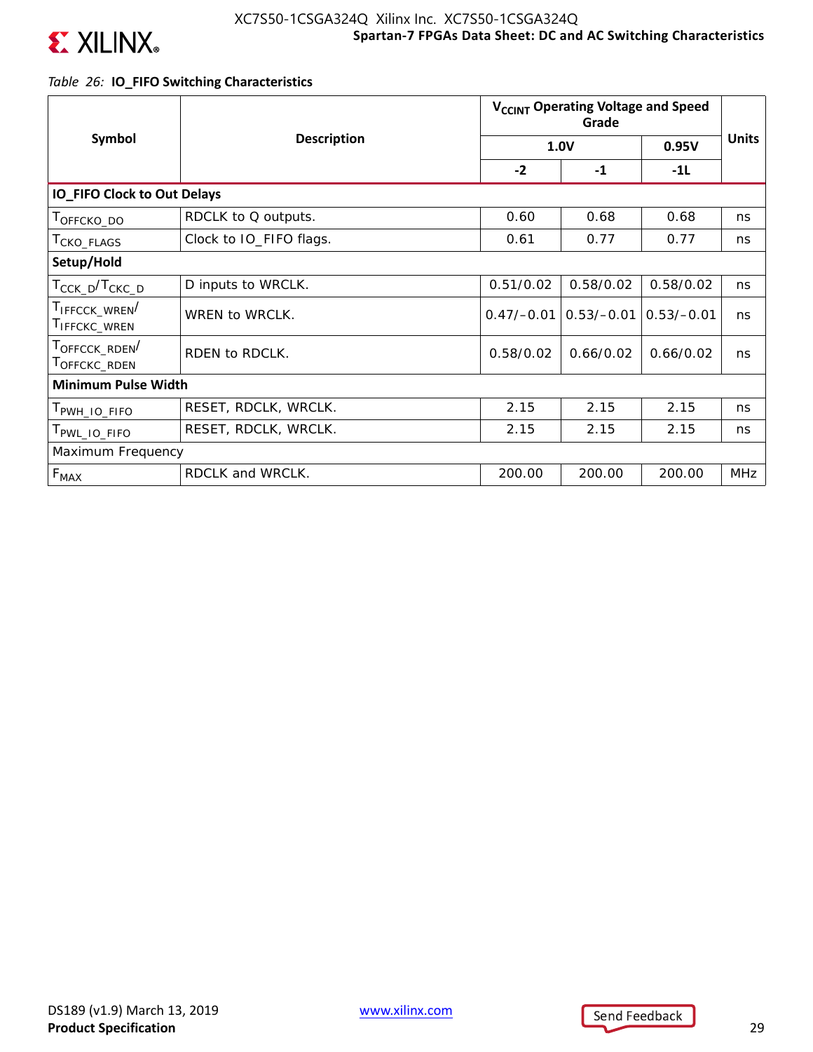*Table 26:* **IO_FIFO Switching Characteristics**

| Symbol | Description | $V_{CCINT}$ Operating Voltage and Speed Grade | | | Units |
|---|---|---|---|---|---|
| | | 1.0V | | 0.95V | |
| | | -2 | -1 | -1L | |
| **IO_FIFO Clock to Out Delays** | | | | | |
| $T_{OFFCKO\_DO}$ | RDCLK to Q outputs. | 0.60 | 0.68 | 0.68 | ns |
| $T_{CKO\_FLAGS}$ | Clock to IO_FIFO flags. | 0.61 | 0.77 | 0.77 | ns |
| **Setup/Hold** | | | | | |
| $T_{CCK\_D}$/$T_{CKC\_D}$ | D inputs to WRCLK. | 0.51/0.02 | 0.58/0.02 | 0.58/0.02 | ns |
| $T_{IFFCCK\_WREN}$/ $T_{IFFCKC\_WREN}$ | WREN to WRCLK. | 0.47/–0.01 | 0.53/–0.01 | 0.53/–0.01 | ns |
| $T_{OFFCCK\_RDEN}$/ $T_{OFFCKC\_RDEN}$ | RDEN to RDCLK. | 0.58/0.02 | 0.66/0.02 | 0.66/0.02 | ns |
| **Minimum Pulse Width** | | | | | |
| $T_{PWH\_IO\_FIFO}$ | RESET, RDCLK, WRCLK. | 2.15 | 2.15 | 2.15 | ns |
| $T_{PWL\_IO\_FIFO}$ | RESET, RDCLK, WRCLK. | 2.15 | 2.15 | 2.15 | ns |
| Maximum Frequency | | | | | |
| $F_{MAX}$ | RDCLK and WRCLK. | 200.00 | 200.00 | 200.00 | MHz |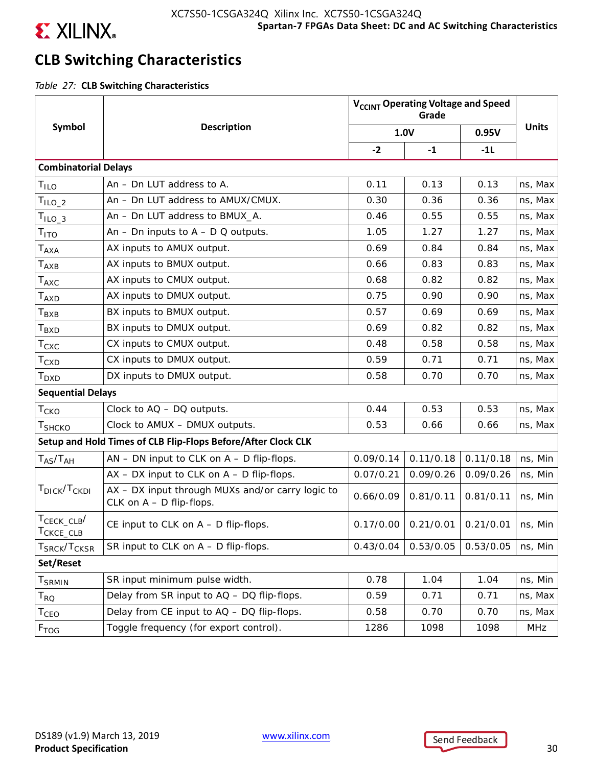## CLB Switching Characteristics

*Table 27:* **CLB Switching Characteristics**

| Symbol | Description | $V_{CCINT}$ Operating Voltage and Speed Grade | | | Units |
|---|---|---|---|---|---|
| | | 1.0V | | 0.95V | |
| | | -2 | -1 | -1L | |
| **Combinatorial Delays** | | | | | |
| $T_{ILO}$ | An – Dn LUT address to A. | 0.11 | 0.13 | 0.13 | ns, Max |
| $T_{ILO\_2}$ | An – Dn LUT address to AMUX/CMUX. | 0.30 | 0.36 | 0.36 | ns, Max |
| $T_{ILO\_3}$ | An – Dn LUT address to BMUX_A. | 0.46 | 0.55 | 0.55 | ns, Max |
| $T_{ITO}$ | An – Dn inputs to A – D Q outputs. | 1.05 | 1.27 | 1.27 | ns, Max |
| $T_{AXA}$ | AX inputs to AMUX output. | 0.69 | 0.84 | 0.84 | ns, Max |
| $T_{AXB}$ | AX inputs to BMUX output. | 0.66 | 0.83 | 0.83 | ns, Max |
| $T_{AXC}$ | AX inputs to CMUX output. | 0.68 | 0.82 | 0.82 | ns, Max |
| $T_{AXD}$ | AX inputs to DMUX output. | 0.75 | 0.90 | 0.90 | ns, Max |
| $T_{BXB}$ | BX inputs to BMUX output. | 0.57 | 0.69 | 0.69 | ns, Max |
| $T_{BXD}$ | BX inputs to DMUX output. | 0.69 | 0.82 | 0.82 | ns, Max |
| $T_{CXC}$ | CX inputs to CMUX output. | 0.48 | 0.58 | 0.58 | ns, Max |
| $T_{CXD}$ | CX inputs to DMUX output. | 0.59 | 0.71 | 0.71 | ns, Max |
| $T_{DXD}$ | DX inputs to DMUX output. | 0.58 | 0.70 | 0.70 | ns, Max |
| **Sequential Delays** | | | | | |
| $T_{CKO}$ | Clock to AQ – DQ outputs. | 0.44 | 0.53 | 0.53 | ns, Max |
| $T_{SHCKO}$ | Clock to AMUX – DMUX outputs. | 0.53 | 0.66 | 0.66 | ns, Max |
| **Setup and Hold Times of CLB Flip-Flops Before/After Clock CLK** | | | | | |
| $T_{AS}/T_{AH}$ | AN – DN input to CLK on A – D flip-flops. | 0.09/0.14 | 0.11/0.18 | 0.11/0.18 | ns, Min |
| $T_{DICK}/T_{CKDI}$ | AX – DX input to CLK on A – D flip-flops. | 0.07/0.21 | 0.09/0.26 | 0.09/0.26 | ns, Min |
| | AX – DX input through MUXs and/or carry logic to CLK on A – D flip-flops. | 0.66/0.09 | 0.81/0.11 | 0.81/0.11 | ns, Min |
| $T_{CECK\_CLB}/T_{CKCE\_CLB}$ | CE input to CLK on A – D flip-flops. | 0.17/0.00 | 0.21/0.01 | 0.21/0.01 | ns, Min |
| $T_{SRCK}/T_{CKSR}$ | SR input to CLK on A – D flip-flops. | 0.43/0.04 | 0.53/0.05 | 0.53/0.05 | ns, Min |
| **Set/Reset** | | | | | |
| $T_{SRMIN}$ | SR input minimum pulse width. | 0.78 | 1.04 | 1.04 | ns, Min |
| $T_{RQ}$ | Delay from SR input to AQ – DQ flip-flops. | 0.59 | 0.71 | 0.71 | ns, Max |
| $T_{CEO}$ | Delay from CE input to AQ – DQ flip-flops. | 0.58 | 0.70 | 0.70 | ns, Max |
| $F_{TOG}$ | Toggle frequency (for export control). | 1286 | 1098 | 1098 | MHz |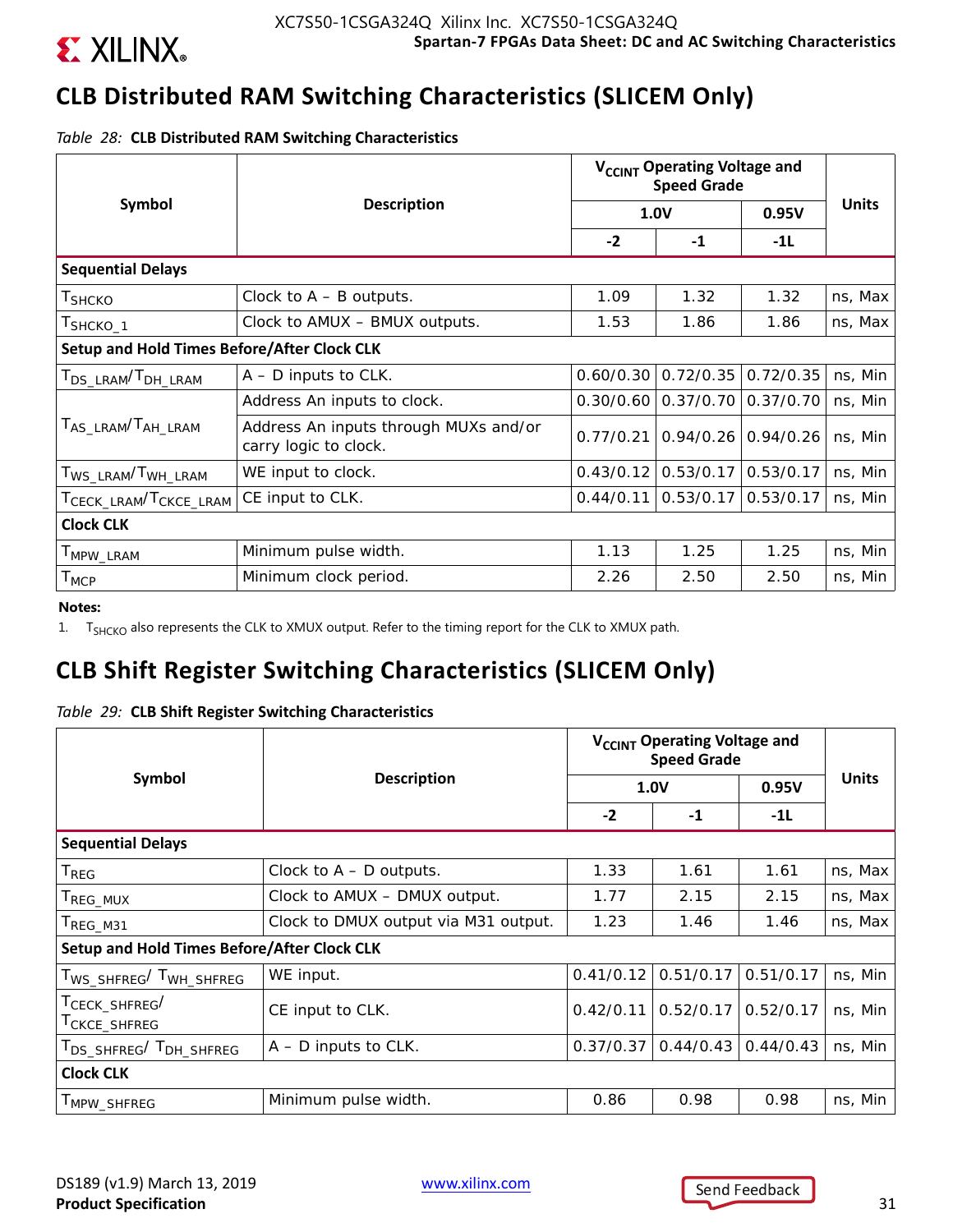## CLB Distributed RAM Switching Characteristics (SLICEM Only)

*Table 28:* **CLB Distributed RAM Switching Characteristics**

| Symbol | Description | $V_{CCINT}$ Operating Voltage and Speed Grade | | | Units |
|---|---|---|---|---|---|
| | | 1.0V | | 0.95V | |
| | | -2 | -1 | -1L | |
| **Sequential Delays** | | | | | |
| $T_{SHCKO}$ | Clock to A – B outputs. | 1.09 | 1.32 | 1.32 | ns, Max |
| $T_{SHCKO\_1}$ | Clock to AMUX – BMUX outputs. | 1.53 | 1.86 | 1.86 | ns, Max |
| **Setup and Hold Times Before/After Clock CLK** | | | | | |
| $T_{DS\_LRAM}/T_{DH\_LRAM}$ | A – D inputs to CLK. | 0.60/0.30 | 0.72/0.35 | 0.72/0.35 | ns, Min |
| $T_{AS\_LRAM}/T_{AH\_LRAM}$ | Address An inputs to clock. | 0.30/0.60 | 0.37/0.70 | 0.37/0.70 | ns, Min |
| | Address An inputs through MUXs and/or carry logic to clock. | 0.77/0.21 | 0.94/0.26 | 0.94/0.26 | ns, Min |
| $T_{WS\_LRAM}/T_{WH\_LRAM}$ | WE input to clock. | 0.43/0.12 | 0.53/0.17 | 0.53/0.17 | ns, Min |
| $T_{CECK\_LRAM}/T_{CKCE\_LRAM}$ | CE input to CLK. | 0.44/0.11 | 0.53/0.17 | 0.53/0.17 | ns, Min |
| **Clock CLK** | | | | | |
| $T_{MPW\_LRAM}$ | Minimum pulse width. | 1.13 | 1.25 | 1.25 | ns, Min |
| $T_{MCP}$ | Minimum clock period. | 2.26 | 2.50 | 2.50 | ns, Min |

**Notes:**

1. $T_{SHCKO}$ also represents the CLK to XMUX output. Refer to the timing report for the CLK to XMUX path.

## CLB Shift Register Switching Characteristics (SLICEM Only)

*Table 29:* **CLB Shift Register Switching Characteristics**

| Symbol | Description | $V_{CCINT}$ Operating Voltage and Speed Grade | | | Units |
|---|---|---|---|---|---|
| | | 1.0V | | 0.95V | |
| | | -2 | -1 | -1L | |
| **Sequential Delays** | | | | | |
| $T_{REG}$ | Clock to A – D outputs. | 1.33 | 1.61 | 1.61 | ns, Max |
| $T_{REG\_MUX}$ | Clock to AMUX – DMUX output. | 1.77 | 2.15 | 2.15 | ns, Max |
| $T_{REG\_M31}$ | Clock to DMUX output via M31 output. | 1.23 | 1.46 | 1.46 | ns, Max |
| **Setup and Hold Times Before/After Clock CLK** | | | | | |
| $T_{WS\_SHFREG}/T_{WH\_SHFREG}$ | WE input. | 0.41/0.12 | 0.51/0.17 | 0.51/0.17 | ns, Min |
| $T_{CECK\_SHFREG}/T_{CKCE\_SHFREG}$ | CE input to CLK. | 0.42/0.11 | 0.52/0.17 | 0.52/0.17 | ns, Min |
| $T_{DS\_SHFREG}/T_{DH\_SHFREG}$ | A – D inputs to CLK. | 0.37/0.37 | 0.44/0.43 | 0.44/0.43 | ns, Min |
| **Clock CLK** | | | | | |
| $T_{MPW\_SHFREG}$ | Minimum pulse width. | 0.86 | 0.98 | 0.98 | ns, Min |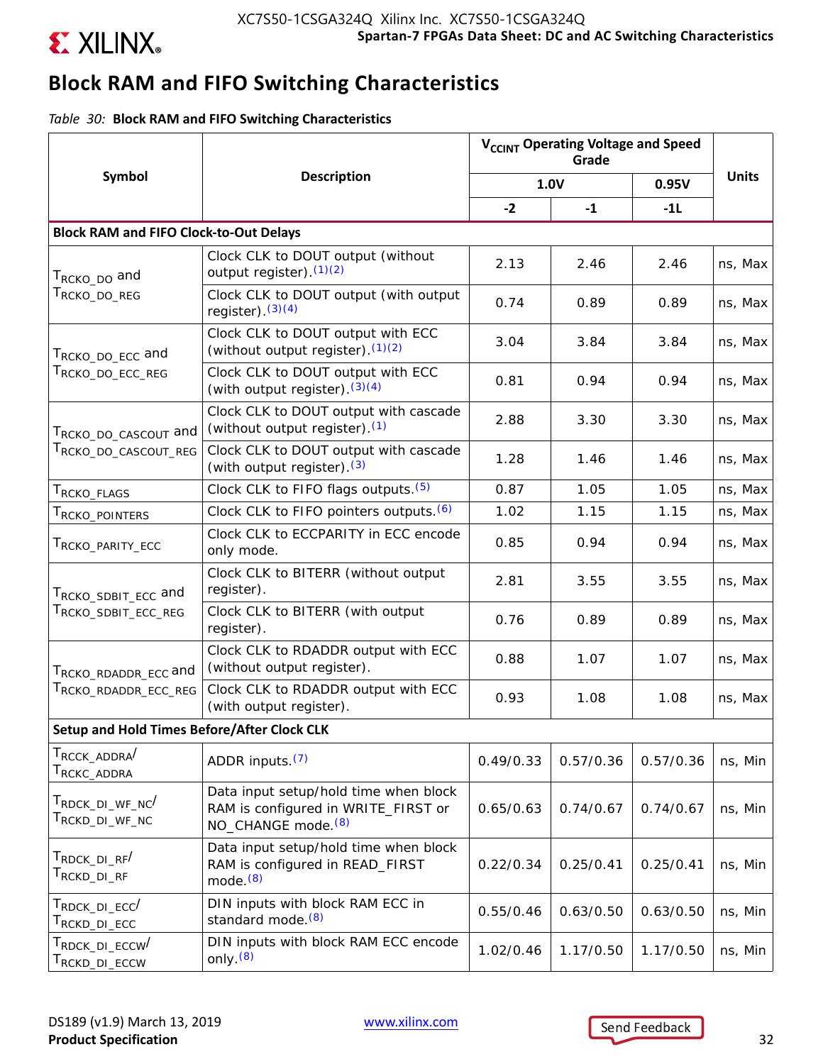## Block RAM and FIFO Switching Characteristics

*Table 30:* **Block RAM and FIFO Switching Characteristics**

| Symbol | Description | $V_{CCINT}$ Operating Voltage and Speed Grade | | | Units |
|---|---|---|---|---|---|
| | | 1.0V | | 0.95V | |
| | | -2 | -1 | -1L | |
| **Block RAM and FIFO Clock-to-Out Delays** | | | | | |
| $T_{RCKO\_DO}$ and $T_{RCKO\_DO\_REG}$ | Clock CLK to DOUT output (without output register).(1)(2) | 2.13 | 2.46 | 2.46 | ns, Max |
| | Clock CLK to DOUT output (with output register).(3)(4) | 0.74 | 0.89 | 0.89 | ns, Max |
| $T_{RCKO\_DO\_ECC}$ and $T_{RCKO\_DO\_ECC\_REG}$ | Clock CLK to DOUT output with ECC (without output register).(1)(2) | 3.04 | 3.84 | 3.84 | ns, Max |
| | Clock CLK to DOUT output with ECC (with output register).(3)(4) | 0.81 | 0.94 | 0.94 | ns, Max |
| $T_{RCKO\_DO\_CASCOUT}$ and $T_{RCKO\_DO\_CASCOUT\_REG}$ | Clock CLK to DOUT output with cascade (without output register).(1) | 2.88 | 3.30 | 3.30 | ns, Max |
| | Clock CLK to DOUT output with cascade (with output register).(3) | 1.28 | 1.46 | 1.46 | ns, Max |
| $T_{RCKO\_FLAGS}$ | Clock CLK to FIFO flags outputs.(5) | 0.87 | 1.05 | 1.05 | ns, Max |
| $T_{RCKO\_POINTERS}$ | Clock CLK to FIFO pointers outputs.(6) | 1.02 | 1.15 | 1.15 | ns, Max |
| $T_{RCKO\_PARITY\_ECC}$ | Clock CLK to ECCPARITY in ECC encode only mode. | 0.85 | 0.94 | 0.94 | ns, Max |
| $T_{RCKO\_SDBIT\_ECC}$ and $T_{RCKO\_SDBIT\_ECC\_REG}$ | Clock CLK to BITERR (without output register). | 2.81 | 3.55 | 3.55 | ns, Max |
| | Clock CLK to BITERR (with output register). | 0.76 | 0.89 | 0.89 | ns, Max |
| $T_{RCKO\_RDADDR\_ECC}$ and $T_{RCKO\_RDADDR\_ECC\_REG}$ | Clock CLK to RDADDR output with ECC (without output register). | 0.88 | 1.07 | 1.07 | ns, Max |
| | Clock CLK to RDADDR output with ECC (with output register). | 0.93 | 1.08 | 1.08 | ns, Max |
| **Setup and Hold Times Before/After Clock CLK** | | | | | |
| $T_{RCCK\_ADDRA}$/ $T_{RCKC\_ADDRA}$ | ADDR inputs.(7) | 0.49/0.33 | 0.57/0.36 | 0.57/0.36 | ns, Min |
| $T_{RDCK\_DI\_WF\_NC}$/ $T_{RCKD\_DI\_WF\_NC}$ | Data input setup/hold time when block RAM is configured in WRITE_FIRST or NO_CHANGE mode.(8) | 0.65/0.63 | 0.74/0.67 | 0.74/0.67 | ns, Min |
| $T_{RDCK\_DI\_RF}$/ $T_{RCKD\_DI\_RF}$ | Data input setup/hold time when block RAM is configured in READ_FIRST mode.(8) | 0.22/0.34 | 0.25/0.41 | 0.25/0.41 | ns, Min |
| $T_{RDCK\_DI\_ECC}$/ $T_{RCKD\_DI\_ECC}$ | DIN inputs with block RAM ECC in standard mode.(8) | 0.55/0.46 | 0.63/0.50 | 0.63/0.50 | ns, Min |
| $T_{RDCK\_DI\_ECCW}$/ $T_{RCKD\_DI\_ECCW}$ | DIN inputs with block RAM ECC encode only.(8) | 1.02/0.46 | 1.17/0.50 | 1.17/0.50 | ns, Min |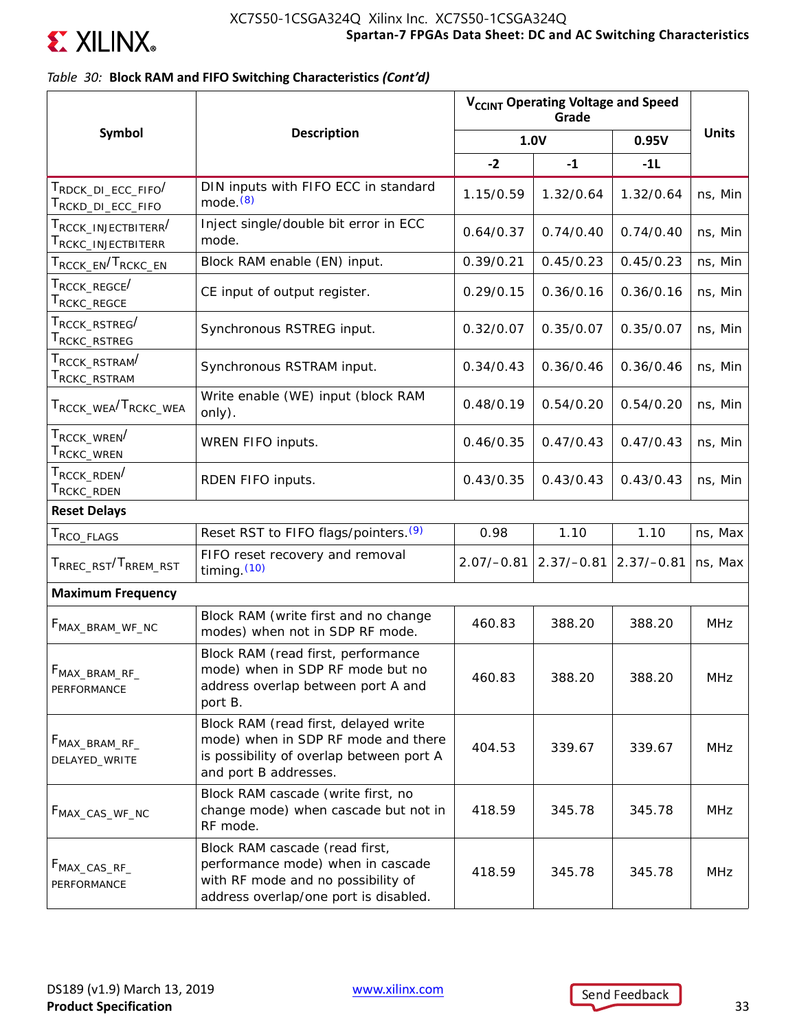Table 30: **Block RAM and FIFO Switching Characteristics *(Cont'd)***

| Symbol | Description | $V_{CCINT}$ Operating Voltage and Speed Grade | | | Units |
|---|---|---|---|---|---|
| | | 1.0V | | 0.95V | |
| | | -2 | -1 | -1L | |
| $T_{RDCK\_DI\_ECC\_FIFO}$/ $T_{RCKD\_DI\_ECC\_FIFO}$ | DIN inputs with FIFO ECC in standard mode.(8) | 1.15/0.59 | 1.32/0.64 | 1.32/0.64 | ns, Min |
| $T_{RCCK\_INJECTBITERR}$/ $T_{RCKC\_INJECTBITERR}$ | Inject single/double bit error in ECC mode. | 0.64/0.37 | 0.74/0.40 | 0.74/0.40 | ns, Min |
| $T_{RCCK\_EN}$/$T_{RCKC\_EN}$ | Block RAM enable (EN) input. | 0.39/0.21 | 0.45/0.23 | 0.45/0.23 | ns, Min |
| $T_{RCCK\_REGCE}$/ $T_{RCKC\_REGCE}$ | CE input of output register. | 0.29/0.15 | 0.36/0.16 | 0.36/0.16 | ns, Min |
| $T_{RCCK\_RSTREG}$/ $T_{RCKC\_RSTREG}$ | Synchronous RSTREG input. | 0.32/0.07 | 0.35/0.07 | 0.35/0.07 | ns, Min |
| $T_{RCCK\_RSTRAM}$/ $T_{RCKC\_RSTRAM}$ | Synchronous RSTRAM input. | 0.34/0.43 | 0.36/0.46 | 0.36/0.46 | ns, Min |
| $T_{RCCK\_WEA}$/$T_{RCKC\_WEA}$ | Write enable (WE) input (block RAM only). | 0.48/0.19 | 0.54/0.20 | 0.54/0.20 | ns, Min |
| $T_{RCCK\_WREN}$/ $T_{RCKC\_WREN}$ | WREN FIFO inputs. | 0.46/0.35 | 0.47/0.43 | 0.47/0.43 | ns, Min |
| $T_{RCCK\_RDEN}$/ $T_{RCKC\_RDEN}$ | RDEN FIFO inputs. | 0.43/0.35 | 0.43/0.43 | 0.43/0.43 | ns, Min |
| **Reset Delays** | | | | | |
| $T_{RCO\_FLAGS}$ | Reset RST to FIFO flags/pointers.(9) | 0.98 | 1.10 | 1.10 | ns, Max |
| $T_{RREC\_RST}$/$T_{RREM\_RST}$ | FIFO reset recovery and removal timing.(10) | 2.07/–0.81 | 2.37/–0.81 | 2.37/–0.81 | ns, Max |
| **Maximum Frequency** | | | | | |
| $F_{MAX\_BRAM\_WF\_NC}$ | Block RAM (write first and no change modes) when not in SDP RF mode. | 460.83 | 388.20 | 388.20 | MHz |
| $F_{MAX\_BRAM\_RF\_PERFORMANCE}$ | Block RAM (read first, performance mode) when in SDP RF mode but no address overlap between port A and port B. | 460.83 | 388.20 | 388.20 | MHz |
| $F_{MAX\_BRAM\_RF\_DELAYED\_WRITE}$ | Block RAM (read first, delayed write mode) when in SDP RF mode and there is possibility of overlap between port A and port B addresses. | 404.53 | 339.67 | 339.67 | MHz |
| $F_{MAX\_CAS\_WF\_NC}$ | Block RAM cascade (write first, no change mode) when cascade but not in RF mode. | 418.59 | 345.78 | 345.78 | MHz |
| $F_{MAX\_CAS\_RF\_PERFORMANCE}$ | Block RAM cascade (read first, performance mode) when in cascade with RF mode and no possibility of address overlap/one port is disabled. | 418.59 | 345.78 | 345.78 | MHz |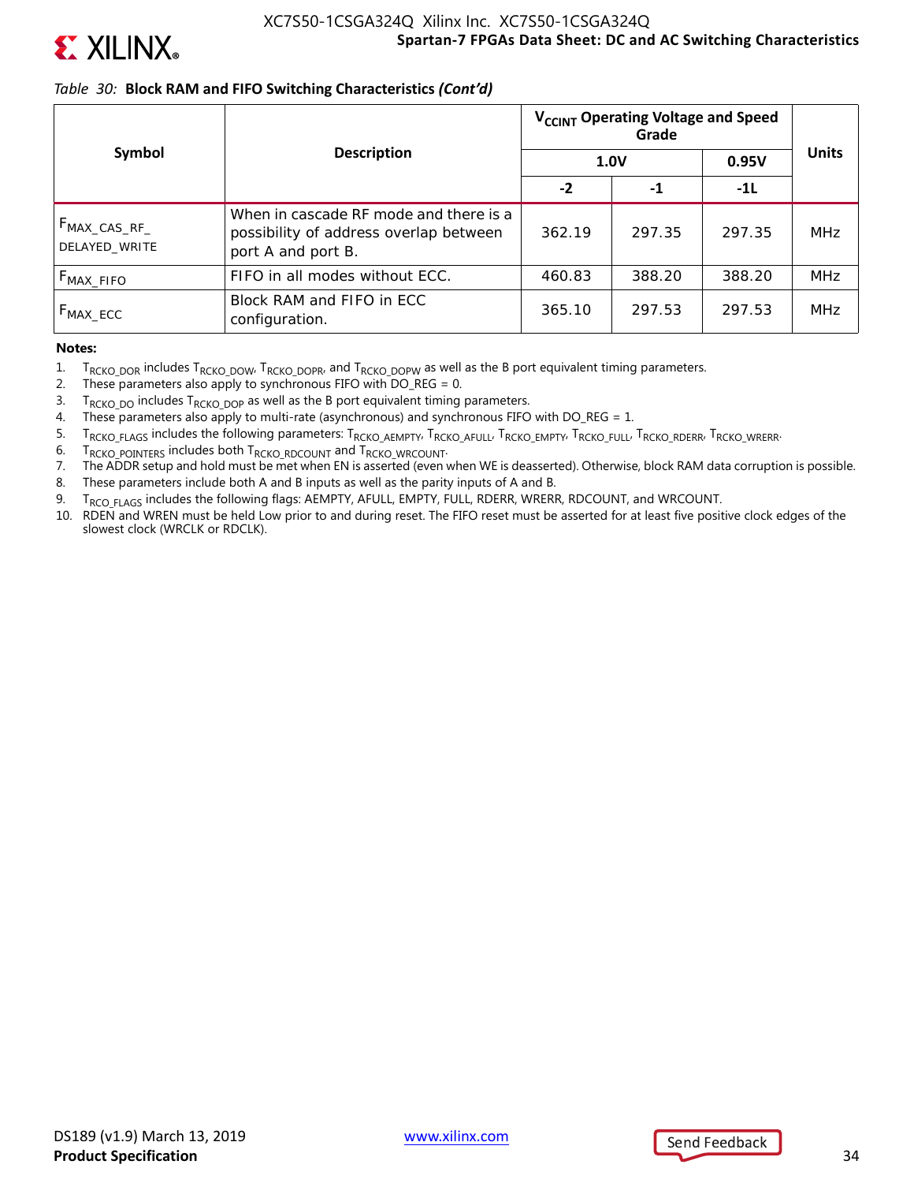*Table 30:* **Block RAM and FIFO Switching Characteristics *(Cont'd)***

| Symbol | Description | $V_{CCINT}$ Operating Voltage and Speed Grade | | | Units |
|---|---|---|---|---|---|
| | | 1.0V | | 0.95V | |
| | | -2 | -1 | -1L | |
| $F_{MAX\_CAS\_RF\_DELAYED\_WRITE}$ | When in cascade RF mode and there is a possibility of address overlap between port A and port B. | 362.19 | 297.35 | 297.35 | MHz |
| $F_{MAX\_FIFO}$ | FIFO in all modes without ECC. | 460.83 | 388.20 | 388.20 | MHz |
| $F_{MAX\_ECC}$ | Block RAM and FIFO in ECC configuration. | 365.10 | 297.53 | 297.53 | MHz |

**Notes:**

1. $T_{RCKO\_DOR}$ includes $T_{RCKO\_DOW}$, $T_{RCKO\_DOPR}$, and $T_{RCKO\_DOPW}$ as well as the B port equivalent timing parameters.
2. These parameters also apply to synchronous FIFO with DO_REG = 0.
3. $T_{RCKO\_DO}$ includes $T_{RCKO\_DOP}$ as well as the B port equivalent timing parameters.
4. These parameters also apply to multi-rate (asynchronous) and synchronous FIFO with DO_REG = 1.
5. $T_{RCKO\_FLAGS}$ includes the following parameters: $T_{RCKO\_AEMPTY}$, $T_{RCKO\_AFULL}$, $T_{RCKO\_EMPTY}$, $T_{RCKO\_FULL}$, $T_{RCKO\_RDERR}$, $T_{RCKO\_WRERR}$.
6. $T_{RCKO\_POINTERS}$ includes both $T_{RCKO\_RDCOUNT}$ and $T_{RCKO\_WRCOUNT}$.
7. The ADDR setup and hold must be met when EN is asserted (even when WE is deasserted). Otherwise, block RAM data corruption is possible.
8. These parameters include both A and B inputs as well as the parity inputs of A and B.
9. $T_{RCO\_FLAGS}$ includes the following flags: AEMPTY, AFULL, EMPTY, FULL, RDERR, WRERR, RDCOUNT, and WRCOUNT.
10. RDEN and WREN must be held Low prior to and during reset. The FIFO reset must be asserted for at least five positive clock edges of the slowest clock (WRCLK or RDCLK).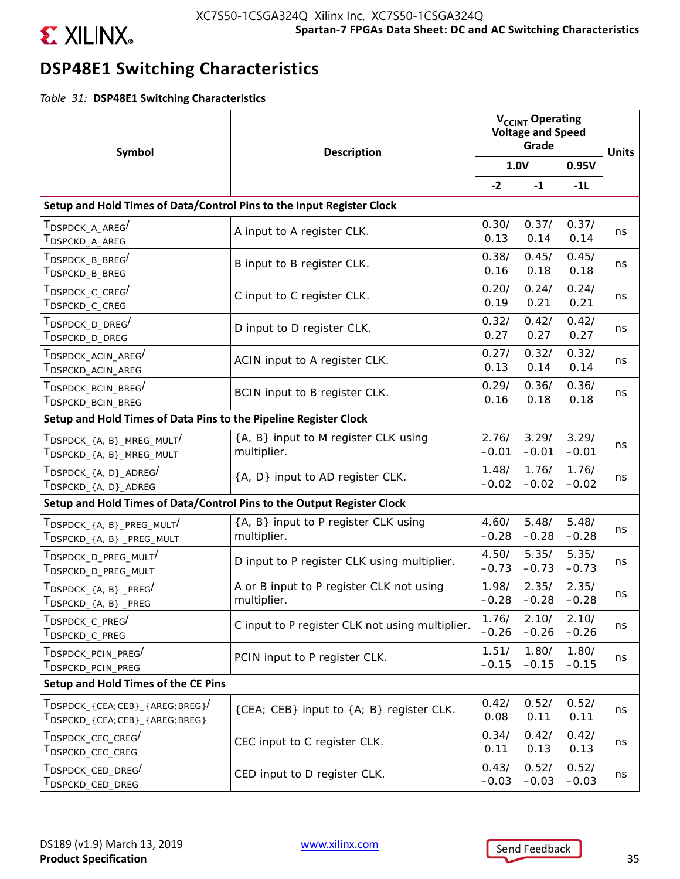## DSP48E1 Switching Characteristics

*Table 31:* **DSP48E1 Switching Characteristics**

| Symbol | Description | $V_{CCINT}$ Operating Voltage and Speed Grade | | | Units |
|---|---|---|---|---|---|
| | | 1.0V | | 0.95V | |
| | | -2 | -1 | -1L | |
| **Setup and Hold Times of Data/Control Pins to the Input Register Clock** | | | | | |
| $T_{DSPDCK\_A\_AREG}$/ $T_{DSPCKD\_A\_AREG}$ | A input to A register CLK. | 0.30/ 0.13 | 0.37/ 0.14 | 0.37/ 0.14 | ns |
| $T_{DSPDCK\_B\_BREG}$/ $T_{DSPCKD\_B\_BREG}$ | B input to B register CLK. | 0.38/ 0.16 | 0.45/ 0.18 | 0.45/ 0.18 | ns |
| $T_{DSPDCK\_C\_CREG}$/ $T_{DSPCKD\_C\_CREG}$ | C input to C register CLK. | 0.20/ 0.19 | 0.24/ 0.21 | 0.24/ 0.21 | ns |
| $T_{DSPDCK\_D\_DREG}$/ $T_{DSPCKD\_D\_DREG}$ | D input to D register CLK. | 0.32/ 0.27 | 0.42/ 0.27 | 0.42/ 0.27 | ns |
| $T_{DSPDCK\_ACIN\_AREG}$/ $T_{DSPCKD\_ACIN\_AREG}$ | ACIN input to A register CLK. | 0.27/ 0.13 | 0.32/ 0.14 | 0.32/ 0.14 | ns |
| $T_{DSPDCK\_BCIN\_BREG}$/ $T_{DSPCKD\_BCIN\_BREG}$ | BCIN input to B register CLK. | 0.29/ 0.16 | 0.36/ 0.18 | 0.36/ 0.18 | ns |
| **Setup and Hold Times of Data Pins to the Pipeline Register Clock** | | | | | |
| $T_{DSPDCK\_\{A, B\}\_MREG\_MULT}$/ $T_{DSPCKD\_\{A, B\}\_MREG\_MULT}$ | {A, B} input to M register CLK using multiplier. | 2.76/ –0.01 | 3.29/ –0.01 | 3.29/ –0.01 | ns |
| $T_{DSPDCK\_\{A, D\}\_ADREG}$/ $T_{DSPCKD\_\{A, D\}\_ADREG}$ | {A, D} input to AD register CLK. | 1.48/ –0.02 | 1.76/ –0.02 | 1.76/ –0.02 | ns |
| **Setup and Hold Times of Data/Control Pins to the Output Register Clock** | | | | | |
| $T_{DSPDCK\_\{A, B\}\_PREG\_MULT}$/ $T_{DSPCKD\_\{A, B\}\_PREG\_MULT}$ | {A, B} input to P register CLK using multiplier. | 4.60/ –0.28 | 5.48/ –0.28 | 5.48/ –0.28 | ns |
| $T_{DSPDCK\_D\_PREG\_MULT}$/ $T_{DSPCKD\_D\_PREG\_MULT}$ | D input to P register CLK using multiplier. | 4.50/ –0.73 | 5.35/ –0.73 | 5.35/ –0.73 | ns |
| $T_{DSPDCK\_\{A, B\}\_PREG}$/ $T_{DSPCKD\_\{A, B\}\_PREG}$ | A or B input to P register CLK not using multiplier. | 1.98/ –0.28 | 2.35/ –0.28 | 2.35/ –0.28 | ns |
| $T_{DSPDCK\_C\_PREG}$/ $T_{DSPCKD\_C\_PREG}$ | C input to P register CLK not using multiplier. | 1.76/ –0.26 | 2.10/ –0.26 | 2.10/ –0.26 | ns |
| $T_{DSPDCK\_PCIN\_PREG}$/ $T_{DSPCKD\_PCIN\_PREG}$ | PCIN input to P register CLK. | 1.51/ –0.15 | 1.80/ –0.15 | 1.80/ –0.15 | ns |
| **Setup and Hold Times of the CE Pins** | | | | | |
| $T_{DSPDCK\_\{CEA;CEB\}\_\{AREG;BREG\}}$/ $T_{DSPCKD\_\{CEA;CEB\}\_\{AREG;BREG\}}$ | {CEA; CEB} input to {A; B} register CLK. | 0.42/ 0.08 | 0.52/ 0.11 | 0.52/ 0.11 | ns |
| $T_{DSPDCK\_CEC\_CREG}$/ $T_{DSPCKD\_CEC\_CREG}$ | CEC input to C register CLK. | 0.34/ 0.11 | 0.42/ 0.13 | 0.42/ 0.13 | ns |
| $T_{DSPDCK\_CED\_DREG}$/ $T_{DSPCKD\_CED\_DREG}$ | CED input to D register CLK. | 0.43/ –0.03 | 0.52/ –0.03 | 0.52/ –0.03 | ns |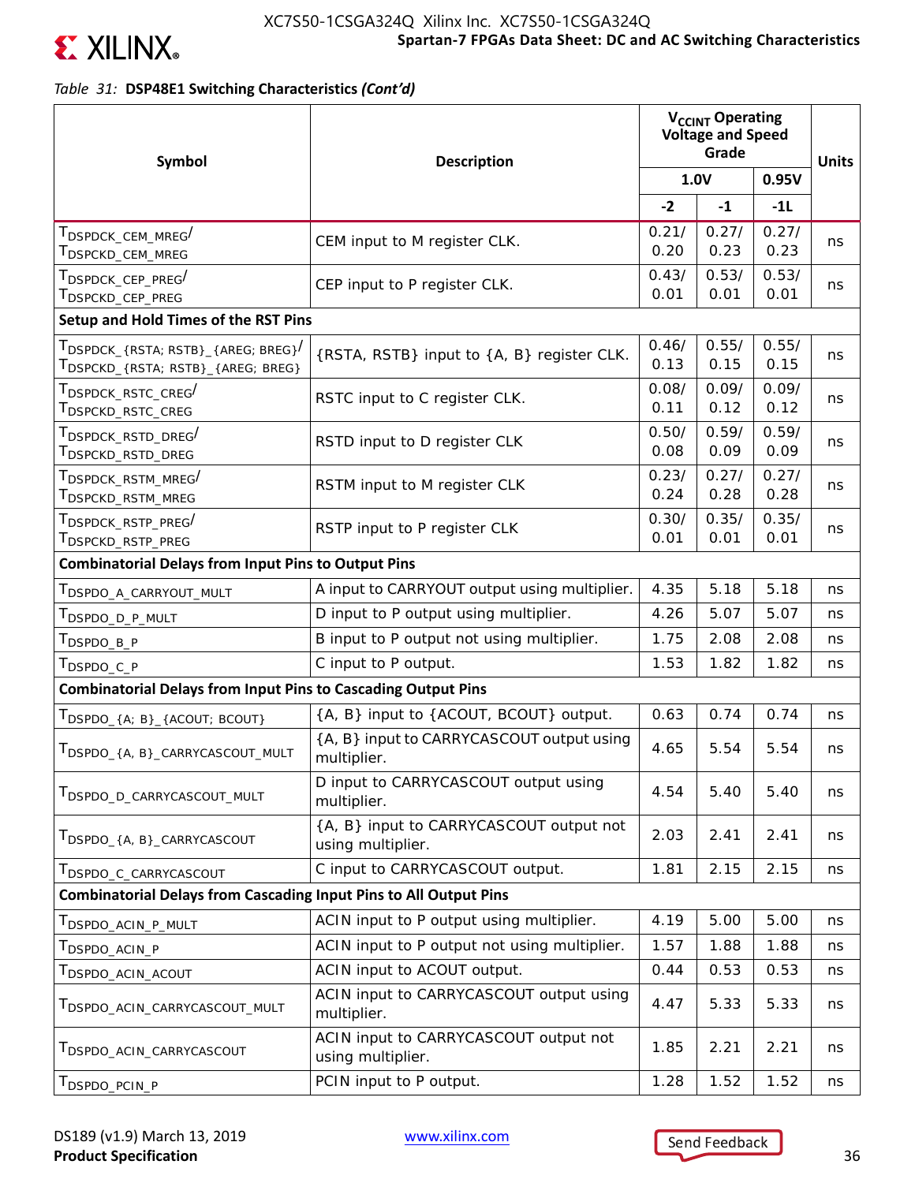*Table 31:* **DSP48E1 Switching Characteristics *(Cont'd)***

| Symbol | Description | $V_{CCINT}$ Operating Voltage and Speed Grade | | | Units |
|---|---|---|---|---|---|
| | | 1.0V | | 0.95V | |
| | | -2 | -1 | -1L | |
| $T_{DSPDCK\_CEM\_MREG}$/ $T_{DSPCKD\_CEM\_MREG}$ | CEM input to M register CLK. | 0.21/ 0.20 | 0.27/ 0.23 | 0.27/ 0.23 | ns |
| $T_{DSPDCK\_CEP\_PREG}$/ $T_{DSPCKD\_CEP\_PREG}$ | CEP input to P register CLK. | 0.43/ 0.01 | 0.53/ 0.01 | 0.53/ 0.01 | ns |
| **Setup and Hold Times of the RST Pins** | | | | | |
| $T_{DSPDCK\_\{RSTA; RSTB\}\_\{AREG; BREG\}}$/ $T_{DSPCKD\_\{RSTA; RSTB\}\_\{AREG; BREG\}}$ | {RSTA, RSTB} input to {A, B} register CLK. | 0.46/ 0.13 | 0.55/ 0.15 | 0.55/ 0.15 | ns |
| $T_{DSPDCK\_RSTC\_CREG}$/ $T_{DSPCKD\_RSTC\_CREG}$ | RSTC input to C register CLK. | 0.08/ 0.11 | 0.09/ 0.12 | 0.09/ 0.12 | ns |
| $T_{DSPDCK\_RSTD\_DREG}$/ $T_{DSPCKD\_RSTD\_DREG}$ | RSTD input to D register CLK | 0.50/ 0.08 | 0.59/ 0.09 | 0.59/ 0.09 | ns |
| $T_{DSPDCK\_RSTM\_MREG}$/ $T_{DSPCKD\_RSTM\_MREG}$ | RSTM input to M register CLK | 0.23/ 0.24 | 0.27/ 0.28 | 0.27/ 0.28 | ns |
| $T_{DSPDCK\_RSTP\_PREG}$/ $T_{DSPCKD\_RSTP\_PREG}$ | RSTP input to P register CLK | 0.30/ 0.01 | 0.35/ 0.01 | 0.35/ 0.01 | ns |
| **Combinatorial Delays from Input Pins to Output Pins** | | | | | |
| $T_{DSPDO\_A\_CARRYOUT\_MULT}$ | A input to CARRYOUT output using multiplier. | 4.35 | 5.18 | 5.18 | ns |
| $T_{DSPDO\_D\_P\_MULT}$ | D input to P output using multiplier. | 4.26 | 5.07 | 5.07 | ns |
| $T_{DSPDO\_B\_P}$ | B input to P output not using multiplier. | 1.75 | 2.08 | 2.08 | ns |
| $T_{DSPDO\_C\_P}$ | C input to P output. | 1.53 | 1.82 | 1.82 | ns |
| **Combinatorial Delays from Input Pins to Cascading Output Pins** | | | | | |
| $T_{DSPDO\_\{A; B\}\_\{ACOUT; BCOUT\}}$ | {A, B} input to {ACOUT, BCOUT} output. | 0.63 | 0.74 | 0.74 | ns |
| $T_{DSPDO\_\{A, B\}\_CARRYCASCOUT\_MULT}$ | {A, B} input to CARRYCASCOUT output using multiplier. | 4.65 | 5.54 | 5.54 | ns |
| $T_{DSPDO\_D\_CARRYCASCOUT\_MULT}$ | D input to CARRYCASCOUT output using multiplier. | 4.54 | 5.40 | 5.40 | ns |
| $T_{DSPDO\_\{A, B\}\_CARRYCASCOUT}$ | {A, B} input to CARRYCASCOUT output not using multiplier. | 2.03 | 2.41 | 2.41 | ns |
| $T_{DSPDO\_C\_CARRYCASCOUT}$ | C input to CARRYCASCOUT output. | 1.81 | 2.15 | 2.15 | ns |
| **Combinatorial Delays from Cascading Input Pins to All Output Pins** | | | | | |
| $T_{DSPDO\_ACIN\_P\_MULT}$ | ACIN input to P output using multiplier. | 4.19 | 5.00 | 5.00 | ns |
| $T_{DSPDO\_ACIN\_P}$ | ACIN input to P output not using multiplier. | 1.57 | 1.88 | 1.88 | ns |
| $T_{DSPDO\_ACIN\_ACOUT}$ | ACIN input to ACOUT output. | 0.44 | 0.53 | 0.53 | ns |
| $T_{DSPDO\_ACIN\_CARRYCASCOUT\_MULT}$ | ACIN input to CARRYCASCOUT output using multiplier. | 4.47 | 5.33 | 5.33 | ns |
| $T_{DSPDO\_ACIN\_CARRYCASCOUT}$ | ACIN input to CARRYCASCOUT output not using multiplier. | 1.85 | 2.21 | 2.21 | ns |
| $T_{DSPDO\_PCIN\_P}$ | PCIN input to P output. | 1.28 | 1.52 | 1.52 | ns |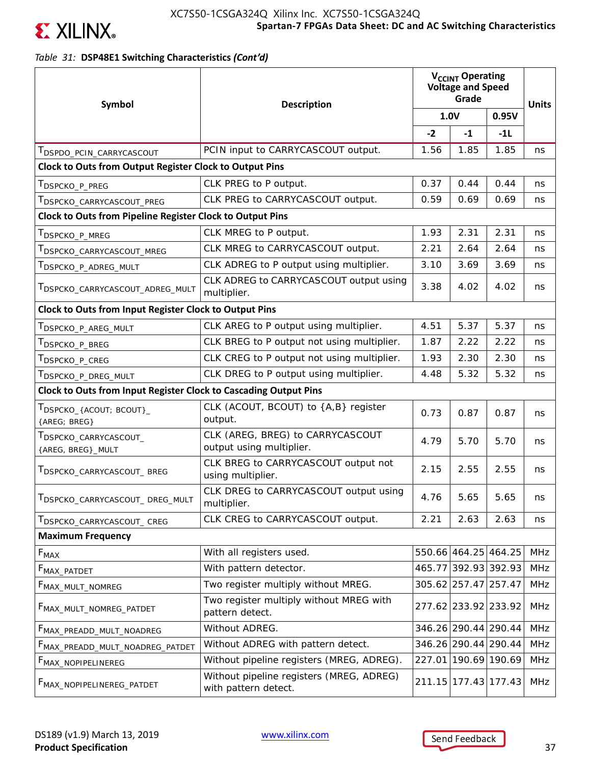*Table 31:* **DSP48E1 Switching Characteristics *(Cont'd)***

| Symbol | Description | $V_{CCINT}$ Operating Voltage and Speed Grade | | | Units |
|---|---|---|---|---|---|
| | | 1.0V | | 0.95V | |
| | | -2 | -1 | -1L | |
| $T_{DSPDO\_PCIN\_CARRYCASCOUT}$ | PCIN input to CARRYCASCOUT output. | 1.56 | 1.85 | 1.85 | ns |
| **Clock to Outs from Output Register Clock to Output Pins** | | | | | |
| $T_{DSPCKO\_P\_PREG}$ | CLK PREG to P output. | 0.37 | 0.44 | 0.44 | ns |
| $T_{DSPCKO\_CARRYCASCOUT\_PREG}$ | CLK PREG to CARRYCASCOUT output. | 0.59 | 0.69 | 0.69 | ns |
| **Clock to Outs from Pipeline Register Clock to Output Pins** | | | | | |
| $T_{DSPCKO\_P\_MREG}$ | CLK MREG to P output. | 1.93 | 2.31 | 2.31 | ns |
| $T_{DSPCKO\_CARRYCASCOUT\_MREG}$ | CLK MREG to CARRYCASCOUT output. | 2.21 | 2.64 | 2.64 | ns |
| $T_{DSPCKO\_P\_ADREG\_MULT}$ | CLK ADREG to P output using multiplier. | 3.10 | 3.69 | 3.69 | ns |
| $T_{DSPCKO\_CARRYCASCOUT\_ADREG\_MULT}$ | CLK ADREG to CARRYCASCOUT output using multiplier. | 3.38 | 4.02 | 4.02 | ns |
| **Clock to Outs from Input Register Clock to Output Pins** | | | | | |
| $T_{DSPCKO\_P\_AREG\_MULT}$ | CLK AREG to P output using multiplier. | 4.51 | 5.37 | 5.37 | ns |
| $T_{DSPCKO\_P\_BREG}$ | CLK BREG to P output not using multiplier. | 1.87 | 2.22 | 2.22 | ns |
| $T_{DSPCKO\_P\_CREG}$ | CLK CREG to P output not using multiplier. | 1.93 | 2.30 | 2.30 | ns |
| $T_{DSPCKO\_P\_DREG\_MULT}$ | CLK DREG to P output using multiplier. | 4.48 | 5.32 | 5.32 | ns |
| **Clock to Outs from Input Register Clock to Cascading Output Pins** | | | | | |
| $T_{DSPCKO\_\{ACOUT;\ BCOUT\}\_\{AREG;\ BREG\}}$ | CLK (ACOUT, BCOUT) to {A,B} register output. | 0.73 | 0.87 | 0.87 | ns |
| $T_{DSPCKO\_CARRYCASCOUT\_\{AREG,\ BREG\}\_MULT}$ | CLK (AREG, BREG) to CARRYCASCOUT output using multiplier. | 4.79 | 5.70 | 5.70 | ns |
| $T_{DSPCKO\_CARRYCASCOUT\_BREG}$ | CLK BREG to CARRYCASCOUT output not using multiplier. | 2.15 | 2.55 | 2.55 | ns |
| $T_{DSPCKO\_CARRYCASCOUT\_DREG\_MULT}$ | CLK DREG to CARRYCASCOUT output using multiplier. | 4.76 | 5.65 | 5.65 | ns |
| $T_{DSPCKO\_CARRYCASCOUT\_CREG}$ | CLK CREG to CARRYCASCOUT output. | 2.21 | 2.63 | 2.63 | ns |
| **Maximum Frequency** | | | | | |
| $F_{MAX}$ | With all registers used. | 550.66 | 464.25 | 464.25 | MHz |
| $F_{MAX\_PATDET}$ | With pattern detector. | 465.77 | 392.93 | 392.93 | MHz |
| $F_{MAX\_MULT\_NOMREG}$ | Two register multiply without MREG. | 305.62 | 257.47 | 257.47 | MHz |
| $F_{MAX\_MULT\_NOMREG\_PATDET}$ | Two register multiply without MREG with pattern detect. | 277.62 | 233.92 | 233.92 | MHz |
| $F_{MAX\_PREADD\_MULT\_NOADREG}$ | Without ADREG. | 346.26 | 290.44 | 290.44 | MHz |
| $F_{MAX\_PREADD\_MULT\_NOADREG\_PATDET}$ | Without ADREG with pattern detect. | 346.26 | 290.44 | 290.44 | MHz |
| $F_{MAX\_NOPIPELINEREG}$ | Without pipeline registers (MREG, ADREG). | 227.01 | 190.69 | 190.69 | MHz |
| $F_{MAX\_NOPIPELINEREG\_PATDET}$ | Without pipeline registers (MREG, ADREG) with pattern detect. | 211.15 | 177.43 | 177.43 | MHz |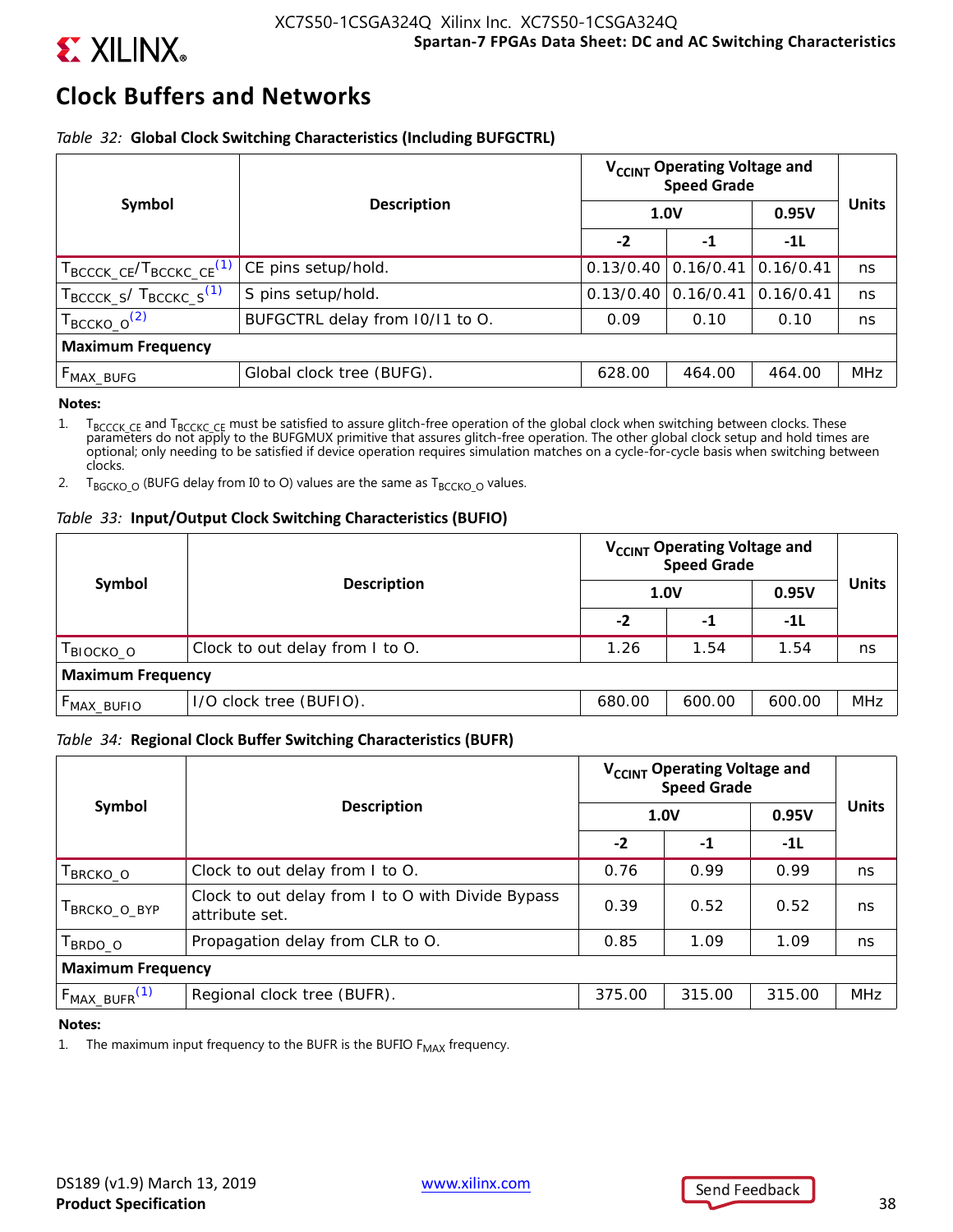## Clock Buffers and Networks

*Table 32:* **Global Clock Switching Characteristics (Including BUFGCTRL)**

| Symbol | Description | $V_{CCINT}$ Operating Voltage and Speed Grade | | | Units |
|---|---|---|---|---|---|
| | | 1.0V | | 0.95V | |
| | | -2 | -1 | -1L | |
| $T_{BCCCK\_CE}$/$T_{BCCKC\_CE}$[1] | CE pins setup/hold. | 0.13/0.40 | 0.16/0.41 | 0.16/0.41 | ns |
| $T_{BCCCK\_S}$/ $T_{BCCKC\_S}$[1] | S pins setup/hold. | 0.13/0.40 | 0.16/0.41 | 0.16/0.41 | ns |
| $T_{BCCKO\_O}$[2] | BUFGCTRL delay from I0/I1 to O. | 0.09 | 0.10 | 0.10 | ns |
| **Maximum Frequency** | | | | | |
| $F_{MAX\_BUFG}$ | Global clock tree (BUFG). | 628.00 | 464.00 | 464.00 | MHz |

**Notes:**

1. $T_{BCCCK\_CE}$ and $T_{BCCKC\_CE}$ must be satisfied to assure glitch-free operation of the global clock when switching between clocks. These parameters do not apply to the BUFGMUX primitive that assures glitch-free operation. The other global clock setup and hold times are optional; only needing to be satisfied if device operation requires simulation matches on a cycle-for-cycle basis when switching between clocks.
2. $T_{BGCKO\_O}$ (BUFG delay from I0 to O) values are the same as $T_{BCCKO\_O}$ values.

*Table 33:* **Input/Output Clock Switching Characteristics (BUFIO)**

| Symbol | Description | $V_{CCINT}$ Operating Voltage and Speed Grade | | | Units |
|---|---|---|---|---|---|
| | | 1.0V | | 0.95V | |
| | | -2 | -1 | -1L | |
| $T_{BIOCKO\_O}$ | Clock to out delay from I to O. | 1.26 | 1.54 | 1.54 | ns |
| **Maximum Frequency** | | | | | |
| $F_{MAX\_BUFIO}$ | I/O clock tree (BUFIO). | 680.00 | 600.00 | 600.00 | MHz |

*Table 34:* **Regional Clock Buffer Switching Characteristics (BUFR)**

| Symbol | Description | $V_{CCINT}$ Operating Voltage and Speed Grade | | | Units |
|---|---|---|---|---|---|
| | | 1.0V | | 0.95V | |
| | | -2 | -1 | -1L | |
| $T_{BRCKO\_O}$ | Clock to out delay from I to O. | 0.76 | 0.99 | 0.99 | ns |
| $T_{BRCKO\_O\_BYP}$ | Clock to out delay from I to O with Divide Bypass attribute set. | 0.39 | 0.52 | 0.52 | ns |
| $T_{BRDO\_O}$ | Propagation delay from CLR to O. | 0.85 | 1.09 | 1.09 | ns |
| **Maximum Frequency** | | | | | |
| $F_{MAX\_BUFR}$[1] | Regional clock tree (BUFR). | 375.00 | 315.00 | 315.00 | MHz |

**Notes:**

1. The maximum input frequency to the BUFR is the BUFIO $F_{MAX}$ frequency.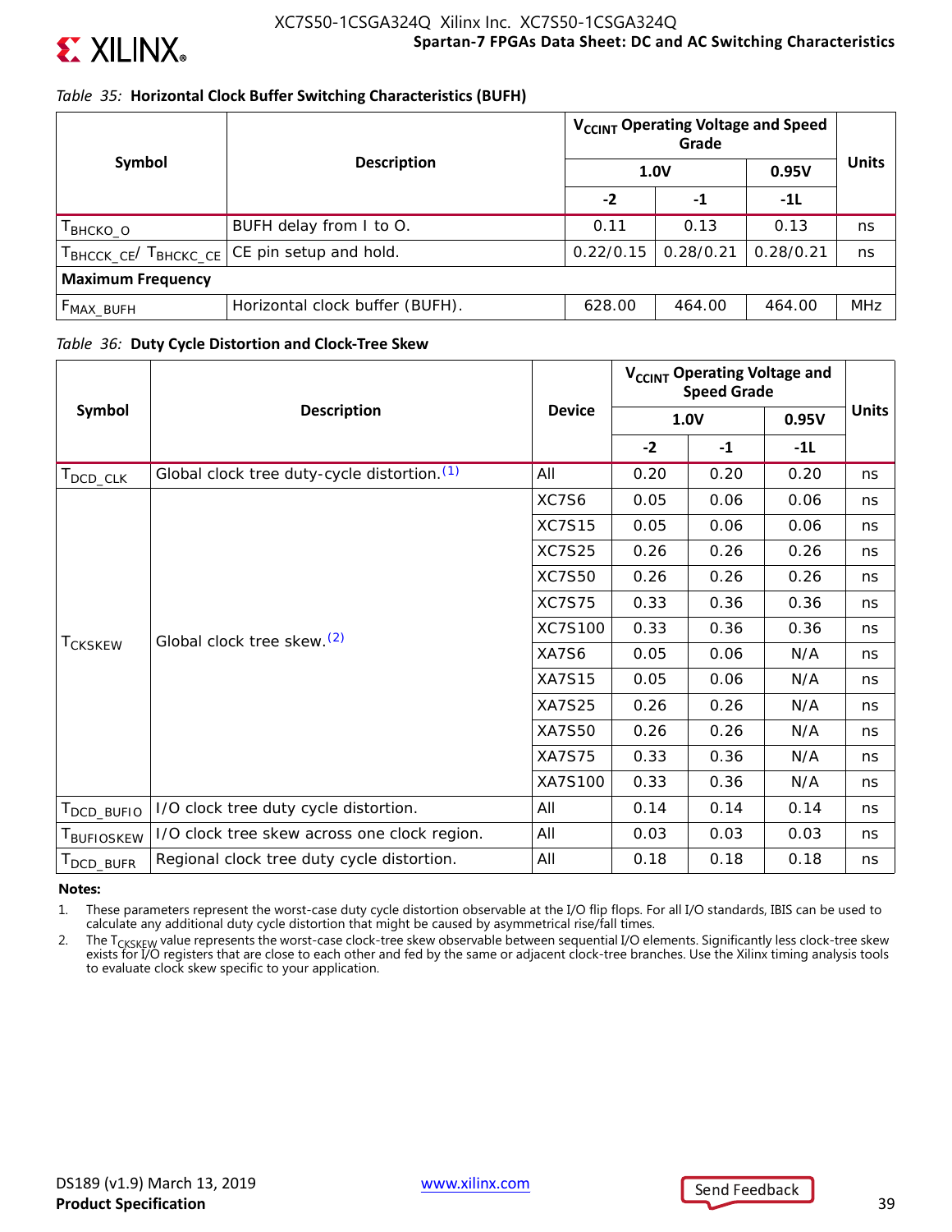*Table 35:* **Horizontal Clock Buffer Switching Characteristics (BUFH)**

| Symbol | Description | $V_{CCINT}$ Operating Voltage and Speed Grade | | | Units |
|---|---|---|---|---|---|
| | | 1.0V | | 0.95V | |
| | | -2 | -1 | -1L | |
| $T_{BHCKO\_O}$ | BUFH delay from I to O. | 0.11 | 0.13 | 0.13 | ns |
| $T_{BHCCK\_CE}$/ $T_{BHCKC\_CE}$ | CE pin setup and hold. | 0.22/0.15 | 0.28/0.21 | 0.28/0.21 | ns |
| **Maximum Frequency** | | | | | |
| $F_{MAX\_BUFH}$ | Horizontal clock buffer (BUFH). | 628.00 | 464.00 | 464.00 | MHz |

*Table 36:* **Duty Cycle Distortion and Clock-Tree Skew**

| Symbol | Description | Device | $V_{CCINT}$ Operating Voltage and Speed Grade | | | Units |
|---|---|---|---|---|---|---|
| | | | 1.0V | | 0.95V | |
| | | | -2 | -1 | -1L | |
| $T_{DCD\_CLK}$ | Global clock tree duty-cycle distortion.(1) | All | 0.20 | 0.20 | 0.20 | ns |
| $T_{CKSKEW}$ | Global clock tree skew.(2) | XC7S6 | 0.05 | 0.06 | 0.06 | ns |
| | | XC7S15 | 0.05 | 0.06 | 0.06 | ns |
| | | XC7S25 | 0.26 | 0.26 | 0.26 | ns |
| | | XC7S50 | 0.26 | 0.26 | 0.26 | ns |
| | | XC7S75 | 0.33 | 0.36 | 0.36 | ns |
| | | XC7S100 | 0.33 | 0.36 | 0.36 | ns |
| | | XA7S6 | 0.05 | 0.06 | N/A | ns |
| | | XA7S15 | 0.05 | 0.06 | N/A | ns |
| | | XA7S25 | 0.26 | 0.26 | N/A | ns |
| | | XA7S50 | 0.26 | 0.26 | N/A | ns |
| | | XA7S75 | 0.33 | 0.36 | N/A | ns |
| | | XA7S100 | 0.33 | 0.36 | N/A | ns |
| $T_{DCD\_BUFIO}$ | I/O clock tree duty cycle distortion. | All | 0.14 | 0.14 | 0.14 | ns |
| $T_{BUFIOSKEW}$ | I/O clock tree skew across one clock region. | All | 0.03 | 0.03 | 0.03 | ns |
| $T_{DCD\_BUFR}$ | Regional clock tree duty cycle distortion. | All | 0.18 | 0.18 | 0.18 | ns |

**Notes:**

1. These parameters represent the worst-case duty cycle distortion observable at the I/O flip flops. For all I/O standards, IBIS can be used to calculate any additional duty cycle distortion that might be caused by asymmetrical rise/fall times.
2. The $T_{CKSKEW}$ value represents the worst-case clock-tree skew observable between sequential I/O elements. Significantly less clock-tree skew exists for I/O registers that are close to each other and fed by the same or adjacent clock-tree branches. Use the Xilinx timing analysis tools to evaluate clock skew specific to your application.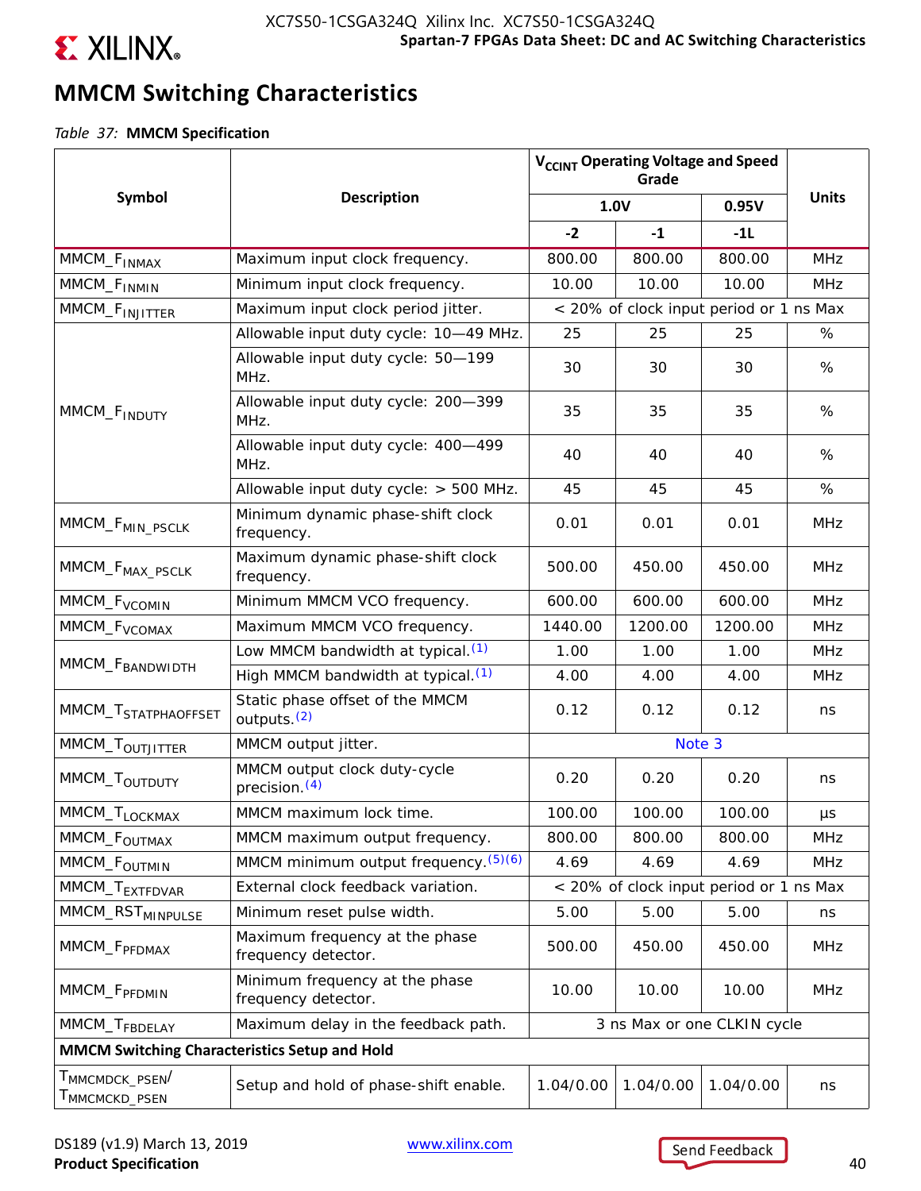## MMCM Switching Characteristics

*Table 37:* **MMCM Specification**

| Symbol | Description | $V_{CCINT}$ Operating Voltage and Speed Grade | | | Units |
|---|---|---|---|---|---|
| | | 1.0V | | 0.95V | |
| | | -2 | -1 | -1L | |
| $MMCM\_F_{INMAX}$ | Maximum input clock frequency. | 800.00 | 800.00 | 800.00 | MHz |
| $MMCM\_F_{INMIN}$ | Minimum input clock frequency. | 10.00 | 10.00 | 10.00 | MHz |
| $MMCM\_F_{INJITTER}$ | Maximum input clock period jitter. | < 20% of clock input period or 1 ns Max | | | |
| $MMCM\_F_{INDUTY}$ | Allowable input duty cycle: 10—49 MHz. | 25 | 25 | 25 | % |
| | Allowable input duty cycle: 50—199 MHz. | 30 | 30 | 30 | % |
| | Allowable input duty cycle: 200—399 MHz. | 35 | 35 | 35 | % |
| | Allowable input duty cycle: 400—499 MHz. | 40 | 40 | 40 | % |
| | Allowable input duty cycle: > 500 MHz. | 45 | 45 | 45 | % |
| $MMCM\_F_{MIN\_PSCLK}$ | Minimum dynamic phase-shift clock frequency. | 0.01 | 0.01 | 0.01 | MHz |
| $MMCM\_F_{MAX\_PSCLK}$ | Maximum dynamic phase-shift clock frequency. | 500.00 | 450.00 | 450.00 | MHz |
| $MMCM\_F_{VCOMIN}$ | Minimum MMCM VCO frequency. | 600.00 | 600.00 | 600.00 | MHz |
| $MMCM\_F_{VCOMAX}$ | Maximum MMCM VCO frequency. | 1440.00 | 1200.00 | 1200.00 | MHz |
| $MMCM\_F_{BANDWIDTH}$ | Low MMCM bandwidth at typical.[1] | 1.00 | 1.00 | 1.00 | MHz |
| | High MMCM bandwidth at typical.[1] | 4.00 | 4.00 | 4.00 | MHz |
| $MMCM\_T_{STATPHAOFFSET}$ | Static phase offset of the MMCM outputs.[2] | 0.12 | 0.12 | 0.12 | ns |
| $MMCM\_T_{OUTJITTER}$ | MMCM output jitter. | Note 3 | | | |
| $MMCM\_T_{OUTDUTY}$ | MMCM output clock duty-cycle precision.[4] | 0.20 | 0.20 | 0.20 | ns |
| $MMCM\_T_{LOCKMAX}$ | MMCM maximum lock time. | 100.00 | 100.00 | 100.00 | µs |
| $MMCM\_F_{OUTMAX}$ | MMCM maximum output frequency. | 800.00 | 800.00 | 800.00 | MHz |
| $MMCM\_F_{OUTMIN}$ | MMCM minimum output frequency.[5][6] | 4.69 | 4.69 | 4.69 | MHz |
| $MMCM\_T_{EXTFDVAR}$ | External clock feedback variation. | < 20% of clock input period or 1 ns Max | | | |
| $MMCM\_RST_{MINPULSE}$ | Minimum reset pulse width. | 5.00 | 5.00 | 5.00 | ns |
| $MMCM\_F_{PFDMAX}$ | Maximum frequency at the phase frequency detector. | 500.00 | 450.00 | 450.00 | MHz |
| $MMCM\_F_{PFDMIN}$ | Minimum frequency at the phase frequency detector. | 10.00 | 10.00 | 10.00 | MHz |
| $MMCM\_T_{FBDELAY}$ | Maximum delay in the feedback path. | 3 ns Max or one CLKIN cycle | | | |
| **MMCM Switching Characteristics Setup and Hold** | | | | | |
| $T_{MMCMDCK\_PSEN}$/ $T_{MMCMCKD\_PSEN}$ | Setup and hold of phase-shift enable. | 1.04/0.00 | 1.04/0.00 | 1.04/0.00 | ns |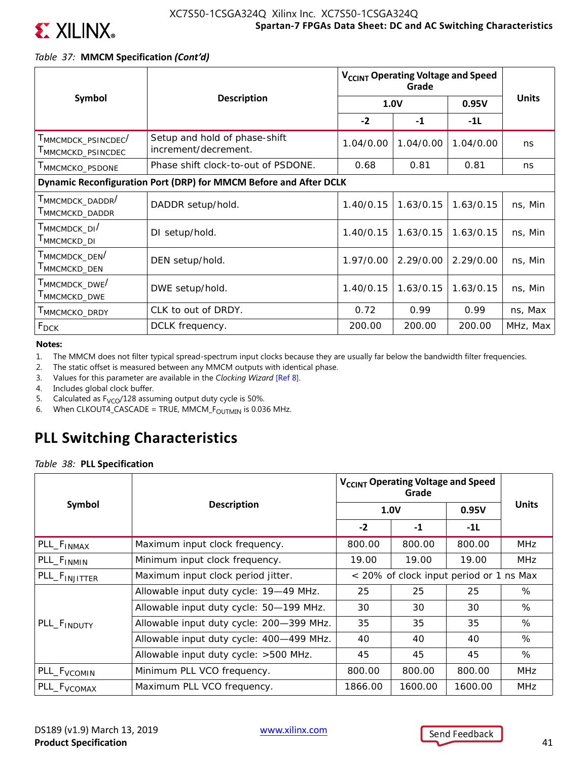*Table 37:* **MMCM Specification *(Cont'd)***

| Symbol | Description | $V_{CCINT}$ Operating Voltage and Speed Grade | | | Units |
|---|---|---|---|---|---|
| | | 1.0V | | 0.95V | |
| | | -2 | -1 | -1L | |
| $T_{MMCMDCK\_PSINCDEC}$/ $T_{MMCMCKD\_PSINCDEC}$ | Setup and hold of phase-shift increment/decrement. | 1.04/0.00 | 1.04/0.00 | 1.04/0.00 | ns |
| $T_{MMCMCKO\_PSDONE}$ | Phase shift clock-to-out of PSDONE. | 0.68 | 0.81 | 0.81 | ns |
| **Dynamic Reconfiguration Port (DRP) for MMCM Before and After DCLK** | | | | | |
| $T_{MMCMDCK\_DADDR}$/ $T_{MMCMCKD\_DADDR}$ | DADDR setup/hold. | 1.40/0.15 | 1.63/0.15 | 1.63/0.15 | ns, Min |
| $T_{MMCMDCK\_DI}$/ $T_{MMCMCKD\_DI}$ | DI setup/hold. | 1.40/0.15 | 1.63/0.15 | 1.63/0.15 | ns, Min |
| $T_{MMCMDCK\_DEN}$/ $T_{MMCMCKD\_DEN}$ | DEN setup/hold. | 1.97/0.00 | 2.29/0.00 | 2.29/0.00 | ns, Min |
| $T_{MMCMDCK\_DWE}$/ $T_{MMCMCKD\_DWE}$ | DWE setup/hold. | 1.40/0.15 | 1.63/0.15 | 1.63/0.15 | ns, Min |
| $T_{MMCMCKO\_DRDY}$ | CLK to out of DRDY. | 0.72 | 0.99 | 0.99 | ns, Max |
| $F_{DCK}$ | DCLK frequency. | 200.00 | 200.00 | 200.00 | MHz, Max |

**Notes:**

1. The MMCM does not filter typical spread-spectrum input clocks because they are usually far below the bandwidth filter frequencies.
2. The static offset is measured between any MMCM outputs with identical phase.
3. Values for this parameter are available in the *Clocking Wizard* [Ref 8].
4. Includes global clock buffer.
5. Calculated as $F_{VCO}/128$ assuming output duty cycle is 50%.
6. When CLKOUT4_CASCADE = TRUE, MMCM_$F_{OUTMIN}$ is 0.036 MHz.

## PLL Switching Characteristics

*Table 38:* **PLL Specification**

| Symbol | Description | $V_{CCINT}$ Operating Voltage and Speed Grade | | | Units |
|---|---|---|---|---|---|
| | | 1.0V | | 0.95V | |
| | | -2 | -1 | -1L | |
| PLL_$F_{INMAX}$ | Maximum input clock frequency. | 800.00 | 800.00 | 800.00 | MHz |
| PLL_$F_{INMIN}$ | Minimum input clock frequency. | 19.00 | 19.00 | 19.00 | MHz |
| PLL_$F_{INJITTER}$ | Maximum input clock period jitter. | < 20% of clock input period or 1 ns Max | | | |
| PLL_$F_{INDUTY}$ | Allowable input duty cycle: 19—49 MHz. | 25 | 25 | 25 | % |
| | Allowable input duty cycle: 50—199 MHz. | 30 | 30 | 30 | % |
| | Allowable input duty cycle: 200—399 MHz. | 35 | 35 | 35 | % |
| | Allowable input duty cycle: 400—499 MHz. | 40 | 40 | 40 | % |
| | Allowable input duty cycle: >500 MHz. | 45 | 45 | 45 | % |
| PLL_$F_{VCOMIN}$ | Minimum PLL VCO frequency. | 800.00 | 800.00 | 800.00 | MHz |
| PLL_$F_{VCOMAX}$ | Maximum PLL VCO frequency. | 1866.00 | 1600.00 | 1600.00 | MHz |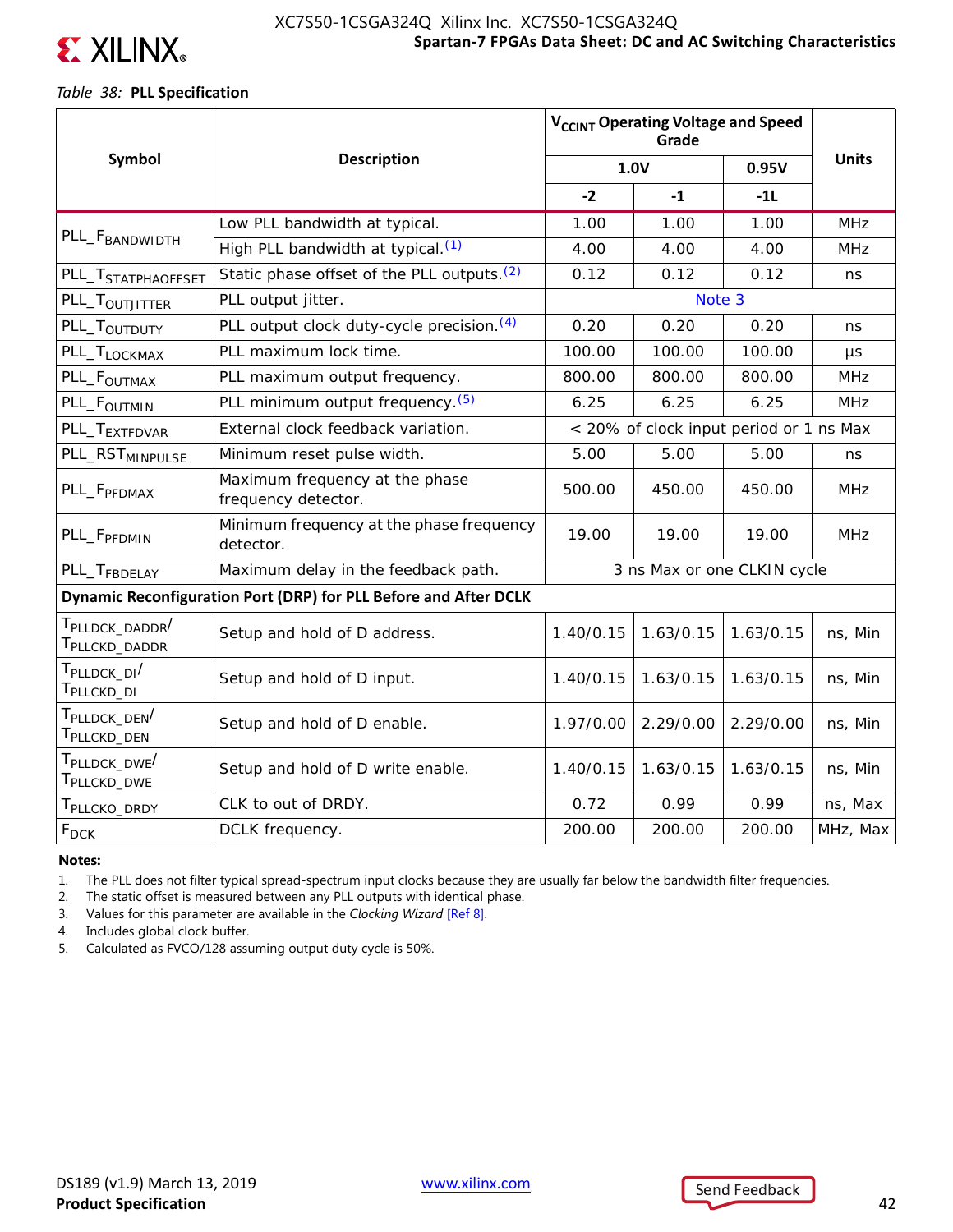*Table 38:* **PLL Specification**

| Symbol | Description | $V_{CCINT}$ Operating Voltage and Speed Grade | | | Units |
|---|---|---|---|---|---|
| | | 1.0V | | 0.95V | |
| | | -2 | -1 | -1L | |
| $PLL\_F_{BANDWIDTH}$ | Low PLL bandwidth at typical. | 1.00 | 1.00 | 1.00 | MHz |
| | High PLL bandwidth at typical.[1] | 4.00 | 4.00 | 4.00 | MHz |
| $PLL\_T_{STATPHAOFFSET}$ | Static phase offset of the PLL outputs.[2] | 0.12 | 0.12 | 0.12 | ns |
| $PLL\_T_{OUTJITTER}$ | PLL output jitter. | Note 3 | | | |
| $PLL\_T_{OUTDUTY}$ | PLL output clock duty-cycle precision.[4] | 0.20 | 0.20 | 0.20 | ns |
| $PLL\_T_{LOCKMAX}$ | PLL maximum lock time. | 100.00 | 100.00 | 100.00 | µs |
| $PLL\_F_{OUTMAX}$ | PLL maximum output frequency. | 800.00 | 800.00 | 800.00 | MHz |
| $PLL\_F_{OUTMIN}$ | PLL minimum output frequency.[5] | 6.25 | 6.25 | 6.25 | MHz |
| $PLL\_T_{EXTFDVAR}$ | External clock feedback variation. | < 20% of clock input period or 1 ns Max | | | |
| $PLL\_RST_{MINPULSE}$ | Minimum reset pulse width. | 5.00 | 5.00 | 5.00 | ns |
| $PLL\_F_{PFDMAX}$ | Maximum frequency at the phase frequency detector. | 500.00 | 450.00 | 450.00 | MHz |
| $PLL\_F_{PFDMIN}$ | Minimum frequency at the phase frequency detector. | 19.00 | 19.00 | 19.00 | MHz |
| $PLL\_T_{FBDELAY}$ | Maximum delay in the feedback path. | 3 ns Max or one CLKIN cycle | | | |
| **Dynamic Reconfiguration Port (DRP) for PLL Before and After DCLK** | | | | | |
| $T_{PLLDCK\_DADDR}$/ $T_{PLLCKD\_DADDR}$ | Setup and hold of D address. | 1.40/0.15 | 1.63/0.15 | 1.63/0.15 | ns, Min |
| $T_{PLLDCK\_DI}$/ $T_{PLLCKD\_DI}$ | Setup and hold of D input. | 1.40/0.15 | 1.63/0.15 | 1.63/0.15 | ns, Min |
| $T_{PLLDCK\_DEN}$/ $T_{PLLCKD\_DEN}$ | Setup and hold of D enable. | 1.97/0.00 | 2.29/0.00 | 2.29/0.00 | ns, Min |
| $T_{PLLDCK\_DWE}$/ $T_{PLLCKD\_DWE}$ | Setup and hold of D write enable. | 1.40/0.15 | 1.63/0.15 | 1.63/0.15 | ns, Min |
| $T_{PLLCKO\_DRDY}$ | CLK to out of DRDY. | 0.72 | 0.99 | 0.99 | ns, Max |
| $F_{DCK}$ | DCLK frequency. | 200.00 | 200.00 | 200.00 | MHz, Max |

**Notes:**

1. The PLL does not filter typical spread-spectrum input clocks because they are usually far below the bandwidth filter frequencies.
2. The static offset is measured between any PLL outputs with identical phase.
3. Values for this parameter are available in the *Clocking Wizard* [Ref 8].
4. Includes global clock buffer.
5. Calculated as FVCO/128 assuming output duty cycle is 50%.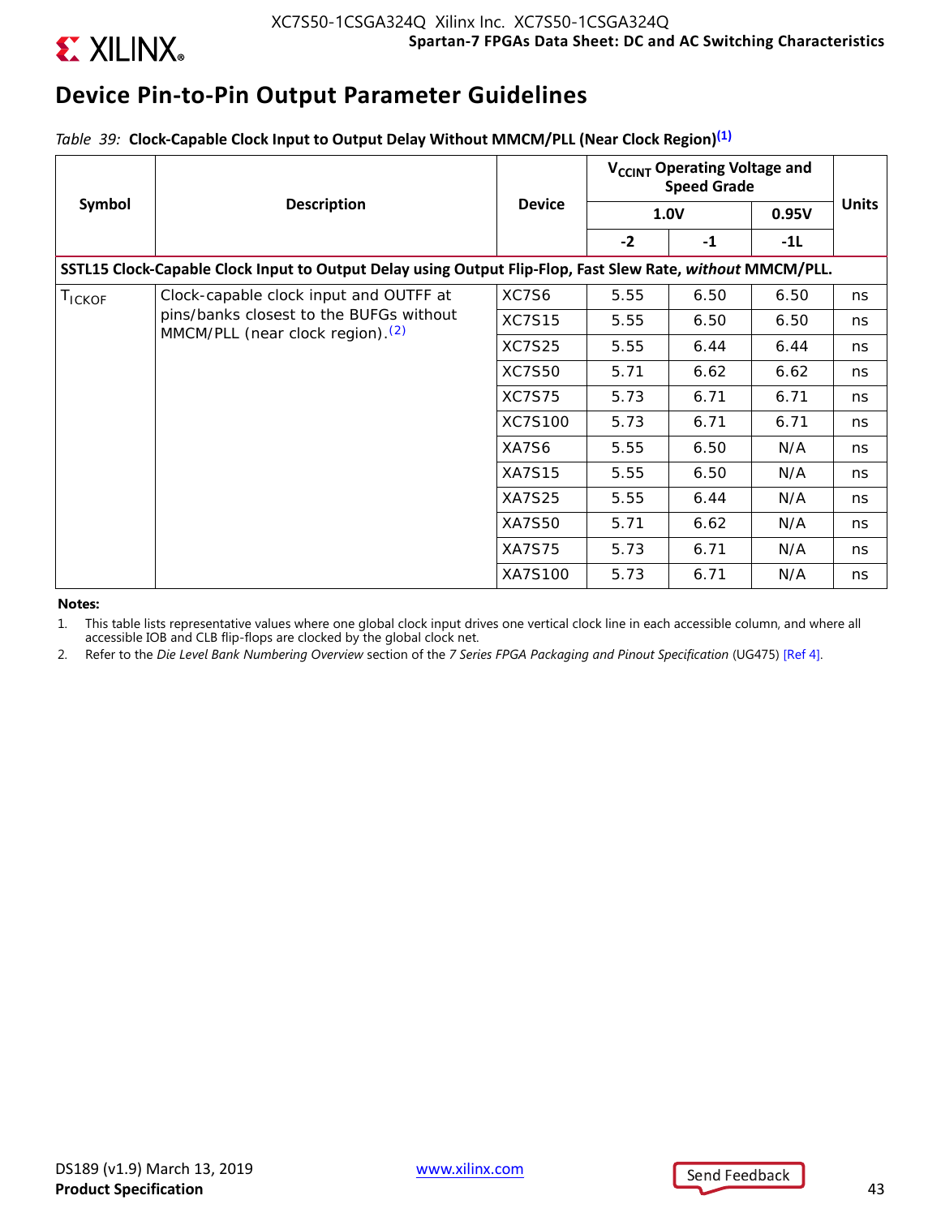## Device Pin-to-Pin Output Parameter Guidelines

*Table 39:* **Clock-Capable Clock Input to Output Delay Without MMCM/PLL (Near Clock Region)[(1)]**

| Symbol | Description | Device | $V_{CCINT}$ Operating Voltage and Speed Grade | | | Units |
|---|---|---|---|---|---|---|
| | | | 1.0V | | 0.95V | |
| | | | -2 | -1 | -1L | |
| **SSTL15 Clock-Capable Clock Input to Output Delay using Output Flip-Flop, Fast Slew Rate, *without* MMCM/PLL.** | | | | | | |
| $T_{ICKOF}$ | Clock-capable clock input and OUTFF at pins/banks closest to the BUFGs without MMCM/PLL (near clock region).[(2)] | XC7S6 | 5.55 | 6.50 | 6.50 | ns |
| | | XC7S15 | 5.55 | 6.50 | 6.50 | ns |
| | | XC7S25 | 5.55 | 6.44 | 6.44 | ns |
| | | XC7S50 | 5.71 | 6.62 | 6.62 | ns |
| | | XC7S75 | 5.73 | 6.71 | 6.71 | ns |
| | | XC7S100 | 5.73 | 6.71 | 6.71 | ns |
| | | XA7S6 | 5.55 | 6.50 | N/A | ns |
| | | XA7S15 | 5.55 | 6.50 | N/A | ns |
| | | XA7S25 | 5.55 | 6.44 | N/A | ns |
| | | XA7S50 | 5.71 | 6.62 | N/A | ns |
| | | XA7S75 | 5.73 | 6.71 | N/A | ns |
| | | XA7S100 | 5.73 | 6.71 | N/A | ns |

**Notes:**

1. This table lists representative values where one global clock input drives one vertical clock line in each accessible column, and where all accessible IOB and CLB flip-flops are clocked by the global clock net.
2. Refer to the *Die Level Bank Numbering Overview* section of the *7 Series FPGA Packaging and Pinout Specification* (UG475) [Ref 4].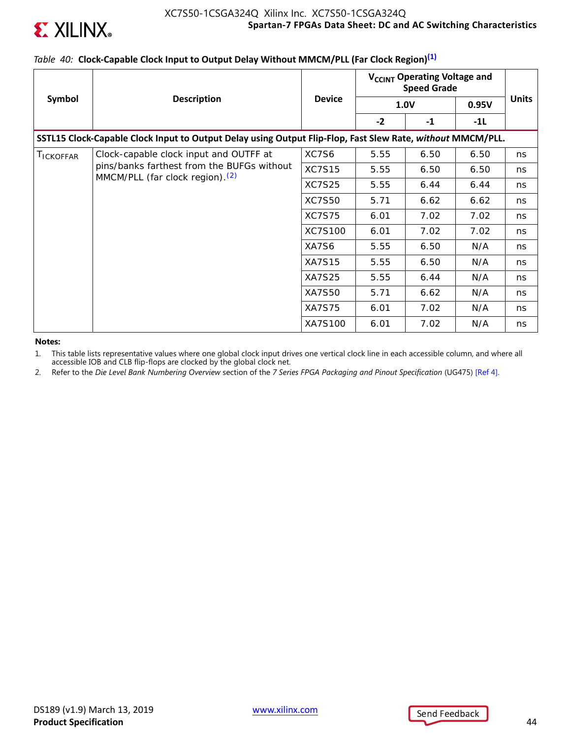*Table 40:* **Clock-Capable Clock Input to Output Delay Without MMCM/PLL (Far Clock Region)[(1)]**

| Symbol | Description | Device | $V_{CCINT}$ Operating Voltage and Speed Grade | | | Units |
|---|---|---|---|---|---|---|
| | | | 1.0V | | 0.95V | |
| | | | -2 | -1 | -1L | |
| **SSTL15 Clock-Capable Clock Input to Output Delay using Output Flip-Flop, Fast Slew Rate, *without* MMCM/PLL.** | | | | | | |
| $T_{ICKOFFAR}$ | Clock-capable clock input and OUTFF at pins/banks farthest from the BUFGs without MMCM/PLL (far clock region).[(2)] | XC7S6 | 5.55 | 6.50 | 6.50 | ns |
| | | XC7S15 | 5.55 | 6.50 | 6.50 | ns |
| | | XC7S25 | 5.55 | 6.44 | 6.44 | ns |
| | | XC7S50 | 5.71 | 6.62 | 6.62 | ns |
| | | XC7S75 | 6.01 | 7.02 | 7.02 | ns |
| | | XC7S100 | 6.01 | 7.02 | 7.02 | ns |
| | | XA7S6 | 5.55 | 6.50 | N/A | ns |
| | | XA7S15 | 5.55 | 6.50 | N/A | ns |
| | | XA7S25 | 5.55 | 6.44 | N/A | ns |
| | | XA7S50 | 5.71 | 6.62 | N/A | ns |
| | | XA7S75 | 6.01 | 7.02 | N/A | ns |
| | | XA7S100 | 6.01 | 7.02 | N/A | ns |

**Notes:**

1. This table lists representative values where one global clock input drives one vertical clock line in each accessible column, and where all accessible IOB and CLB flip-flops are clocked by the global clock net.
2. Refer to the *Die Level Bank Numbering Overview* section of the *7 Series FPGA Packaging and Pinout Specification* (UG475) [Ref 4].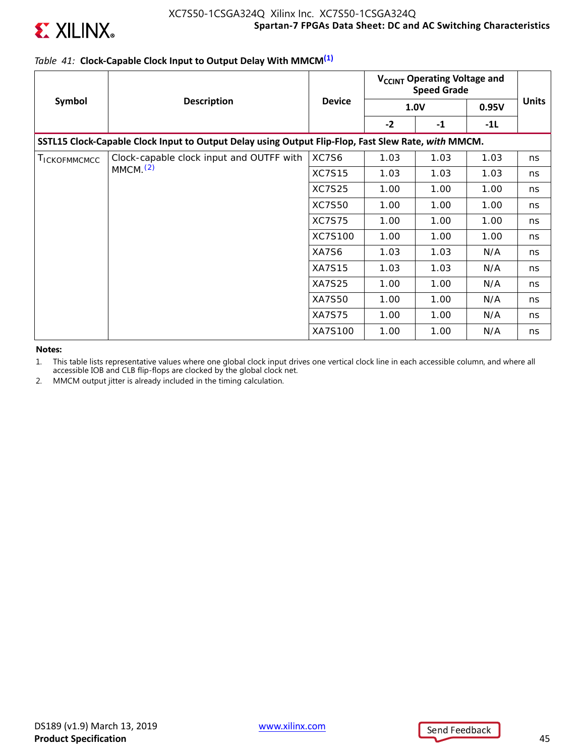*Table 41:* **Clock-Capable Clock Input to Output Delay With MMCM**[1]

| Symbol | Description | Device | $V_{CCINT}$ Operating Voltage and Speed Grade | | | Units |
|---|---|---|---|---|---|---|
| | | | 1.0V | | 0.95V | |
| | | | -2 | -1 | -1L | |
| **SSTL15 Clock-Capable Clock Input to Output Delay using Output Flip-Flop, Fast Slew Rate, *with* MMCM.** | | | | | | |
| $T_{ICKOFMMCMCC}$ | Clock-capable clock input and OUTFF with MMCM.[2] | XC7S6 | 1.03 | 1.03 | 1.03 | ns |
| | | XC7S15 | 1.03 | 1.03 | 1.03 | ns |
| | | XC7S25 | 1.00 | 1.00 | 1.00 | ns |
| | | XC7S50 | 1.00 | 1.00 | 1.00 | ns |
| | | XC7S75 | 1.00 | 1.00 | 1.00 | ns |
| | | XC7S100 | 1.00 | 1.00 | 1.00 | ns |
| | | XA7S6 | 1.03 | 1.03 | N/A | ns |
| | | XA7S15 | 1.03 | 1.03 | N/A | ns |
| | | XA7S25 | 1.00 | 1.00 | N/A | ns |
| | | XA7S50 | 1.00 | 1.00 | N/A | ns |
| | | XA7S75 | 1.00 | 1.00 | N/A | ns |
| | | XA7S100 | 1.00 | 1.00 | N/A | ns |

**Notes:**

1. This table lists representative values where one global clock input drives one vertical clock line in each accessible column, and where all accessible IOB and CLB flip-flops are clocked by the global clock net.
2. MMCM output jitter is already included in the timing calculation.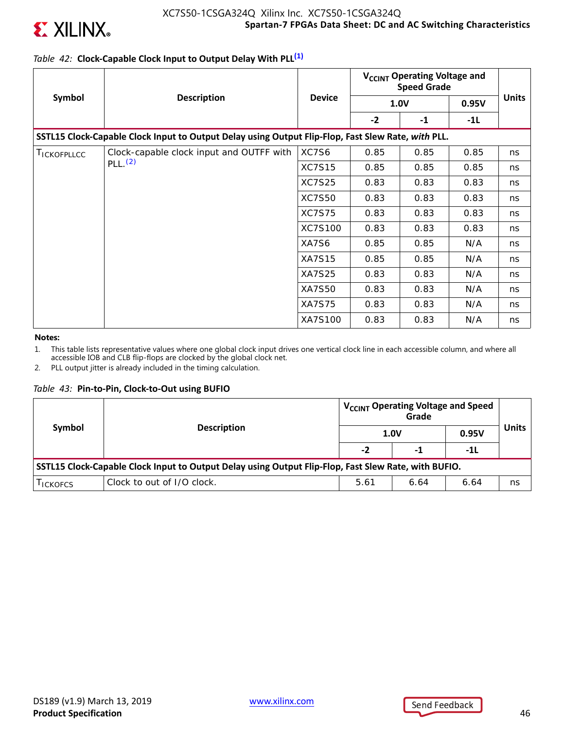*Table 42:* **Clock-Capable Clock Input to Output Delay With PLL**[1]

| Symbol | Description | Device | $V_{CCINT}$ Operating Voltage and Speed Grade | | | Units |
|---|---|---|---|---|---|---|
| | | | 1.0V | | 0.95V | |
| | | | -2 | -1 | -1L | |
| **SSTL15 Clock-Capable Clock Input to Output Delay using Output Flip-Flop, Fast Slew Rate, *with* PLL.** | | | | | | |
| $T_{ICKOFPLLCC}$ | Clock-capable clock input and OUTFF with PLL.[2] | XC7S6 | 0.85 | 0.85 | 0.85 | ns |
| | | XC7S15 | 0.85 | 0.85 | 0.85 | ns |
| | | XC7S25 | 0.83 | 0.83 | 0.83 | ns |
| | | XC7S50 | 0.83 | 0.83 | 0.83 | ns |
| | | XC7S75 | 0.83 | 0.83 | 0.83 | ns |
| | | XC7S100 | 0.83 | 0.83 | 0.83 | ns |
| | | XA7S6 | 0.85 | 0.85 | N/A | ns |
| | | XA7S15 | 0.85 | 0.85 | N/A | ns |
| | | XA7S25 | 0.83 | 0.83 | N/A | ns |
| | | XA7S50 | 0.83 | 0.83 | N/A | ns |
| | | XA7S75 | 0.83 | 0.83 | N/A | ns |
| | | XA7S100 | 0.83 | 0.83 | N/A | ns |

**Notes:**

1. This table lists representative values where one global clock input drives one vertical clock line in each accessible column, and where all accessible IOB and CLB flip-flops are clocked by the global clock net.
2. PLL output jitter is already included in the timing calculation.

*Table 43:* **Pin-to-Pin, Clock-to-Out using BUFIO**

| Symbol | Description | $V_{CCINT}$ Operating Voltage and Speed Grade | | | Units |
|---|---|---|---|---|---|
| | | 1.0V | | 0.95V | |
| | | -2 | -1 | -1L | |
| **SSTL15 Clock-Capable Clock Input to Output Delay using Output Flip-Flop, Fast Slew Rate, with BUFIO.** | | | | | |
| $T_{ICKOFCS}$ | Clock to out of I/O clock. | 5.61 | 6.64 | 6.64 | ns |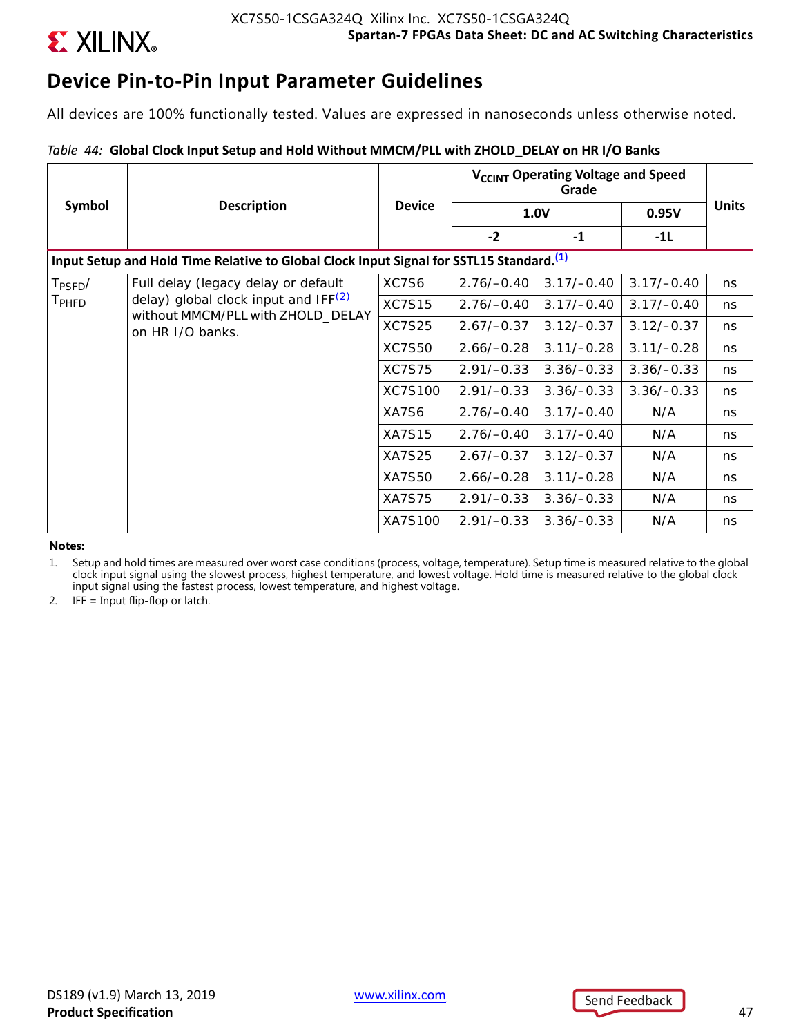## Device Pin-to-Pin Input Parameter Guidelines

All devices are 100% functionally tested. Values are expressed in nanoseconds unless otherwise noted.

*Table 44:* **Global Clock Input Setup and Hold Without MMCM/PLL with ZHOLD_DELAY on HR I/O Banks**

| Symbol | Description | Device | $V_{CCINT}$ Operating Voltage and Speed Grade | | | Units |
|---|---|---|---|---|---|---|
| | | | 1.0V | | 0.95V | |
| | | | -2 | -1 | -1L | |
| **Input Setup and Hold Time Relative to Global Clock Input Signal for SSTL15 Standard.[1]** | | | | | | |
| $T_{PSFD}$/ $T_{PHFD}$ | Full delay (legacy delay or default delay) global clock input and IFF[2] without MMCM/PLL with ZHOLD_DELAY on HR I/O banks. | XC7S6 | 2.76/–0.40 | 3.17/–0.40 | 3.17/–0.40 | ns |
| | | XC7S15 | 2.76/–0.40 | 3.17/–0.40 | 3.17/–0.40 | ns |
| | | XC7S25 | 2.67/–0.37 | 3.12/–0.37 | 3.12/–0.37 | ns |
| | | XC7S50 | 2.66/–0.28 | 3.11/–0.28 | 3.11/–0.28 | ns |
| | | XC7S75 | 2.91/–0.33 | 3.36/–0.33 | 3.36/–0.33 | ns |
| | | XC7S100 | 2.91/–0.33 | 3.36/–0.33 | 3.36/–0.33 | ns |
| | | XA7S6 | 2.76/–0.40 | 3.17/–0.40 | N/A | ns |
| | | XA7S15 | 2.76/–0.40 | 3.17/–0.40 | N/A | ns |
| | | XA7S25 | 2.67/–0.37 | 3.12/–0.37 | N/A | ns |
| | | XA7S50 | 2.66/–0.28 | 3.11/–0.28 | N/A | ns |
| | | XA7S75 | 2.91/–0.33 | 3.36/–0.33 | N/A | ns |
| | | XA7S100 | 2.91/–0.33 | 3.36/–0.33 | N/A | ns |

**Notes:**

1. Setup and hold times are measured over worst case conditions (process, voltage, temperature). Setup time is measured relative to the global clock input signal using the slowest process, highest temperature, and lowest voltage. Hold time is measured relative to the global clock input signal using the fastest process, lowest temperature, and highest voltage.
2. IFF = Input flip-flop or latch.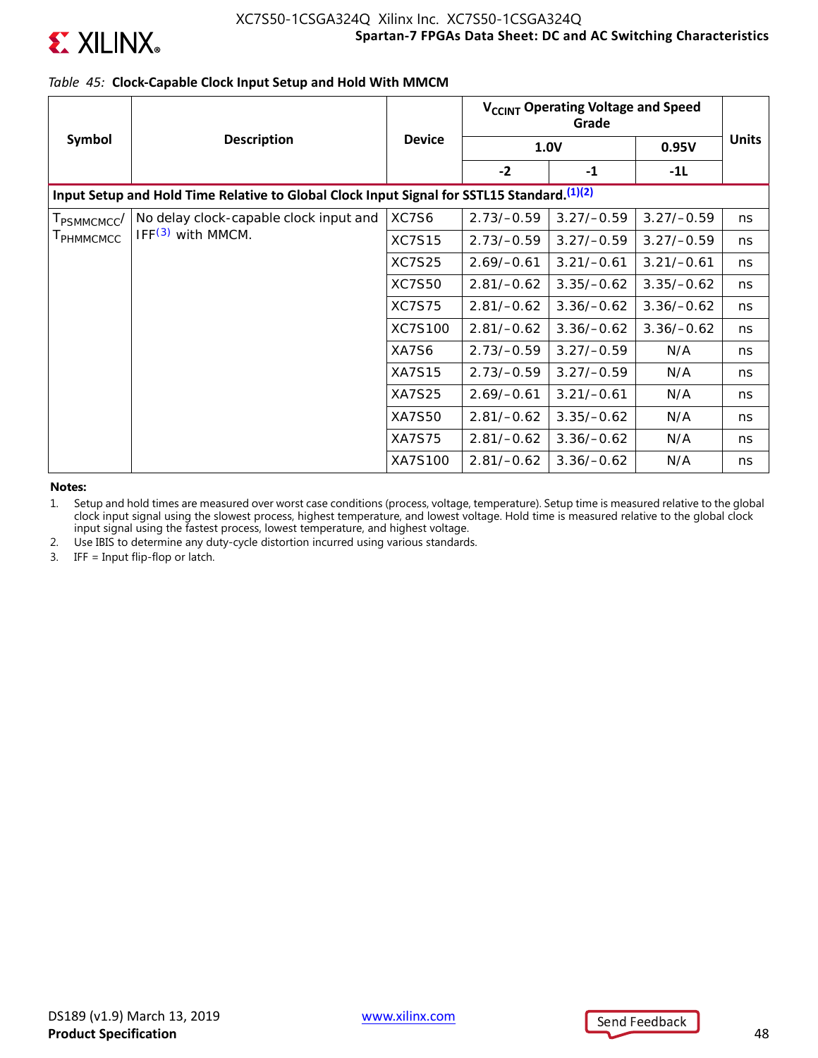*Table 45:* **Clock-Capable Clock Input Setup and Hold With MMCM**

| Symbol | Description | Device | $V_{CCINT}$ Operating Voltage and Speed Grade | | | Units |
|---|---|---|---|---|---|---|
| | | | 1.0V | | 0.95V | |
| | | | -2 | -1 | -1L | |
| **Input Setup and Hold Time Relative to Global Clock Input Signal for SSTL15 Standard.**[1][2] | | | | | | |
| $T_{PSMMCMCC}$/ $T_{PHMMCMCC}$ | No delay clock-capable clock input and IFF[3] with MMCM. | XC7S6 | 2.73/–0.59 | 3.27/–0.59 | 3.27/–0.59 | ns |
| | | XC7S15 | 2.73/–0.59 | 3.27/–0.59 | 3.27/–0.59 | ns |
| | | XC7S25 | 2.69/–0.61 | 3.21/–0.61 | 3.21/–0.61 | ns |
| | | XC7S50 | 2.81/–0.62 | 3.35/–0.62 | 3.35/–0.62 | ns |
| | | XC7S75 | 2.81/–0.62 | 3.36/–0.62 | 3.36/–0.62 | ns |
| | | XC7S100 | 2.81/–0.62 | 3.36/–0.62 | 3.36/–0.62 | ns |
| | | XA7S6 | 2.73/–0.59 | 3.27/–0.59 | N/A | ns |
| | | XA7S15 | 2.73/–0.59 | 3.27/–0.59 | N/A | ns |
| | | XA7S25 | 2.69/–0.61 | 3.21/–0.61 | N/A | ns |
| | | XA7S50 | 2.81/–0.62 | 3.35/–0.62 | N/A | ns |
| | | XA7S75 | 2.81/–0.62 | 3.36/–0.62 | N/A | ns |
| | | XA7S100 | 2.81/–0.62 | 3.36/–0.62 | N/A | ns |

**Notes:**

1. Setup and hold times are measured over worst case conditions (process, voltage, temperature). Setup time is measured relative to the global clock input signal using the slowest process, highest temperature, and lowest voltage. Hold time is measured relative to the global clock input signal using the fastest process, lowest temperature, and highest voltage.
2. Use IBIS to determine any duty-cycle distortion incurred using various standards.
3. IFF = Input flip-flop or latch.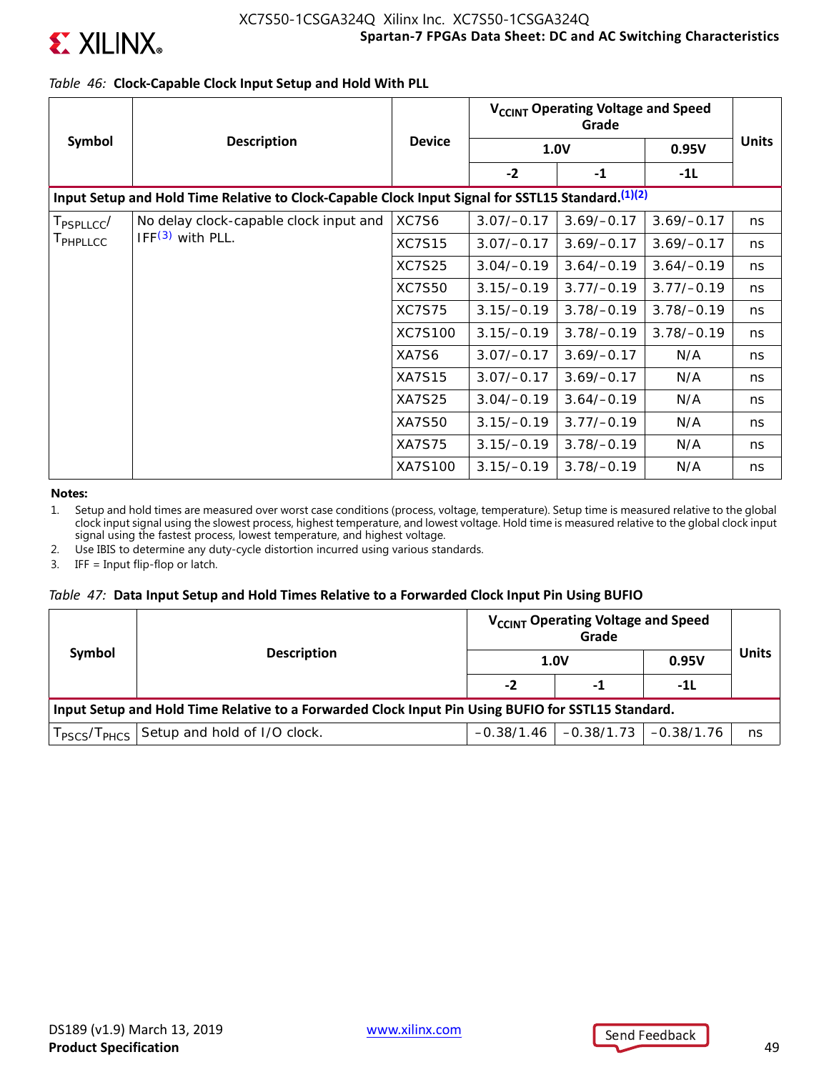*Table 46:* **Clock-Capable Clock Input Setup and Hold With PLL**

| Symbol | Description | Device | $V_{CCINT}$ Operating Voltage and Speed Grade | | | Units |
|---|---|---|---|---|---|---|
| | | | 1.0V | | 0.95V | |
| | | | -2 | -1 | -1L | |
| **Input Setup and Hold Time Relative to Clock-Capable Clock Input Signal for SSTL15 Standard.[1][2]** | | | | | | |
| $T_{PSPLLCC}$/ $T_{PHPLLCC}$ | No delay clock-capable clock input and IFF[3] with PLL. | XC7S6 | 3.07/–0.17 | 3.69/–0.17 | 3.69/–0.17 | ns |
| | | XC7S15 | 3.07/–0.17 | 3.69/–0.17 | 3.69/–0.17 | ns |
| | | XC7S25 | 3.04/–0.19 | 3.64/–0.19 | 3.64/–0.19 | ns |
| | | XC7S50 | 3.15/–0.19 | 3.77/–0.19 | 3.77/–0.19 | ns |
| | | XC7S75 | 3.15/–0.19 | 3.78/–0.19 | 3.78/–0.19 | ns |
| | | XC7S100 | 3.15/–0.19 | 3.78/–0.19 | 3.78/–0.19 | ns |
| | | XA7S6 | 3.07/–0.17 | 3.69/–0.17 | N/A | ns |
| | | XA7S15 | 3.07/–0.17 | 3.69/–0.17 | N/A | ns |
| | | XA7S25 | 3.04/–0.19 | 3.64/–0.19 | N/A | ns |
| | | XA7S50 | 3.15/–0.19 | 3.77/–0.19 | N/A | ns |
| | | XA7S75 | 3.15/–0.19 | 3.78/–0.19 | N/A | ns |
| | | XA7S100 | 3.15/–0.19 | 3.78/–0.19 | N/A | ns |

**Notes:**

1. Setup and hold times are measured over worst case conditions (process, voltage, temperature). Setup time is measured relative to the global clock input signal using the slowest process, highest temperature, and lowest voltage. Hold time is measured relative to the global clock input signal using the fastest process, lowest temperature, and highest voltage.
2. Use IBIS to determine any duty-cycle distortion incurred using various standards.
3. IFF = Input flip-flop or latch.

*Table 47:* **Data Input Setup and Hold Times Relative to a Forwarded Clock Input Pin Using BUFIO**

| Symbol | Description | $V_{CCINT}$ Operating Voltage and Speed Grade | | | Units |
|---|---|---|---|---|---|
| | | 1.0V | | 0.95V | |
| | | -2 | -1 | -1L | |
| **Input Setup and Hold Time Relative to a Forwarded Clock Input Pin Using BUFIO for SSTL15 Standard.** | | | | | |
| $T_{PSCS}$/$T_{PHCS}$ | Setup and hold of I/O clock. | –0.38/1.46 | –0.38/1.73 | –0.38/1.76 | ns |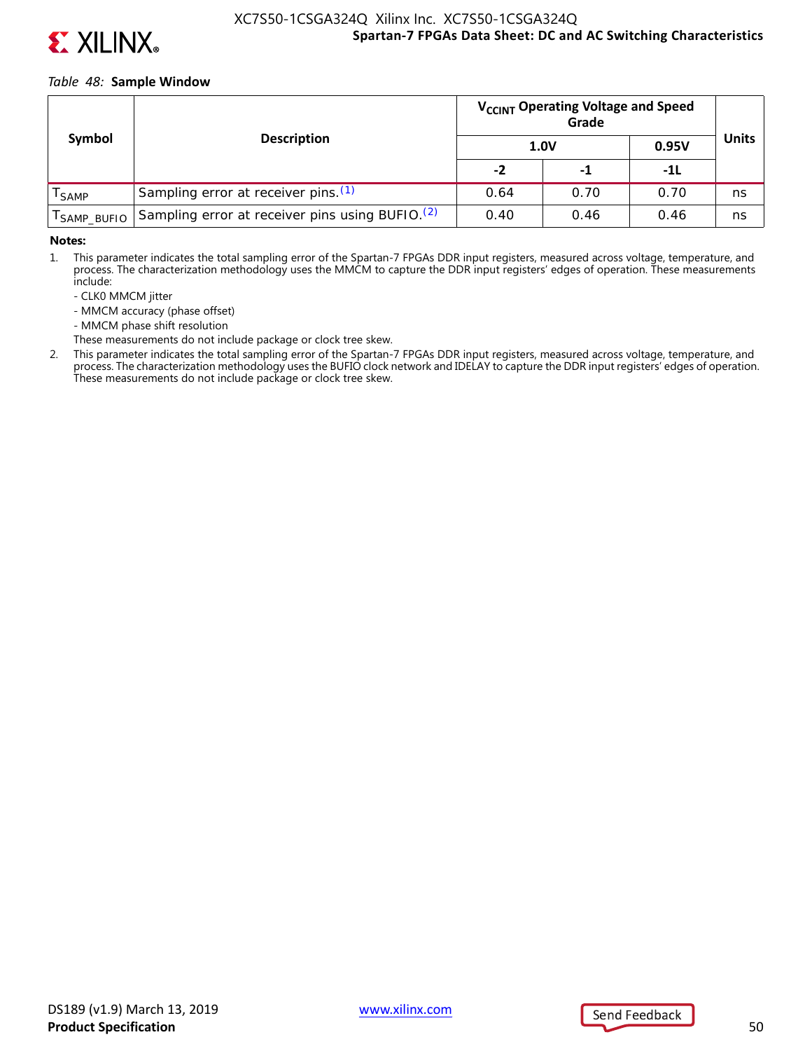*Table 48:* **Sample Window**

| Symbol | Description | $V_{CCINT}$ Operating Voltage and Speed Grade | | | Units |
|---|---|---|---|---|---|
| | | 1.0V | | 0.95V | |
| | | -2 | -1 | -1L | |
| $T_{SAMP}$ | Sampling error at receiver pins.[1] | 0.64 | 0.70 | 0.70 | ns |
| $T_{SAMP\_BUFIO}$ | Sampling error at receiver pins using BUFIO.[2] | 0.40 | 0.46 | 0.46 | ns |

**Notes:**

1. This parameter indicates the total sampling error of the Spartan-7 FPGAs DDR input registers, measured across voltage, temperature, and process. The characterization methodology uses the MMCM to capture the DDR input registers' edges of operation. These measurements include:
   - CLK0 MMCM jitter
   - MMCM accuracy (phase offset)
   - MMCM phase shift resolution

   These measurements do not include package or clock tree skew.
2. This parameter indicates the total sampling error of the Spartan-7 FPGAs DDR input registers, measured across voltage, temperature, and process. The characterization methodology uses the BUFIO clock network and IDELAY to capture the DDR input registers' edges of operation. These measurements do not include package or clock tree skew.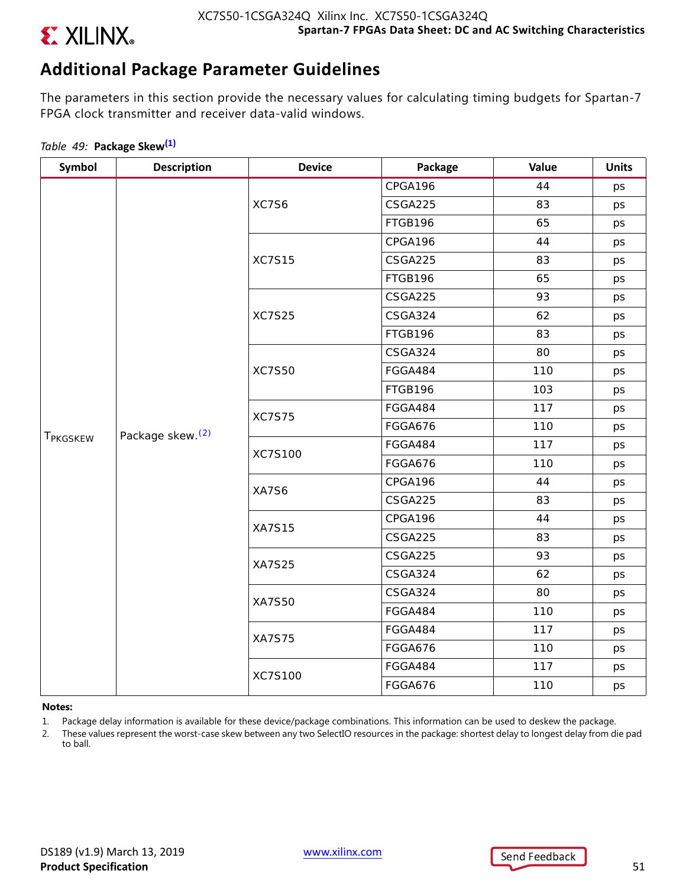## Additional Package Parameter Guidelines

The parameters in this section provide the necessary values for calculating timing budgets for Spartan-7 FPGA clock transmitter and receiver data-valid windows.

*Table 49:* **Package Skew[(1)]**

| Symbol | Description | Device | Package | Value | Units |
|---|---|---|---|---|---|
| $T_{PKGSKEW}$ | Package skew.[(2)] | XC7S6 | CPGA196 | 44 | ps |
| | | | CSGA225 | 83 | ps |
| | | | FTGB196 | 65 | ps |
| | | XC7S15 | CPGA196 | 44 | ps |
| | | | CSGA225 | 83 | ps |
| | | | FTGB196 | 65 | ps |
| | | XC7S25 | CSGA225 | 93 | ps |
| | | | CSGA324 | 62 | ps |
| | | | FTGB196 | 83 | ps |
| | | XC7S50 | CSGA324 | 80 | ps |
| | | | FGGA484 | 110 | ps |
| | | | FTGB196 | 103 | ps |
| | | XC7S75 | FGGA484 | 117 | ps |
| | | | FGGA676 | 110 | ps |
| | | XC7S100 | FGGA484 | 117 | ps |
| | | | FGGA676 | 110 | ps |
| | | XA7S6 | CPGA196 | 44 | ps |
| | | | CSGA225 | 83 | ps |
| | | XA7S15 | CPGA196 | 44 | ps |
| | | | CSGA225 | 83 | ps |
| | | XA7S25 | CSGA225 | 93 | ps |
| | | | CSGA324 | 62 | ps |
| | | XA7S50 | CSGA324 | 80 | ps |
| | | | FGGA484 | 110 | ps |
| | | XA7S75 | FGGA484 | 117 | ps |
| | | | FGGA676 | 110 | ps |
| | | XC7S100 | FGGA484 | 117 | ps |
| | | | FGGA676 | 110 | ps |

**Notes:**

1. Package delay information is available for these device/package combinations. This information can be used to deskew the package.
2. These values represent the worst-case skew between any two SelectIO resources in the package: shortest delay to longest delay from die pad to ball.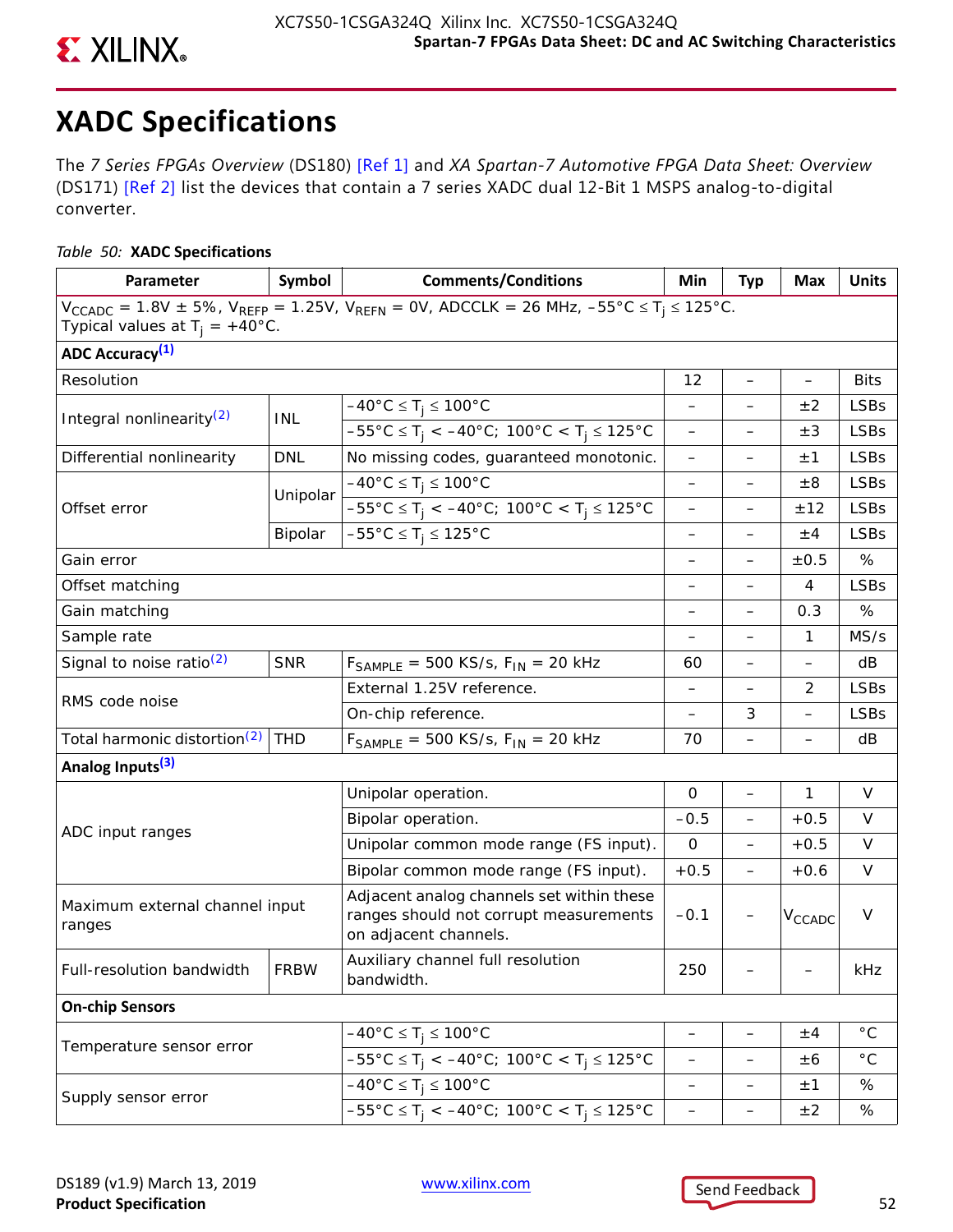# XADC Specifications

The *7 Series FPGAs Overview* (DS180) [Ref 1] and *XA Spartan-7 Automotive FPGA Data Sheet: Overview* (DS171) [Ref 2] list the devices that contain a 7 series XADC dual 12-Bit 1 MSPS analog-to-digital converter.

*Table 50:* **XADC Specifications**

| Parameter | Symbol | Comments/Conditions | Min | Typ | Max | Units |
|---|---|---|---|---|---|---|
| $V_{CCADC}$ = 1.8V ± 5%, $V_{REFP}$ = 1.25V, $V_{REFN}$ = 0V, ADCCLK = 26 MHz, –55°C ≤ $T_j$ ≤ 125°C. Typical values at $T_j$ = +40°C. | | | | | | |
| **ADC Accuracy[1]** | | | | | | |
| Resolution | | | 12 | – | – | Bits |
| Integral nonlinearity[2] | INL | –40°C ≤ $T_j$ ≤ 100°C | – | – | ±2 | LSBs |
| | | –55°C ≤ $T_j$ < –40°C; 100°C < $T_j$ ≤ 125°C | – | – | ±3 | LSBs |
| Differential nonlinearity | DNL | No missing codes, guaranteed monotonic. | – | – | ±1 | LSBs |
| Offset error | Unipolar | –40°C ≤ $T_j$ ≤ 100°C | – | – | ±8 | LSBs |
| | | –55°C ≤ $T_j$ < –40°C; 100°C < $T_j$ ≤ 125°C | – | – | ±12 | LSBs |
| | Bipolar | –55°C ≤ $T_j$ ≤ 125°C | – | – | ±4 | LSBs |
| Gain error | | | – | – | ±0.5 | % |
| Offset matching | | | – | – | 4 | LSBs |
| Gain matching | | | – | – | 0.3 | % |
| Sample rate | | | – | – | 1 | MS/s |
| Signal to noise ratio[2] | SNR | $F_{SAMPLE}$ = 500 KS/s, $F_{IN}$ = 20 kHz | 60 | – | – | dB |
| RMS code noise | | External 1.25V reference. | – | – | 2 | LSBs |
| | | On-chip reference. | – | 3 | – | LSBs |
| Total harmonic distortion[2] | THD | $F_{SAMPLE}$ = 500 KS/s, $F_{IN}$ = 20 kHz | 70 | – | – | dB |
| **Analog Inputs[3]** | | | | | | |
| ADC input ranges | | Unipolar operation. | 0 | – | 1 | V |
| | | Bipolar operation. | –0.5 | – | +0.5 | V |
| | | Unipolar common mode range (FS input). | 0 | – | +0.5 | V |
| | | Bipolar common mode range (FS input). | +0.5 | – | +0.6 | V |
| Maximum external channel input ranges | | Adjacent analog channels set within these ranges should not corrupt measurements on adjacent channels. | –0.1 | – | $V_{CCADC}$ | V |
| Full-resolution bandwidth | FRBW | Auxiliary channel full resolution bandwidth. | 250 | – | – | kHz |
| **On-chip Sensors** | | | | | | |
| Temperature sensor error | | –40°C ≤ $T_j$ ≤ 100°C | – | – | ±4 | °C |
| | | –55°C ≤ $T_j$ < –40°C; 100°C < $T_j$ ≤ 125°C | – | – | ±6 | °C |
| Supply sensor error | | –40°C ≤ $T_j$ ≤ 100°C | – | – | ±1 | % |
| | | –55°C ≤ $T_j$ < –40°C; 100°C < $T_j$ ≤ 125°C | – | – | ±2 | % |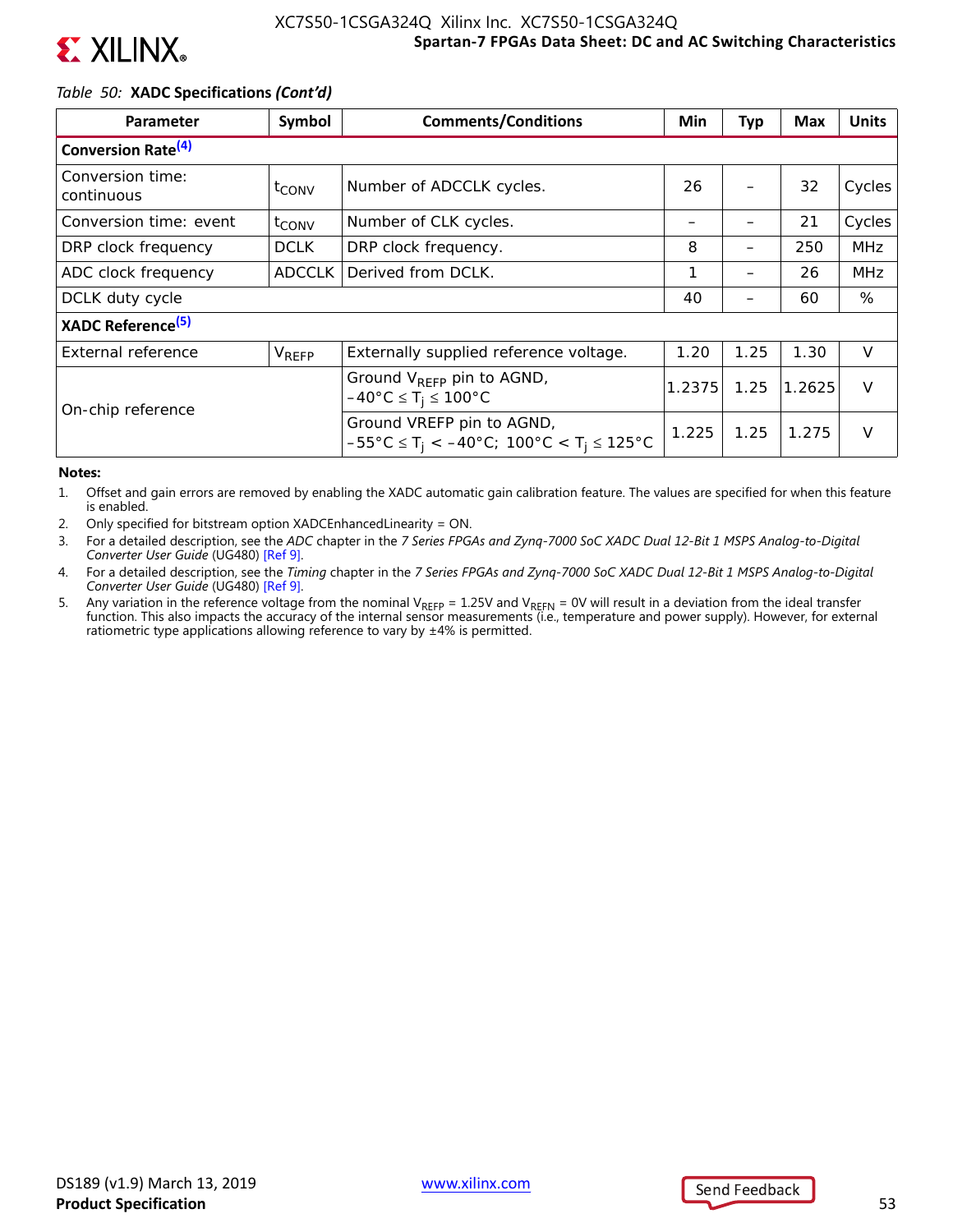*Table 50:* **XADC Specifications *(Cont'd)***

| Parameter | Symbol | Comments/Conditions | Min | Typ | Max | Units |
|---|---|---|---|---|---|---|
| **Conversion Rate**[(4)] | | | | | | |
| Conversion time: continuous | $t_{CONV}$ | Number of ADCCLK cycles. | 26 | – | 32 | Cycles |
| Conversion time: event | $t_{CONV}$ | Number of CLK cycles. | – | – | 21 | Cycles |
| DRP clock frequency | DCLK | DRP clock frequency. | 8 | – | 250 | MHz |
| ADC clock frequency | ADCCLK | Derived from DCLK. | 1 | – | 26 | MHz |
| DCLK duty cycle | | | 40 | – | 60 | % |
| **XADC Reference**[(5)] | | | | | | |
| External reference | $V_{REFP}$ | Externally supplied reference voltage. | 1.20 | 1.25 | 1.30 | V |
| On-chip reference | | Ground $V_{REFP}$ pin to AGND, $-40°C \leq T_j \leq 100°C$ | 1.2375 | 1.25 | 1.2625 | V |
| | | Ground VREFP pin to AGND, $-55°C \leq T_j < -40°C$; $100°C < T_j \leq 125°C$ | 1.225 | 1.25 | 1.275 | V |

**Notes:**

1. Offset and gain errors are removed by enabling the XADC automatic gain calibration feature. The values are specified for when this feature is enabled.
2. Only specified for bitstream option XADCEnhancedLinearity = ON.
3. For a detailed description, see the *ADC* chapter in the *7 Series FPGAs and Zynq-7000 SoC XADC Dual 12-Bit 1 MSPS Analog-to-Digital Converter User Guide* (UG480) [Ref 9].
4. For a detailed description, see the *Timing* chapter in the *7 Series FPGAs and Zynq-7000 SoC XADC Dual 12-Bit 1 MSPS Analog-to-Digital Converter User Guide* (UG480) [Ref 9].
5. Any variation in the reference voltage from the nominal $V_{REFP}$ = 1.25V and $V_{REFN}$ = 0V will result in a deviation from the ideal transfer function. This also impacts the accuracy of the internal sensor measurements (i.e., temperature and power supply). However, for external ratiometric type applications allowing reference to vary by ±4% is permitted.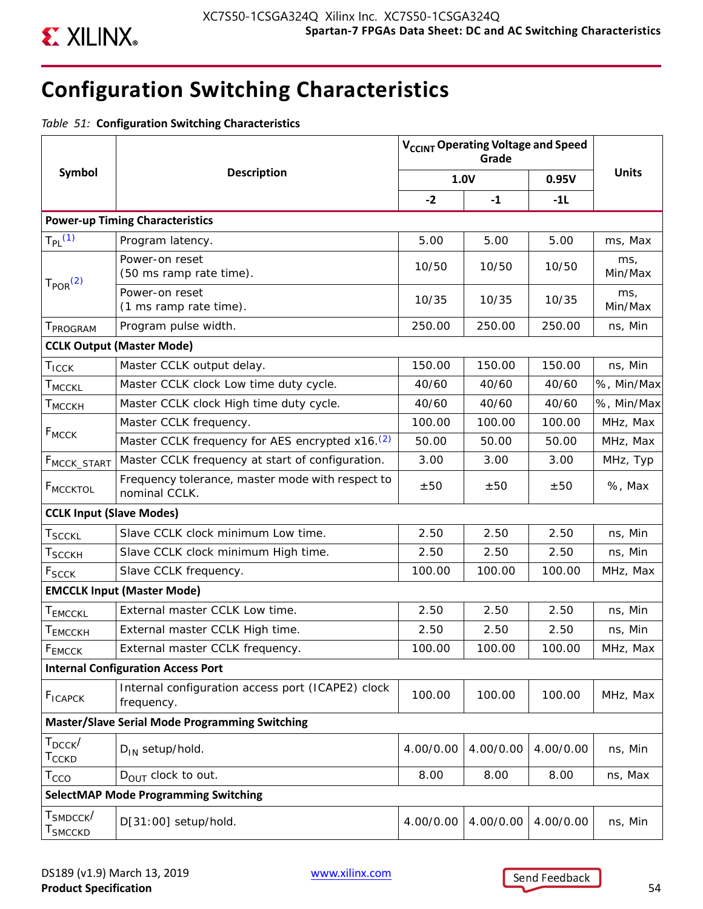# Configuration Switching Characteristics

*Table 51:* **Configuration Switching Characteristics**

| Symbol | Description | $V_{CCINT}$ Operating Voltage and Speed Grade | | | Units |
|---|---|---|---|---|---|
| | | 1.0V | | 0.95V | |
| | | -2 | -1 | -1L | |
| **Power-up Timing Characteristics** | | | | | |
| $T_{PL}$[(1)] | Program latency. | 5.00 | 5.00 | 5.00 | ms, Max |
| $T_{POR}$[(2)] | Power-on reset (50 ms ramp rate time). | 10/50 | 10/50 | 10/50 | ms, Min/Max |
| | Power-on reset (1 ms ramp rate time). | 10/35 | 10/35 | 10/35 | ms, Min/Max |
| $T_{PROGRAM}$ | Program pulse width. | 250.00 | 250.00 | 250.00 | ns, Min |
| **CCLK Output (Master Mode)** | | | | | |
| $T_{ICCK}$ | Master CCLK output delay. | 150.00 | 150.00 | 150.00 | ns, Min |
| $T_{MCCKL}$ | Master CCLK clock Low time duty cycle. | 40/60 | 40/60 | 40/60 | %, Min/Max |
| $T_{MCCKH}$ | Master CCLK clock High time duty cycle. | 40/60 | 40/60 | 40/60 | %, Min/Max |
| $F_{MCCK}$ | Master CCLK frequency. | 100.00 | 100.00 | 100.00 | MHz, Max |
| | Master CCLK frequency for AES encrypted x16.[(2)] | 50.00 | 50.00 | 50.00 | MHz, Max |
| $F_{MCCK\_START}$ | Master CCLK frequency at start of configuration. | 3.00 | 3.00 | 3.00 | MHz, Typ |
| $F_{MCCKTOL}$ | Frequency tolerance, master mode with respect to nominal CCLK. | ±50 | ±50 | ±50 | %, Max |
| **CCLK Input (Slave Modes)** | | | | | |
| $T_{SCCKL}$ | Slave CCLK clock minimum Low time. | 2.50 | 2.50 | 2.50 | ns, Min |
| $T_{SCCKH}$ | Slave CCLK clock minimum High time. | 2.50 | 2.50 | 2.50 | ns, Min |
| $F_{SCCK}$ | Slave CCLK frequency. | 100.00 | 100.00 | 100.00 | MHz, Max |
| **EMCCLK Input (Master Mode)** | | | | | |
| $T_{EMCCKL}$ | External master CCLK Low time. | 2.50 | 2.50 | 2.50 | ns, Min |
| $T_{EMCCKH}$ | External master CCLK High time. | 2.50 | 2.50 | 2.50 | ns, Min |
| $F_{EMCCK}$ | External master CCLK frequency. | 100.00 | 100.00 | 100.00 | MHz, Max |
| **Internal Configuration Access Port** | | | | | |
| $F_{ICAPCK}$ | Internal configuration access port (ICAPE2) clock frequency. | 100.00 | 100.00 | 100.00 | MHz, Max |
| **Master/Slave Serial Mode Programming Switching** | | | | | |
| $T_{DCCK}$/ $T_{CCKD}$ | $D_{IN}$ setup/hold. | 4.00/0.00 | 4.00/0.00 | 4.00/0.00 | ns, Min |
| $T_{CCO}$ | $D_{OUT}$ clock to out. | 8.00 | 8.00 | 8.00 | ns, Max |
| **SelectMAP Mode Programming Switching** | | | | | |
| $T_{SMDCCK}$/ $T_{SMCCKD}$ | D[31:00] setup/hold. | 4.00/0.00 | 4.00/0.00 | 4.00/0.00 | ns, Min |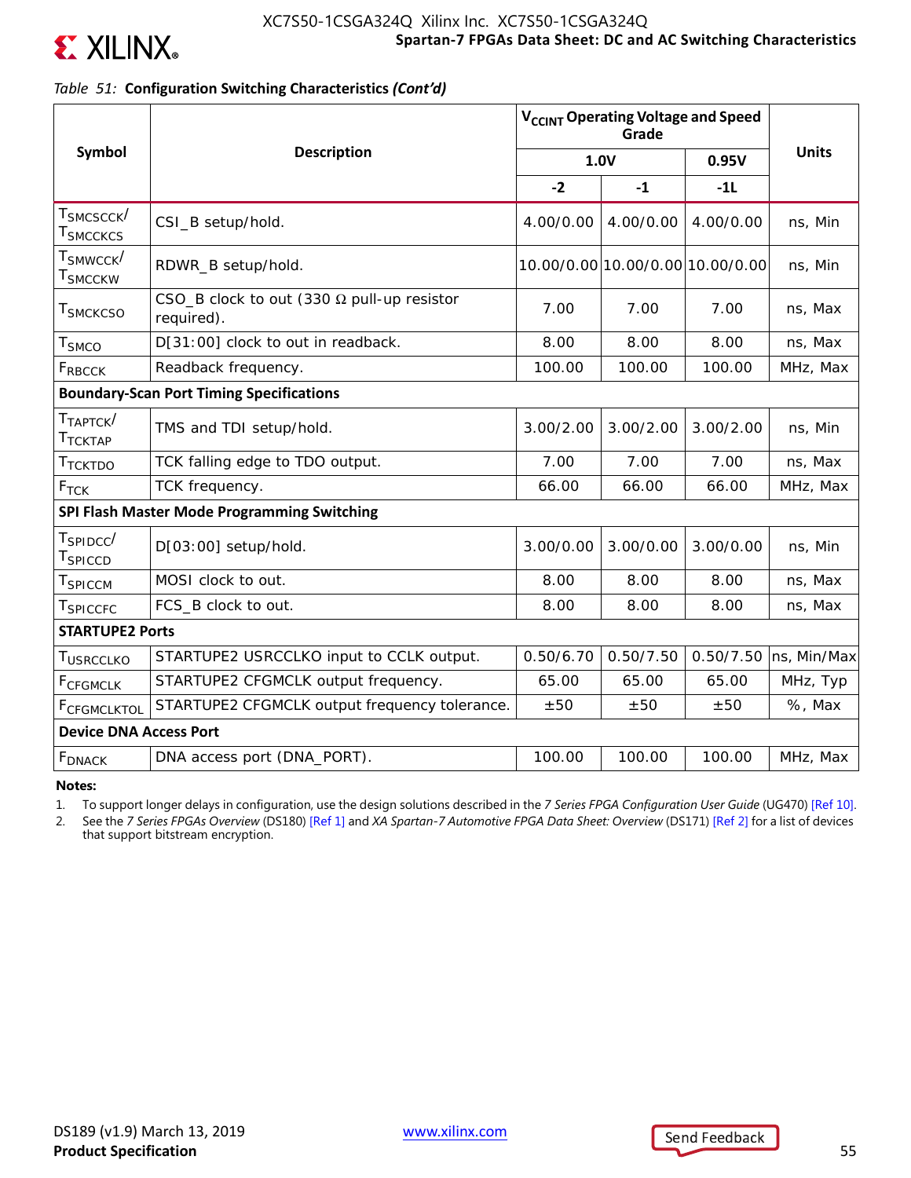*Table 51:* **Configuration Switching Characteristics *(Cont'd)***

| Symbol | Description | $V_{CCINT}$ Operating Voltage and Speed Grade | | | Units |
|---|---|---|---|---|---|
| | | 1.0V | | 0.95V | |
| | | -2 | -1 | -1L | |
| $T_{SMCSCCK}$/ $T_{SMCCKCS}$ | CSI_B setup/hold. | 4.00/0.00 | 4.00/0.00 | 4.00/0.00 | ns, Min |
| $T_{SMWCCK}$/ $T_{SMCCKW}$ | RDWR_B setup/hold. | 10.00/0.00 | 10.00/0.00 | 10.00/0.00 | ns, Min |
| $T_{SMCKCSO}$ | CSO_B clock to out (330 Ω pull-up resistor required). | 7.00 | 7.00 | 7.00 | ns, Max |
| $T_{SMCO}$ | D[31:00] clock to out in readback. | 8.00 | 8.00 | 8.00 | ns, Max |
| $F_{RBCCK}$ | Readback frequency. | 100.00 | 100.00 | 100.00 | MHz, Max |
| **Boundary-Scan Port Timing Specifications** | | | | | |
| $T_{TAPTCK}$/ $T_{TCKTAP}$ | TMS and TDI setup/hold. | 3.00/2.00 | 3.00/2.00 | 3.00/2.00 | ns, Min |
| $T_{TCKTDO}$ | TCK falling edge to TDO output. | 7.00 | 7.00 | 7.00 | ns, Max |
| $F_{TCK}$ | TCK frequency. | 66.00 | 66.00 | 66.00 | MHz, Max |
| **SPI Flash Master Mode Programming Switching** | | | | | |
| $T_{SPIDCC}$/ $T_{SPICCD}$ | D[03:00] setup/hold. | 3.00/0.00 | 3.00/0.00 | 3.00/0.00 | ns, Min |
| $T_{SPICCM}$ | MOSI clock to out. | 8.00 | 8.00 | 8.00 | ns, Max |
| $T_{SPICCFC}$ | FCS_B clock to out. | 8.00 | 8.00 | 8.00 | ns, Max |
| **STARTUPE2 Ports** | | | | | |
| $T_{USRCCLKO}$ | STARTUPE2 USRCCLKO input to CCLK output. | 0.50/6.70 | 0.50/7.50 | 0.50/7.50 | ns, Min/Max |
| $F_{CFGMCLK}$ | STARTUPE2 CFGMCLK output frequency. | 65.00 | 65.00 | 65.00 | MHz, Typ |
| $F_{CFGMCLKTOL}$ | STARTUPE2 CFGMCLK output frequency tolerance. | ±50 | ±50 | ±50 | %, Max |
| **Device DNA Access Port** | | | | | |
| $F_{DNACK}$ | DNA access port (DNA_PORT). | 100.00 | 100.00 | 100.00 | MHz, Max |

**Notes:**

1. To support longer delays in configuration, use the design solutions described in the *7 Series FPGA Configuration User Guide* (UG470) [Ref 10].
2. See the *7 Series FPGAs Overview* (DS180) [Ref 1] and *XA Spartan-7 Automotive FPGA Data Sheet: Overview* (DS171) [Ref 2] for a list of devices that support bitstream encryption.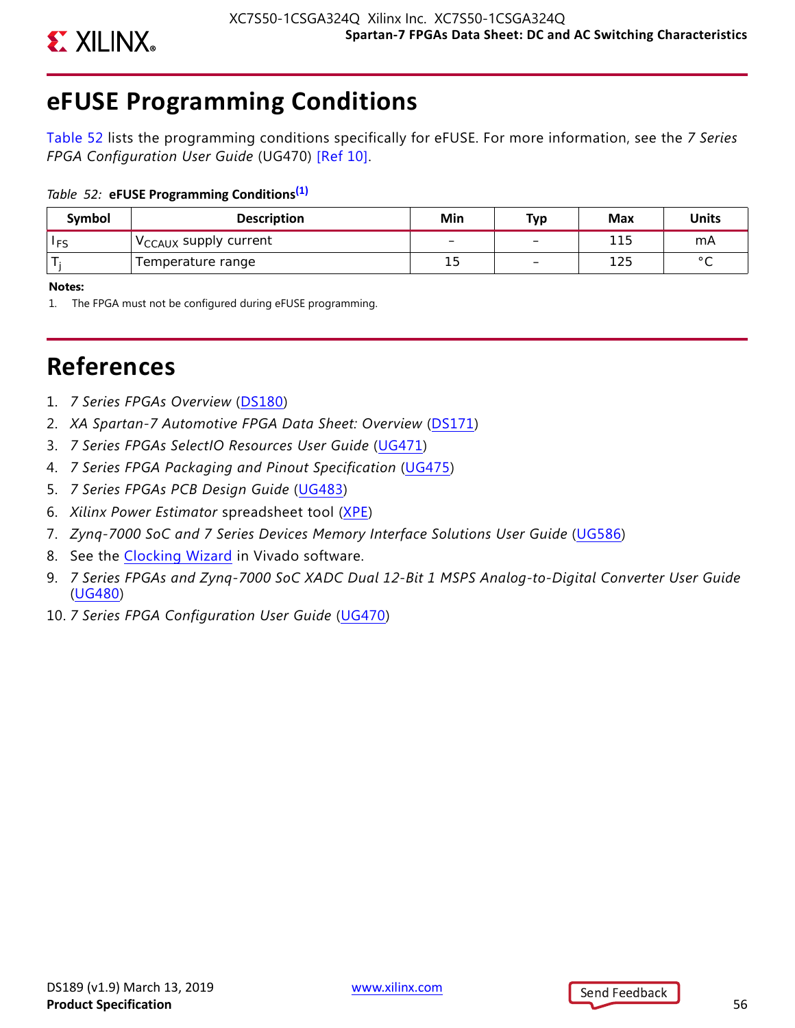# eFUSE Programming Conditions

Table 52 lists the programming conditions specifically for eFUSE. For more information, see the *7 Series FPGA Configuration User Guide* (UG470) [Ref 10].

*Table 52:* **eFUSE Programming Conditions**[1]

| Symbol | Description | Min | Typ | Max | Units |
|---|---|---|---|---|---|
| $I_{FS}$ | $V_{CCAUX}$ supply current | – | – | 115 | mA |
| $T_j$ | Temperature range | 15 | – | 125 | °C |

**Notes:**

1. The FPGA must not be configured during eFUSE programming.

# References

1. *7 Series FPGAs Overview* (DS180)
2. *XA Spartan-7 Automotive FPGA Data Sheet: Overview* (DS171)
3. *7 Series FPGAs SelectIO Resources User Guide* (UG471)
4. *7 Series FPGA Packaging and Pinout Specification* (UG475)
5. *7 Series FPGAs PCB Design Guide* (UG483)
6. *Xilinx Power Estimator* spreadsheet tool (XPE)
7. *Zynq-7000 SoC and 7 Series Devices Memory Interface Solutions User Guide* (UG586)
8. See the Clocking Wizard in Vivado software.
9. *7 Series FPGAs and Zynq-7000 SoC XADC Dual 12-Bit 1 MSPS Analog-to-Digital Converter User Guide* (UG480)
10. *7 Series FPGA Configuration User Guide* (UG470)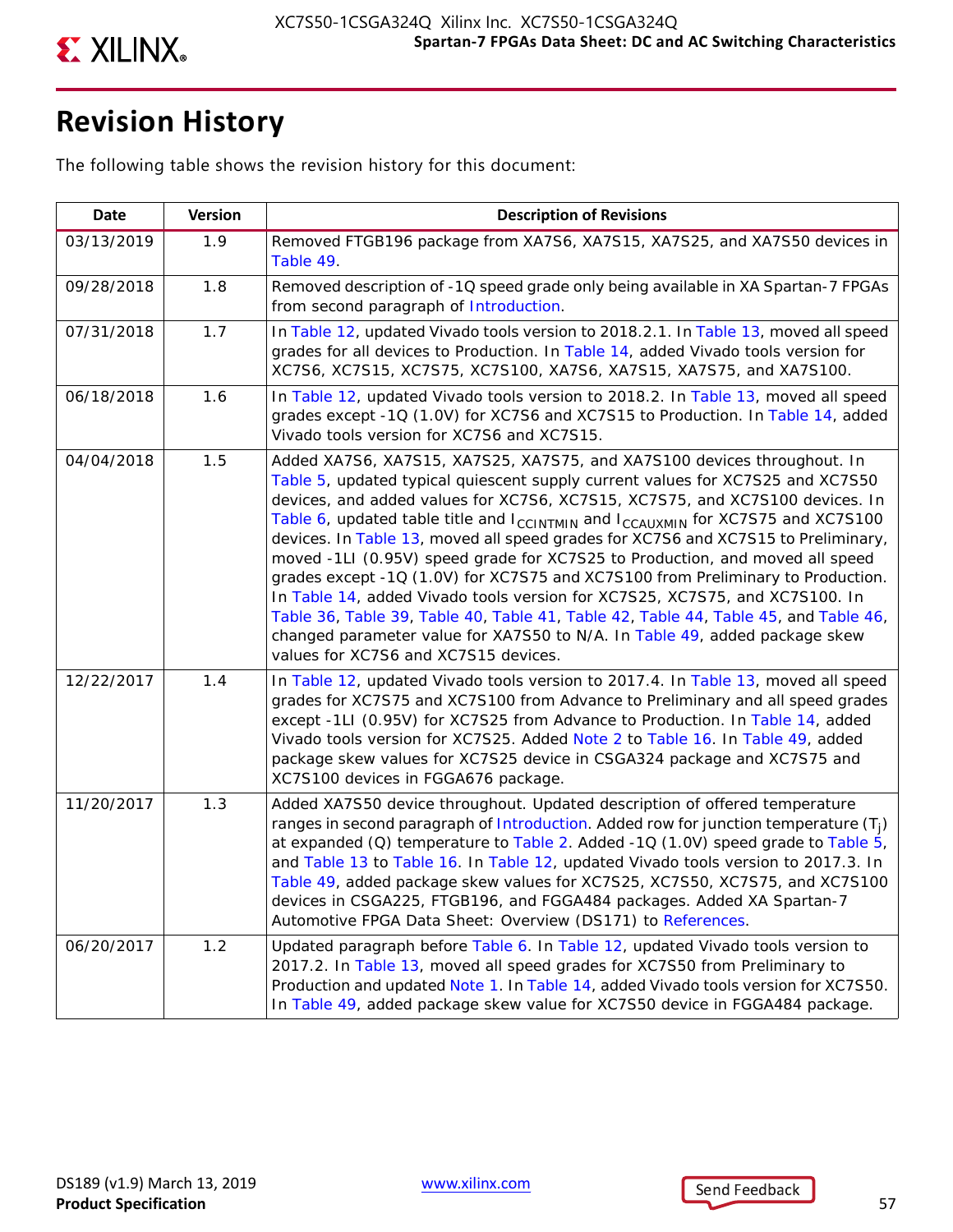# Revision History

The following table shows the revision history for this document:

| Date | Version | Description of Revisions |
|---|---|---|
| 03/13/2019 | 1.9 | Removed FTGB196 package from XA7S6, XA7S15, XA7S25, and XA7S50 devices in Table 49. |
| 09/28/2018 | 1.8 | Removed description of -1Q speed grade only being available in XA Spartan-7 FPGAs from second paragraph of Introduction. |
| 07/31/2018 | 1.7 | In Table 12, updated Vivado tools version to 2018.2.1. In Table 13, moved all speed grades for all devices to Production. In Table 14, added Vivado tools version for XC7S6, XC7S15, XC7S75, XC7S100, XA7S6, XA7S15, XA7S75, and XA7S100. |
| 06/18/2018 | 1.6 | In Table 12, updated Vivado tools version to 2018.2. In Table 13, moved all speed grades except -1Q (1.0V) for XC7S6 and XC7S15 to Production. In Table 14, added Vivado tools version for XC7S6 and XC7S15. |
| 04/04/2018 | 1.5 | Added XA7S6, XA7S15, XA7S25, XA7S75, and XA7S100 devices throughout. In Table 5, updated typical quiescent supply current values for XC7S25 and XC7S50 devices, and added values for XC7S6, XC7S15, XC7S75, and XC7S100 devices. In Table 6, updated table title and $I_{CCINTMIN}$ and $I_{CCAUXMIN}$ for XC7S75 and XC7S100 devices. In Table 13, moved all speed grades for XC7S6 and XC7S15 to Preliminary, moved -1LI (0.95V) speed grade for XC7S25 to Production, and moved all speed grades except -1Q (1.0V) for XC7S75 and XC7S100 from Preliminary to Production. In Table 14, added Vivado tools version for XC7S25, XC7S75, and XC7S100. In Table 36, Table 39, Table 40, Table 41, Table 42, Table 44, Table 45, and Table 46, changed parameter value for XA7S50 to N/A. In Table 49, added package skew values for XC7S6 and XC7S15 devices. |
| 12/22/2017 | 1.4 | In Table 12, updated Vivado tools version to 2017.4. In Table 13, moved all speed grades for XC7S75 and XC7S100 from Advance to Preliminary and all speed grades except -1LI (0.95V) for XC7S25 from Advance to Production. In Table 14, added Vivado tools version for XC7S25. Added Note 2 to Table 16. In Table 49, added package skew values for XC7S25 device in CSGA324 package and XC7S75 and XC7S100 devices in FGGA676 package. |
| 11/20/2017 | 1.3 | Added XA7S50 device throughout. Updated description of offered temperature ranges in second paragraph of Introduction. Added row for junction temperature ($T_j$) at expanded (Q) temperature to Table 2. Added -1Q (1.0V) speed grade to Table 5, and Table 13 to Table 16. In Table 12, updated Vivado tools version to 2017.3. In Table 49, added package skew values for XC7S25, XC7S50, XC7S75, and XC7S100 devices in CSGA225, FTGB196, and FGGA484 packages. Added XA Spartan-7 Automotive FPGA Data Sheet: Overview (DS171) to References. |
| 06/20/2017 | 1.2 | Updated paragraph before Table 6. In Table 12, updated Vivado tools version to 2017.2. In Table 13, moved all speed grades for XC7S50 from Preliminary to Production and updated Note 1. In Table 14, added Vivado tools version for XC7S50. In Table 49, added package skew value for XC7S50 device in FGGA484 package. |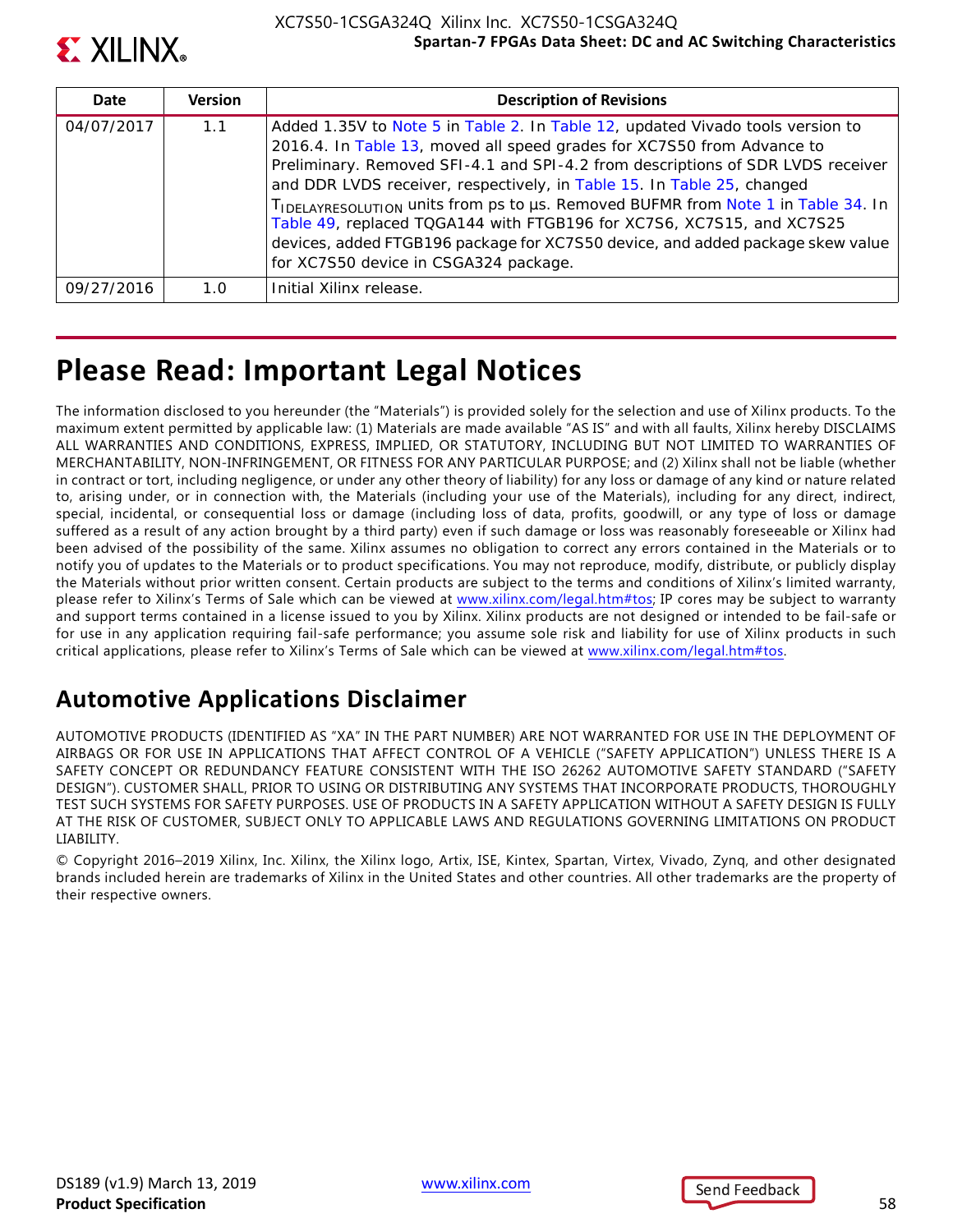| Date | Version | Description of Revisions |
| --- | --- | --- |
| 04/07/2017 | 1.1 | Added 1.35V to Note 5 in Table 2. In Table 12, updated Vivado tools version to 2016.4. In Table 13, moved all speed grades for XC7S50 from Advance to Preliminary. Removed SFI-4.1 and SPI-4.2 from descriptions of SDR LVDS receiver and DDR LVDS receiver, respectively, in Table 15. In Table 25, changed $T_{IDELAYRESOLUTION}$ units from ps to µs. Removed BUFMR from Note 1 in Table 34. In Table 49, replaced TQGA144 with FTGB196 for XC7S6, XC7S15, and XC7S25 devices, added FTGB196 package for XC7S50 device, and added package skew value for XC7S50 device in CSGA324 package. |
| 09/27/2016 | 1.0 | Initial Xilinx release. |

# Please Read: Important Legal Notices

The information disclosed to you hereunder (the "Materials") is provided solely for the selection and use of Xilinx products. To the maximum extent permitted by applicable law: (1) Materials are made available "AS IS" and with all faults, Xilinx hereby DISCLAIMS ALL WARRANTIES AND CONDITIONS, EXPRESS, IMPLIED, OR STATUTORY, INCLUDING BUT NOT LIMITED TO WARRANTIES OF MERCHANTABILITY, NON-INFRINGEMENT, OR FITNESS FOR ANY PARTICULAR PURPOSE; and (2) Xilinx shall not be liable (whether in contract or tort, including negligence, or under any other theory of liability) for any loss or damage of any kind or nature related to, arising under, or in connection with, the Materials (including your use of the Materials), including for any direct, indirect, special, incidental, or consequential loss or damage (including loss of data, profits, goodwill, or any type of loss or damage suffered as a result of any action brought by a third party) even if such damage or loss was reasonably foreseeable or Xilinx had been advised of the possibility of the same. Xilinx assumes no obligation to correct any errors contained in the Materials or to notify you of updates to the Materials or to product specifications. You may not reproduce, modify, distribute, or publicly display the Materials without prior written consent. Certain products are subject to the terms and conditions of Xilinx's limited warranty, please refer to Xilinx's Terms of Sale which can be viewed at www.xilinx.com/legal.htm#tos; IP cores may be subject to warranty and support terms contained in a license issued to you by Xilinx. Xilinx products are not designed or intended to be fail-safe or for use in any application requiring fail-safe performance; you assume sole risk and liability for use of Xilinx products in such critical applications, please refer to Xilinx's Terms of Sale which can be viewed at www.xilinx.com/legal.htm#tos.

## Automotive Applications Disclaimer

AUTOMOTIVE PRODUCTS (IDENTIFIED AS "XA" IN THE PART NUMBER) ARE NOT WARRANTED FOR USE IN THE DEPLOYMENT OF AIRBAGS OR FOR USE IN APPLICATIONS THAT AFFECT CONTROL OF A VEHICLE ("SAFETY APPLICATION") UNLESS THERE IS A SAFETY CONCEPT OR REDUNDANCY FEATURE CONSISTENT WITH THE ISO 26262 AUTOMOTIVE SAFETY STANDARD ("SAFETY DESIGN"). CUSTOMER SHALL, PRIOR TO USING OR DISTRIBUTING ANY SYSTEMS THAT INCORPORATE PRODUCTS, THOROUGHLY TEST SUCH SYSTEMS FOR SAFETY PURPOSES. USE OF PRODUCTS IN A SAFETY APPLICATION WITHOUT A SAFETY DESIGN IS FULLY AT THE RISK OF CUSTOMER, SUBJECT ONLY TO APPLICABLE LAWS AND REGULATIONS GOVERNING LIMITATIONS ON PRODUCT LIABILITY.

© Copyright 2016–2019 Xilinx, Inc. Xilinx, the Xilinx logo, Artix, ISE, Kintex, Spartan, Virtex, Vivado, Zynq, and other designated brands included herein are trademarks of Xilinx in the United States and other countries. All other trademarks are the property of their respective owners.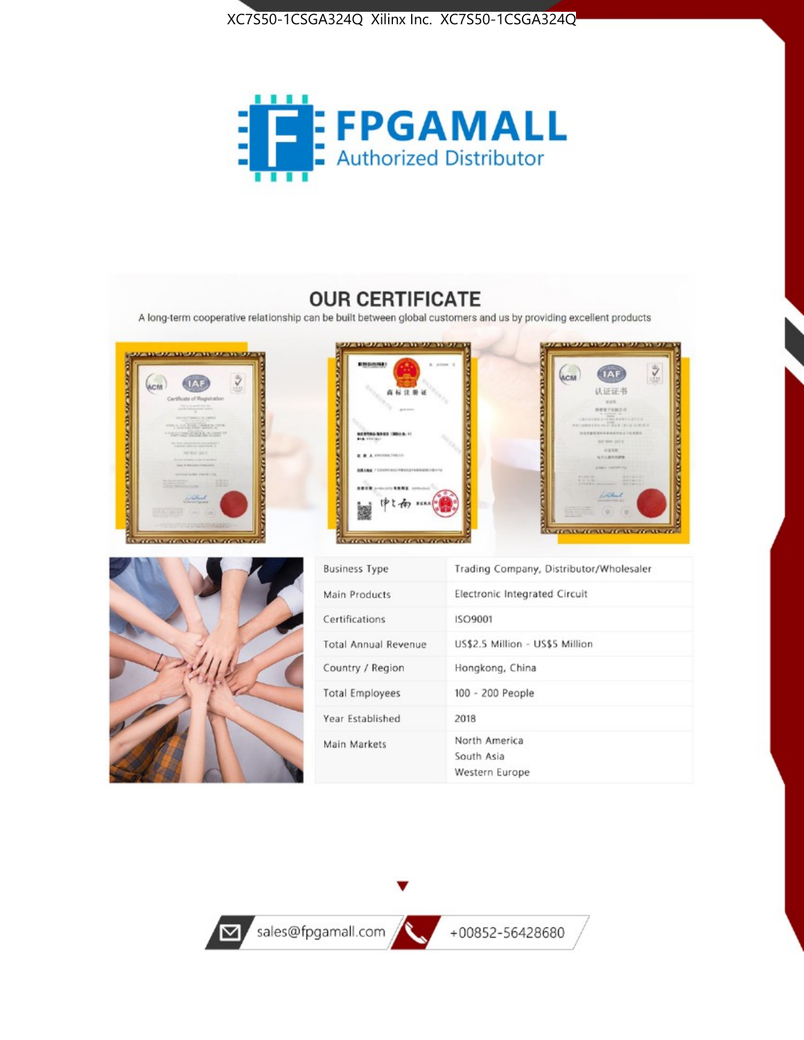FPGAMALL
Authorized Distributor

## OUR CERTIFICATE

A long-term cooperative relationship can be built between global customers and us by providing excellent products

| | |
|---|---|
| Business Type | Trading Company, Distributor/Wholesaler |
| Main Products | Electronic Integrated Circuit |
| Certifications | ISO9001 |
| Total Annual Revenue | US$2.5 Million - US$5 Million |
| Country / Region | Hongkong, China |
| Total Employees | 100 - 200 People |
| Year Established | 2018 |
| Main Markets | North America<br>South Asia<br>Western Europe |

sales@fpgamall.com

+00852-56428680